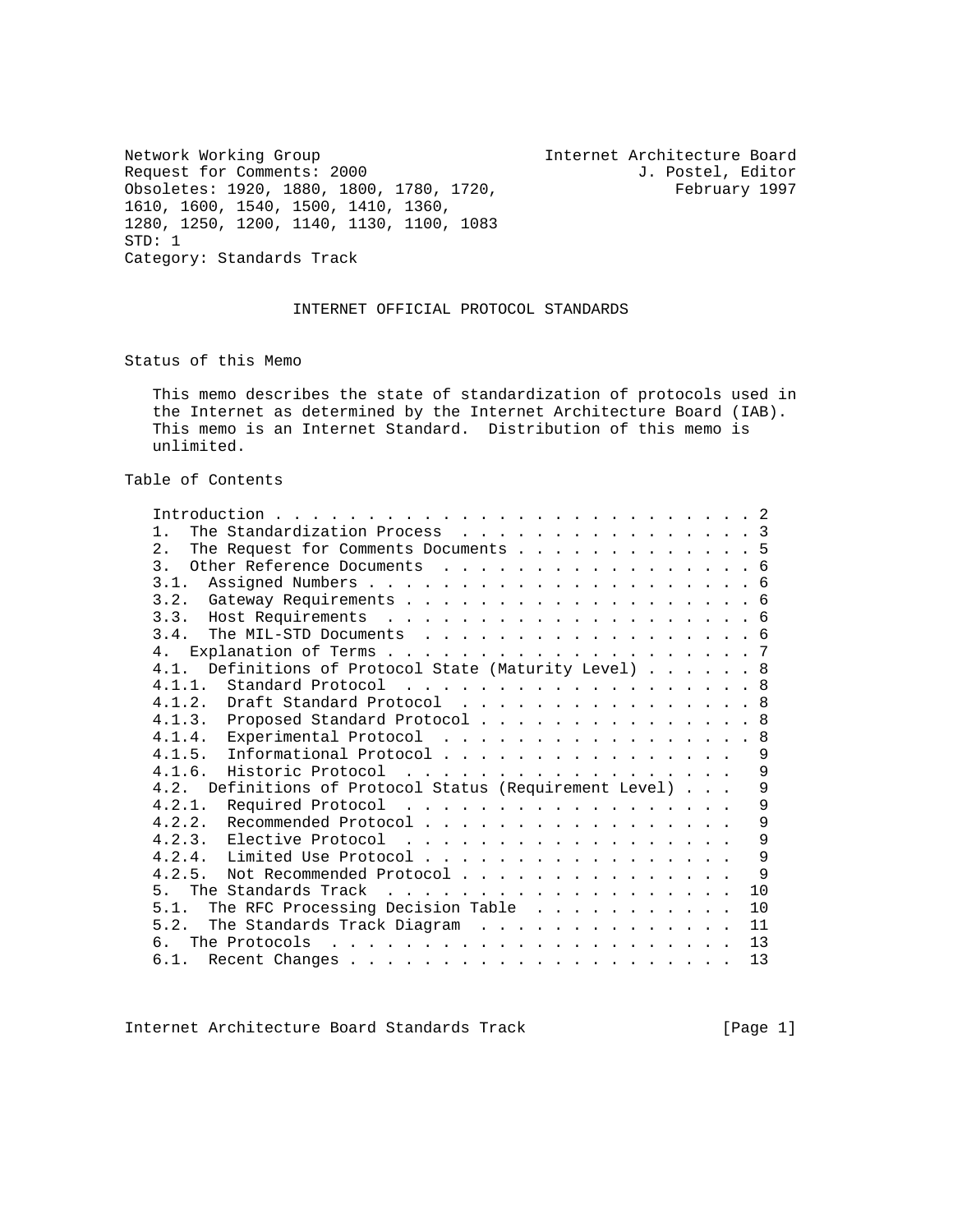Network Working Group — Internet Architecture Board
Request for Comments: 2000 — J. Postel, Editor
Obsoletes: 1920, 1880, 1800, 1780, 1720, 1610, 1600, 1540, 1500, 1410, 1360, 1280, 1250, 1200, 1140, 1130, 1100, 1083 — February 1997
STD: 1
Category: Standards Track

# INTERNET OFFICIAL PROTOCOL STANDARDS

## Status of this Memo

This memo describes the state of standardization of protocols used in the Internet as determined by the Internet Architecture Board (IAB). This memo is an Internet Standard. Distribution of this memo is unlimited.

## Table of Contents

```
Introduction . . . . . . . . . . . . . . . . . . . . . . . . . . 2
1.  The Standardization Process  . . . . . . . . . . . . . . . . 3
2.  The Request for Comments Documents . . . . . . . . . . . . . 5
3.  Other Reference Documents  . . . . . . . . . . . . . . . . . 6
3.1.  Assigned Numbers . . . . . . . . . . . . . . . . . . . . . 6
3.2.  Gateway Requirements . . . . . . . . . . . . . . . . . . . 6
3.3.  Host Requirements  . . . . . . . . . . . . . . . . . . . . 6
3.4.  The MIL-STD Documents  . . . . . . . . . . . . . . . . . . 6
4.  Explanation of Terms . . . . . . . . . . . . . . . . . . . . 7
4.1.  Definitions of Protocol State (Maturity Level) . . . . . . 8
4.1.1.  Standard Protocol  . . . . . . . . . . . . . . . . . . . 8
4.1.2.  Draft Standard Protocol  . . . . . . . . . . . . . . . . 8
4.1.3.  Proposed Standard Protocol . . . . . . . . . . . . . . . 8
4.1.4.  Experimental Protocol  . . . . . . . . . . . . . . . . . 8
4.1.5.  Informational Protocol . . . . . . . . . . . . . . . .   9
4.1.6.  Historic Protocol  . . . . . . . . . . . . . . . . . .   9
4.2.  Definitions of Protocol Status (Requirement Level) . . .   9
4.2.1.  Required Protocol  . . . . . . . . . . . . . . . . . .   9
4.2.2.  Recommended Protocol . . . . . . . . . . . . . . . . .   9
4.2.3.  Elective Protocol  . . . . . . . . . . . . . . . . . .   9
4.2.4.  Limited Use Protocol . . . . . . . . . . . . . . . . .   9
4.2.5.  Not Recommended Protocol . . . . . . . . . . . . . . .   9
5.  The Standards Track  . . . . . . . . . . . . . . . . . . .  10
5.1.  The RFC Processing Decision Table  . . . . . . . . . . .  10
5.2.  The Standards Track Diagram  . . . . . . . . . . . . . .  11
6.  The Protocols  . . . . . . . . . . . . . . . . . . . . . .  13
6.1.  Recent Changes . . . . . . . . . . . . . . . . . . . . .  13
```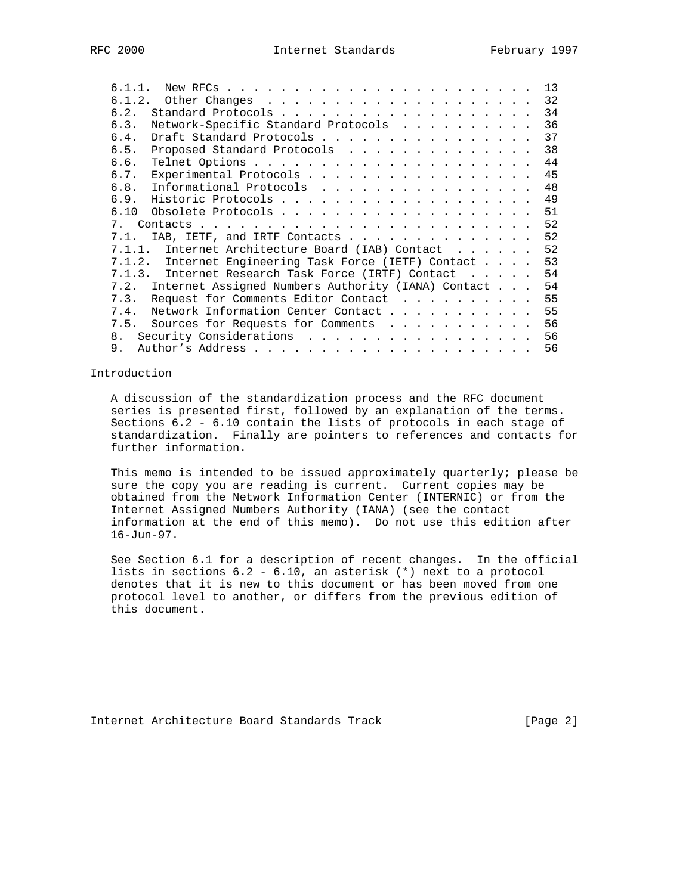```
   6.1.1.  New RFCs . . . . . . . . . . . . . . . . . . . . . . . .  13
   6.1.2.  Other Changes  . . . . . . . . . . . . . . . . . . . . .  32
   6.2.  Standard Protocols . . . . . . . . . . . . . . . . . . . .  34
   6.3.  Network-Specific Standard Protocols  . . . . . . . . . . .  36
   6.4.  Draft Standard Protocols . . . . . . . . . . . . . . . . .  37
   6.5.  Proposed Standard Protocols  . . . . . . . . . . . . . . .  38
   6.6.  Telnet Options . . . . . . . . . . . . . . . . . . . . . .  44
   6.7.  Experimental Protocols . . . . . . . . . . . . . . . . . .  45
   6.8.  Informational Protocols  . . . . . . . . . . . . . . . . .  48
   6.9.  Historic Protocols . . . . . . . . . . . . . . . . . . . .  49
   6.10  Obsolete Protocols . . . . . . . . . . . . . . . . . . . .  51
   7.  Contacts . . . . . . . . . . . . . . . . . . . . . . . . . .  52
   7.1.  IAB, IETF, and IRTF Contacts . . . . . . . . . . . . . . .  52
   7.1.1.  Internet Architecture Board (IAB) Contact  . . . . . . .  52
   7.1.2.  Internet Engineering Task Force (IETF) Contact . . . . .  53
   7.1.3.  Internet Research Task Force (IRTF) Contact  . . . . . .  54
   7.2.  Internet Assigned Numbers Authority (IANA) Contact . . . .  54
   7.3.  Request for Comments Editor Contact  . . . . . . . . . . .  55
   7.4.  Network Information Center Contact . . . . . . . . . . . .  55
   7.5.  Sources for Requests for Comments  . . . . . . . . . . . .  56
   8.  Security Considerations  . . . . . . . . . . . . . . . . . .  56
   9.  Author's Address . . . . . . . . . . . . . . . . . . . . . .  56
```

## Introduction

A discussion of the standardization process and the RFC document series is presented first, followed by an explanation of the terms. Sections 6.2 - 6.10 contain the lists of protocols in each stage of standardization. Finally are pointers to references and contacts for further information.

This memo is intended to be issued approximately quarterly; please be sure the copy you are reading is current. Current copies may be obtained from the Network Information Center (INTERNIC) or from the Internet Assigned Numbers Authority (IANA) (see the contact information at the end of this memo). Do not use this edition after 16-Jun-97.

See Section 6.1 for a description of recent changes. In the official lists in sections 6.2 - 6.10, an asterisk (*) next to a protocol denotes that it is new to this document or has been moved from one protocol level to another, or differs from the previous edition of this document.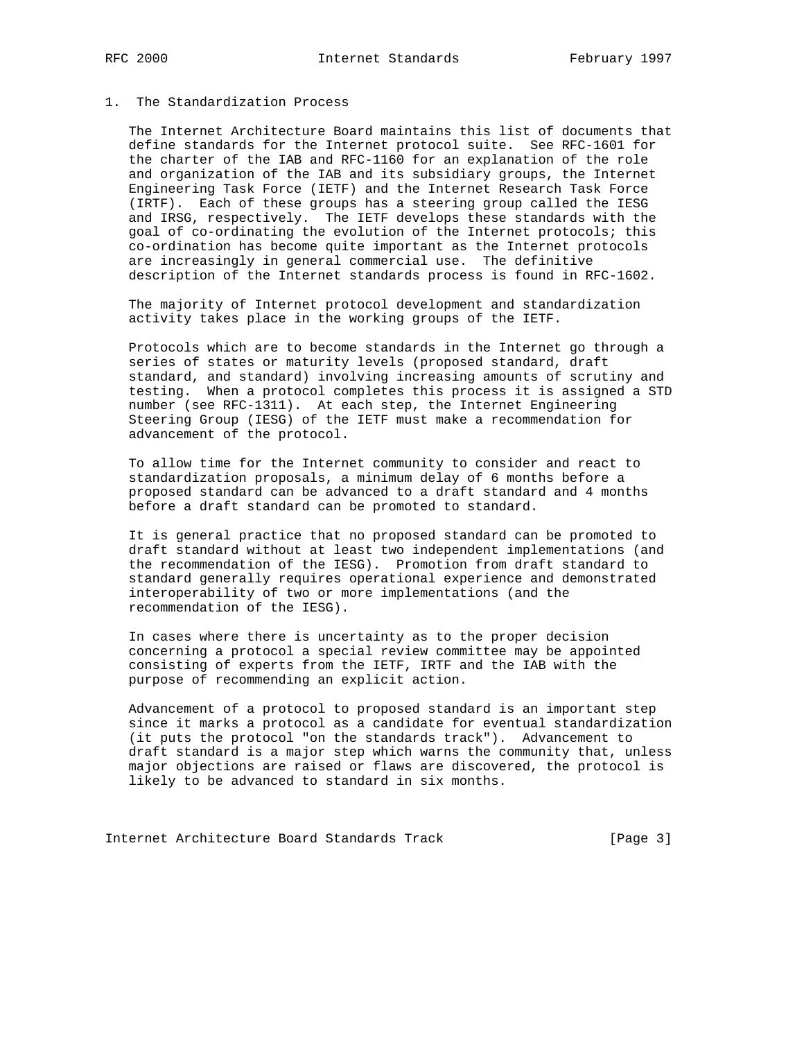## 1. The Standardization Process

The Internet Architecture Board maintains this list of documents that define standards for the Internet protocol suite. See RFC-1601 for the charter of the IAB and RFC-1160 for an explanation of the role and organization of the IAB and its subsidiary groups, the Internet Engineering Task Force (IETF) and the Internet Research Task Force (IRTF). Each of these groups has a steering group called the IESG and IRSG, respectively. The IETF develops these standards with the goal of co-ordinating the evolution of the Internet protocols; this co-ordination has become quite important as the Internet protocols are increasingly in general commercial use. The definitive description of the Internet standards process is found in RFC-1602.

The majority of Internet protocol development and standardization activity takes place in the working groups of the IETF.

Protocols which are to become standards in the Internet go through a series of states or maturity levels (proposed standard, draft standard, and standard) involving increasing amounts of scrutiny and testing. When a protocol completes this process it is assigned a STD number (see RFC-1311). At each step, the Internet Engineering Steering Group (IESG) of the IETF must make a recommendation for advancement of the protocol.

To allow time for the Internet community to consider and react to standardization proposals, a minimum delay of 6 months before a proposed standard can be advanced to a draft standard and 4 months before a draft standard can be promoted to standard.

It is general practice that no proposed standard can be promoted to draft standard without at least two independent implementations (and the recommendation of the IESG). Promotion from draft standard to standard generally requires operational experience and demonstrated interoperability of two or more implementations (and the recommendation of the IESG).

In cases where there is uncertainty as to the proper decision concerning a protocol a special review committee may be appointed consisting of experts from the IETF, IRTF and the IAB with the purpose of recommending an explicit action.

Advancement of a protocol to proposed standard is an important step since it marks a protocol as a candidate for eventual standardization (it puts the protocol "on the standards track"). Advancement to draft standard is a major step which warns the community that, unless major objections are raised or flaws are discovered, the protocol is likely to be advanced to standard in six months.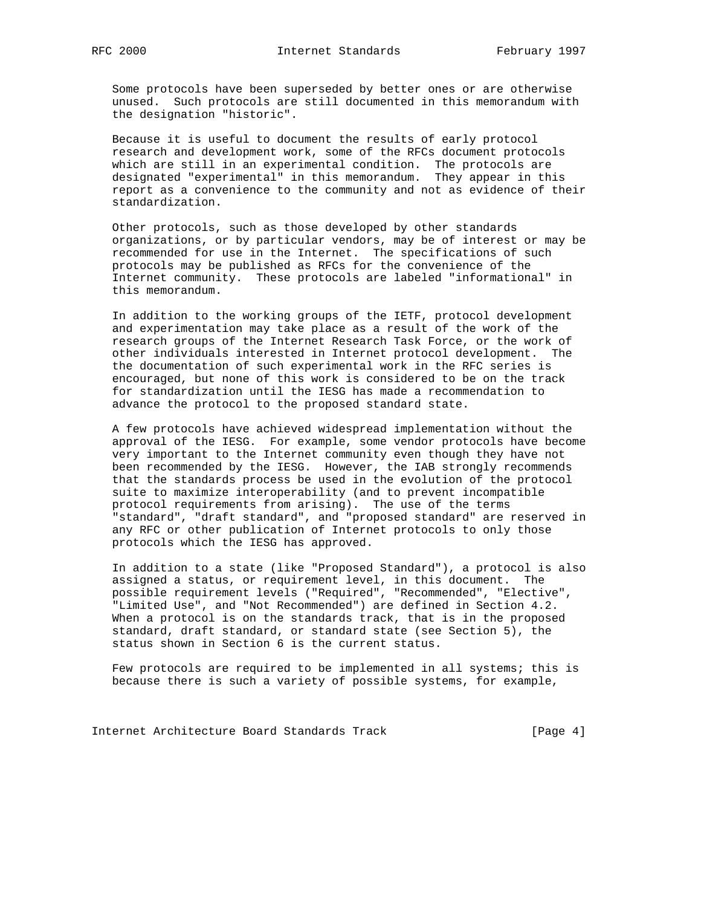Some protocols have been superseded by better ones or are otherwise unused. Such protocols are still documented in this memorandum with the designation "historic".

Because it is useful to document the results of early protocol research and development work, some of the RFCs document protocols which are still in an experimental condition. The protocols are designated "experimental" in this memorandum. They appear in this report as a convenience to the community and not as evidence of their standardization.

Other protocols, such as those developed by other standards organizations, or by particular vendors, may be of interest or may be recommended for use in the Internet. The specifications of such protocols may be published as RFCs for the convenience of the Internet community. These protocols are labeled "informational" in this memorandum.

In addition to the working groups of the IETF, protocol development and experimentation may take place as a result of the work of the research groups of the Internet Research Task Force, or the work of other individuals interested in Internet protocol development. The the documentation of such experimental work in the RFC series is encouraged, but none of this work is considered to be on the track for standardization until the IESG has made a recommendation to advance the protocol to the proposed standard state.

A few protocols have achieved widespread implementation without the approval of the IESG. For example, some vendor protocols have become very important to the Internet community even though they have not been recommended by the IESG. However, the IAB strongly recommends that the standards process be used in the evolution of the protocol suite to maximize interoperability (and to prevent incompatible protocol requirements from arising). The use of the terms "standard", "draft standard", and "proposed standard" are reserved in any RFC or other publication of Internet protocols to only those protocols which the IESG has approved.

In addition to a state (like "Proposed Standard"), a protocol is also assigned a status, or requirement level, in this document. The possible requirement levels ("Required", "Recommended", "Elective", "Limited Use", and "Not Recommended") are defined in Section 4.2. When a protocol is on the standards track, that is in the proposed standard, draft standard, or standard state (see Section 5), the status shown in Section 6 is the current status.

Few protocols are required to be implemented in all systems; this is because there is such a variety of possible systems, for example,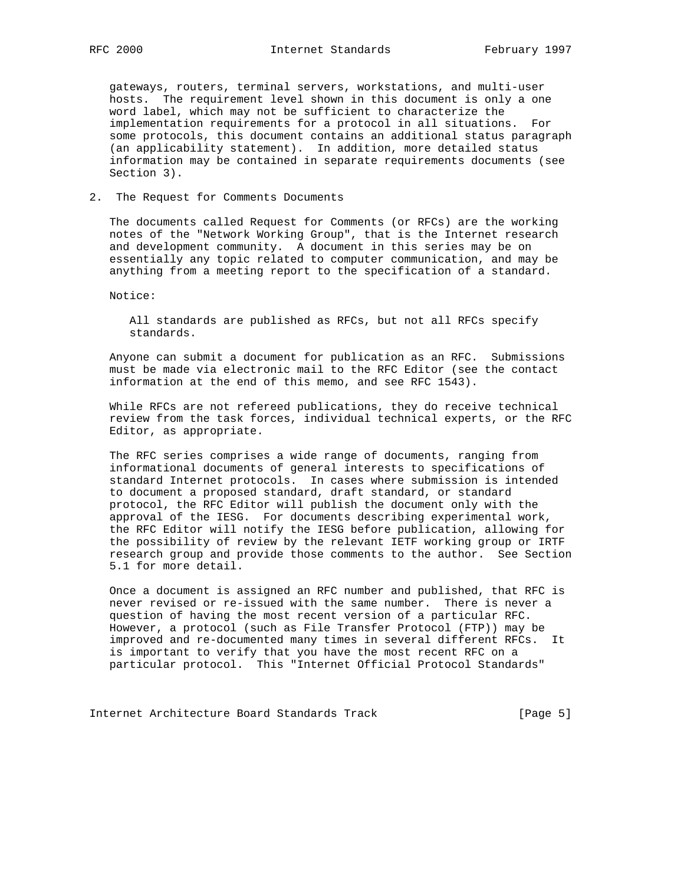gateways, routers, terminal servers, workstations, and multi-user hosts. The requirement level shown in this document is only a one word label, which may not be sufficient to characterize the implementation requirements for a protocol in all situations. For some protocols, this document contains an additional status paragraph (an applicability statement). In addition, more detailed status information may be contained in separate requirements documents (see Section 3).

## 2. The Request for Comments Documents

The documents called Request for Comments (or RFCs) are the working notes of the "Network Working Group", that is the Internet research and development community. A document in this series may be on essentially any topic related to computer communication, and may be anything from a meeting report to the specification of a standard.

Notice:

> All standards are published as RFCs, but not all RFCs specify standards.

Anyone can submit a document for publication as an RFC. Submissions must be made via electronic mail to the RFC Editor (see the contact information at the end of this memo, and see RFC 1543).

While RFCs are not refereed publications, they do receive technical review from the task forces, individual technical experts, or the RFC Editor, as appropriate.

The RFC series comprises a wide range of documents, ranging from informational documents of general interests to specifications of standard Internet protocols. In cases where submission is intended to document a proposed standard, draft standard, or standard protocol, the RFC Editor will publish the document only with the approval of the IESG. For documents describing experimental work, the RFC Editor will notify the IESG before publication, allowing for the possibility of review by the relevant IETF working group or IRTF research group and provide those comments to the author. See Section 5.1 for more detail.

Once a document is assigned an RFC number and published, that RFC is never revised or re-issued with the same number. There is never a question of having the most recent version of a particular RFC. However, a protocol (such as File Transfer Protocol (FTP)) may be improved and re-documented many times in several different RFCs. It is important to verify that you have the most recent RFC on a particular protocol. This "Internet Official Protocol Standards"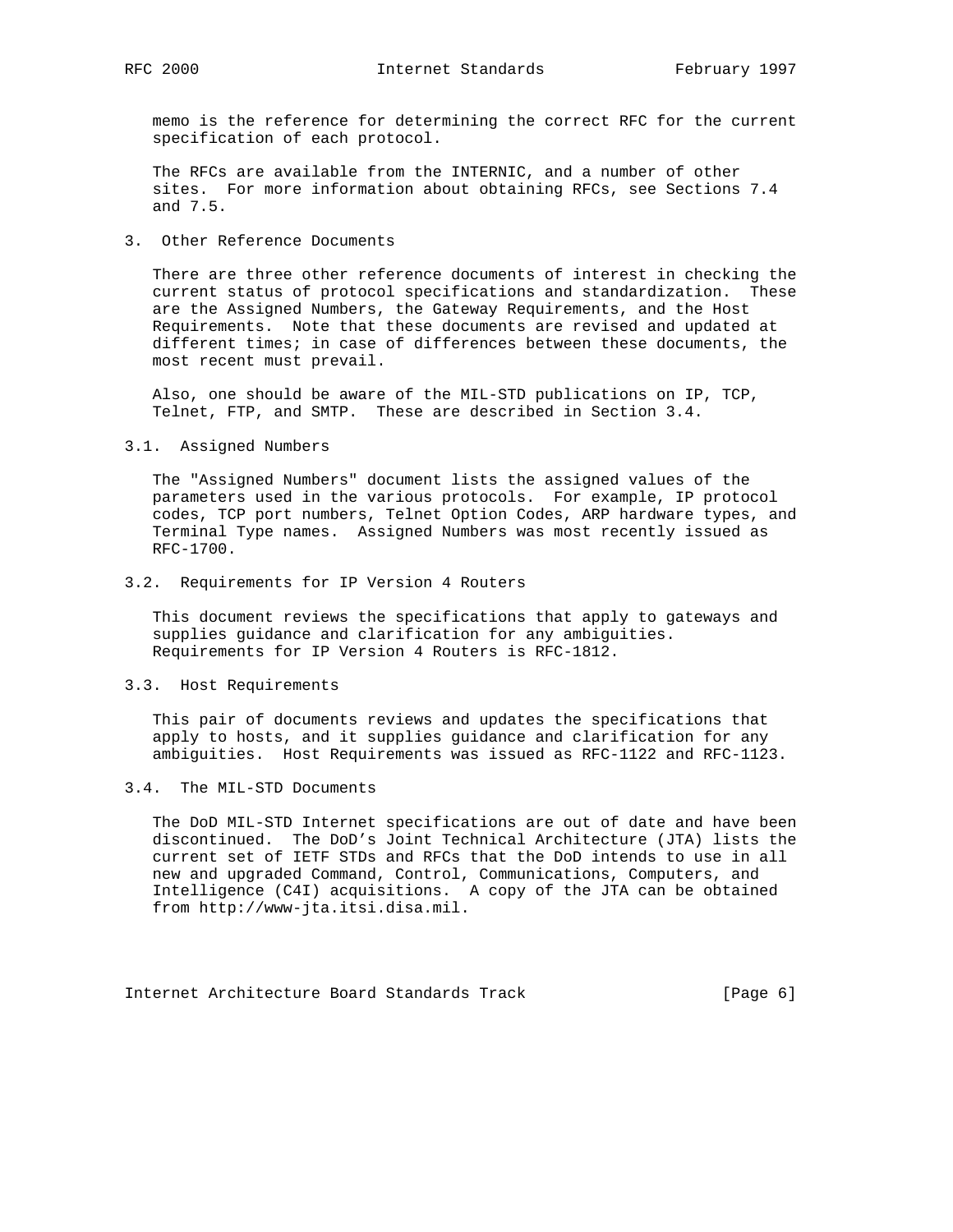memo is the reference for determining the correct RFC for the current specification of each protocol.

The RFCs are available from the INTERNIC, and a number of other sites. For more information about obtaining RFCs, see Sections 7.4 and 7.5.

## 3. Other Reference Documents

There are three other reference documents of interest in checking the current status of protocol specifications and standardization. These are the Assigned Numbers, the Gateway Requirements, and the Host Requirements. Note that these documents are revised and updated at different times; in case of differences between these documents, the most recent must prevail.

Also, one should be aware of the MIL-STD publications on IP, TCP, Telnet, FTP, and SMTP. These are described in Section 3.4.

### 3.1. Assigned Numbers

The "Assigned Numbers" document lists the assigned values of the parameters used in the various protocols. For example, IP protocol codes, TCP port numbers, Telnet Option Codes, ARP hardware types, and Terminal Type names. Assigned Numbers was most recently issued as RFC-1700.

### 3.2. Requirements for IP Version 4 Routers

This document reviews the specifications that apply to gateways and supplies guidance and clarification for any ambiguities. Requirements for IP Version 4 Routers is RFC-1812.

### 3.3. Host Requirements

This pair of documents reviews and updates the specifications that apply to hosts, and it supplies guidance and clarification for any ambiguities. Host Requirements was issued as RFC-1122 and RFC-1123.

### 3.4. The MIL-STD Documents

The DoD MIL-STD Internet specifications are out of date and have been discontinued. The DoD's Joint Technical Architecture (JTA) lists the current set of IETF STDs and RFCs that the DoD intends to use in all new and upgraded Command, Control, Communications, Computers, and Intelligence (C4I) acquisitions. A copy of the JTA can be obtained from http://www-jta.itsi.disa.mil.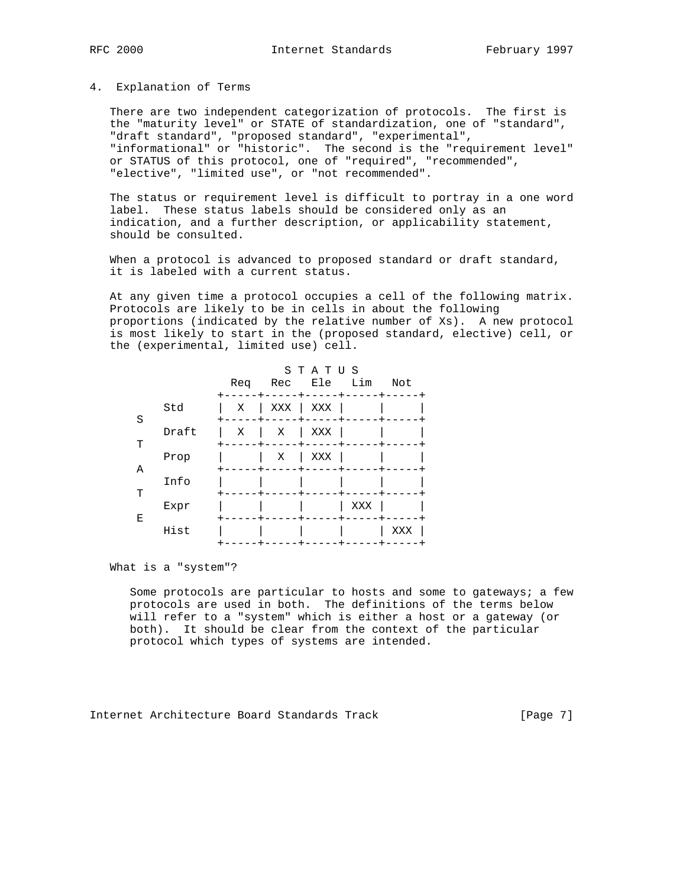## 4. Explanation of Terms

There are two independent categorization of protocols. The first is the "maturity level" or STATE of standardization, one of "standard", "draft standard", "proposed standard", "experimental", "informational" or "historic". The second is the "requirement level" or STATUS of this protocol, one of "required", "recommended", "elective", "limited use", or "not recommended".

The status or requirement level is difficult to portray in a one word label. These status labels should be considered only as an indication, and a further description, or applicability statement, should be consulted.

When a protocol is advanced to proposed standard or draft standard, it is labeled with a current status.

At any given time a protocol occupies a cell of the following matrix. Protocols are likely to be in cells in about the following proportions (indicated by the relative number of Xs). A new protocol is most likely to start in the (proposed standard, elective) cell, or the (experimental, limited use) cell.

```
                            S T A T U S
                       Req   Rec   Ele   Lim   Not
                     +-----+-----+-----+-----+-----+
             Std     |  X  | XXX | XXX |     |     |
      S              +-----+-----+-----+-----+-----+
             Draft   |  X  |  X  | XXX |     |     |
      T              +-----+-----+-----+-----+-----+
             Prop    |     |  X  | XXX |     |     |
      A              +-----+-----+-----+-----+-----+
             Info    |     |     |     |     |     |
      T              +-----+-----+-----+-----+-----+
             Expr    |     |     |     | XXX |     |
      E              +-----+-----+-----+-----+-----+
             Hist    |     |     |     |     | XXX |
                     +-----+-----+-----+-----+-----+
```

What is a "system"?

Some protocols are particular to hosts and some to gateways; a few protocols are used in both. The definitions of the terms below will refer to a "system" which is either a host or a gateway (or both). It should be clear from the context of the particular protocol which types of systems are intended.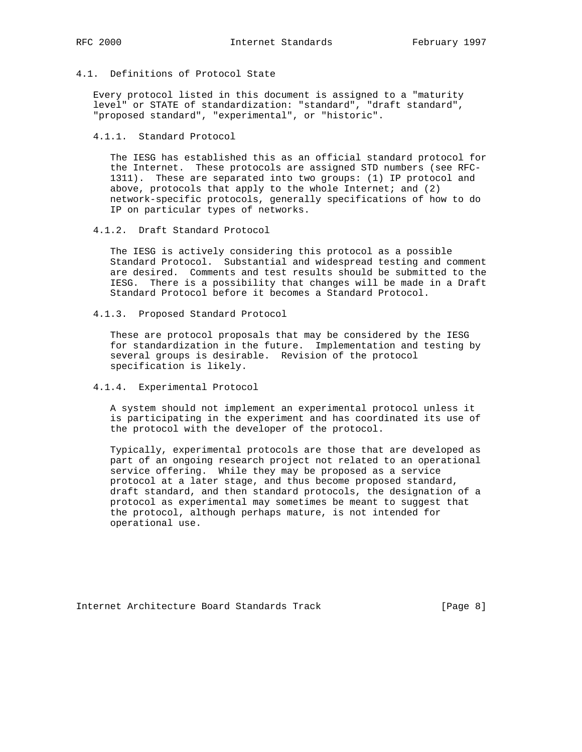## 4.1. Definitions of Protocol State

Every protocol listed in this document is assigned to a "maturity level" or STATE of standardization: "standard", "draft standard", "proposed standard", "experimental", or "historic".

### 4.1.1. Standard Protocol

The IESG has established this as an official standard protocol for the Internet. These protocols are assigned STD numbers (see RFC-1311). These are separated into two groups: (1) IP protocol and above, protocols that apply to the whole Internet; and (2) network-specific protocols, generally specifications of how to do IP on particular types of networks.

### 4.1.2. Draft Standard Protocol

The IESG is actively considering this protocol as a possible Standard Protocol. Substantial and widespread testing and comment are desired. Comments and test results should be submitted to the IESG. There is a possibility that changes will be made in a Draft Standard Protocol before it becomes a Standard Protocol.

### 4.1.3. Proposed Standard Protocol

These are protocol proposals that may be considered by the IESG for standardization in the future. Implementation and testing by several groups is desirable. Revision of the protocol specification is likely.

### 4.1.4. Experimental Protocol

A system should not implement an experimental protocol unless it is participating in the experiment and has coordinated its use of the protocol with the developer of the protocol.

Typically, experimental protocols are those that are developed as part of an ongoing research project not related to an operational service offering. While they may be proposed as a service protocol at a later stage, and thus become proposed standard, draft standard, and then standard protocols, the designation of a protocol as experimental may sometimes be meant to suggest that the protocol, although perhaps mature, is not intended for operational use.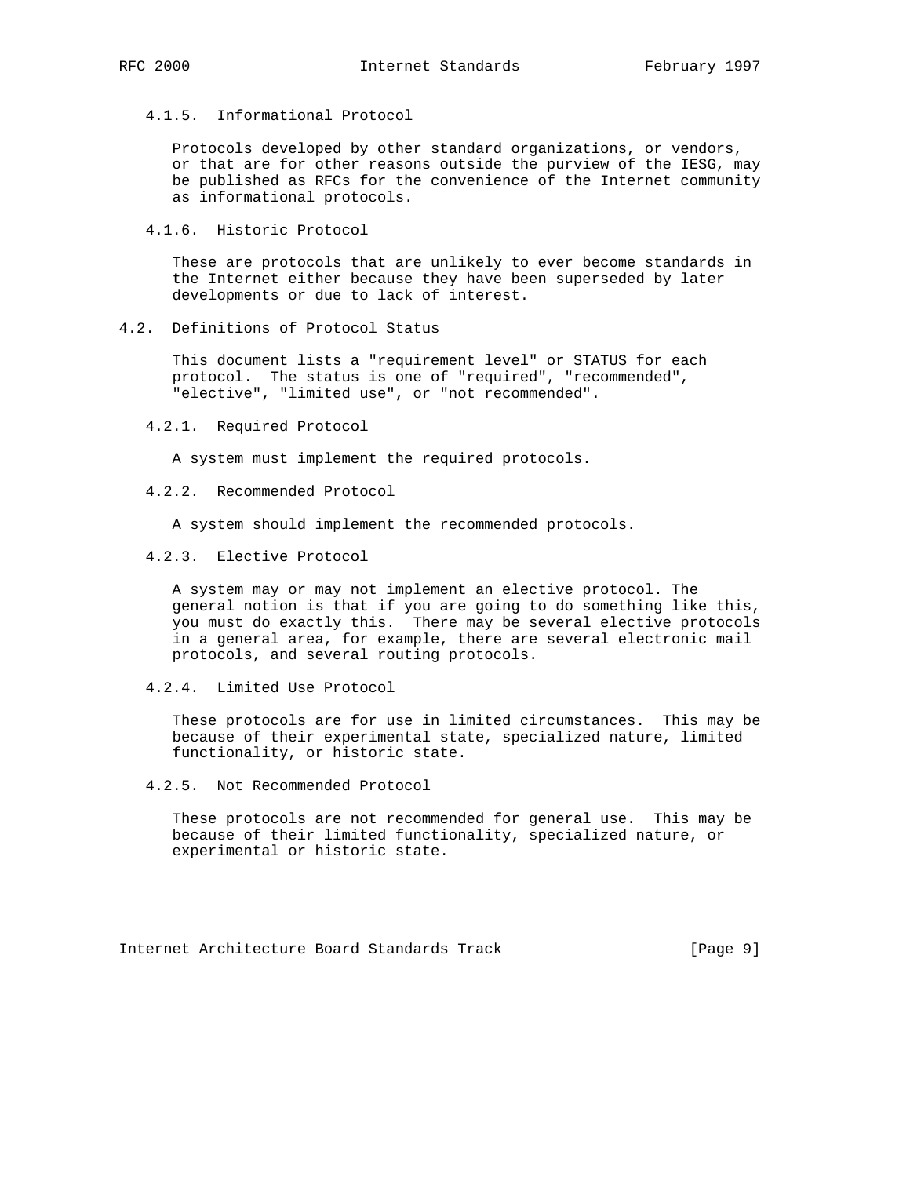#### 4.1.5. Informational Protocol

Protocols developed by other standard organizations, or vendors, or that are for other reasons outside the purview of the IESG, may be published as RFCs for the convenience of the Internet community as informational protocols.

#### 4.1.6. Historic Protocol

These are protocols that are unlikely to ever become standards in the Internet either because they have been superseded by later developments or due to lack of interest.

### 4.2. Definitions of Protocol Status

This document lists a "requirement level" or STATUS for each protocol. The status is one of "required", "recommended", "elective", "limited use", or "not recommended".

#### 4.2.1. Required Protocol

A system must implement the required protocols.

#### 4.2.2. Recommended Protocol

A system should implement the recommended protocols.

#### 4.2.3. Elective Protocol

A system may or may not implement an elective protocol. The general notion is that if you are going to do something like this, you must do exactly this. There may be several elective protocols in a general area, for example, there are several electronic mail protocols, and several routing protocols.

#### 4.2.4. Limited Use Protocol

These protocols are for use in limited circumstances. This may be because of their experimental state, specialized nature, limited functionality, or historic state.

#### 4.2.5. Not Recommended Protocol

These protocols are not recommended for general use. This may be because of their limited functionality, specialized nature, or experimental or historic state.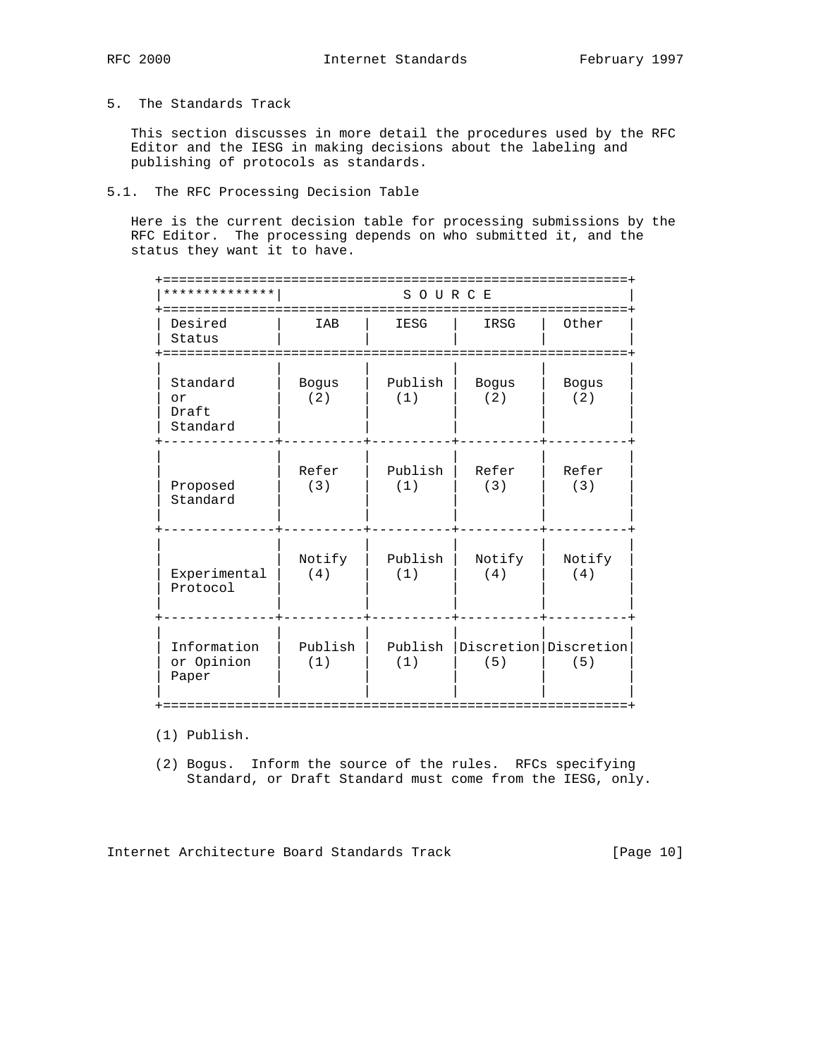## 5. The Standards Track

This section discusses in more detail the procedures used by the RFC Editor and the IESG in making decisions about the labeling and publishing of protocols as standards.

### 5.1. The RFC Processing Decision Table

Here is the current decision table for processing submissions by the RFC Editor. The processing depends on who submitted it, and the status they want it to have.

| ************** | SOURCE | | | |
|---|---|---|---|---|
| Desired Status | IAB | IESG | IRSG | Other |
| Standard or Draft Standard | Bogus (2) | Publish (1) | Bogus (2) | Bogus (2) |
| Proposed Standard | Refer (3) | Publish (1) | Refer (3) | Refer (3) |
| Experimental Protocol | Notify (4) | Publish (1) | Notify (4) | Notify (4) |
| Information or Opinion Paper | Publish (1) | Publish (1) | Discretion (5) | Discretion (5) |

(1) Publish.

(2) Bogus. Inform the source of the rules. RFCs specifying Standard, or Draft Standard must come from the IESG, only.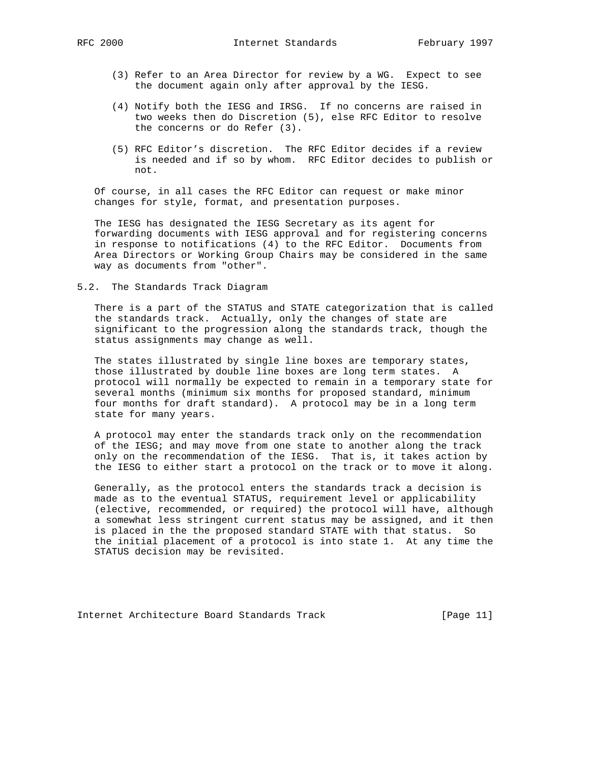(3) Refer to an Area Director for review by a WG. Expect to see the document again only after approval by the IESG.

(4) Notify both the IESG and IRSG. If no concerns are raised in two weeks then do Discretion (5), else RFC Editor to resolve the concerns or do Refer (3).

(5) RFC Editor's discretion. The RFC Editor decides if a review is needed and if so by whom. RFC Editor decides to publish or not.

Of course, in all cases the RFC Editor can request or make minor changes for style, format, and presentation purposes.

The IESG has designated the IESG Secretary as its agent for forwarding documents with IESG approval and for registering concerns in response to notifications (4) to the RFC Editor. Documents from Area Directors or Working Group Chairs may be considered in the same way as documents from "other".

## 5.2. The Standards Track Diagram

There is a part of the STATUS and STATE categorization that is called the standards track. Actually, only the changes of state are significant to the progression along the standards track, though the status assignments may change as well.

The states illustrated by single line boxes are temporary states, those illustrated by double line boxes are long term states. A protocol will normally be expected to remain in a temporary state for several months (minimum six months for proposed standard, minimum four months for draft standard). A protocol may be in a long term state for many years.

A protocol may enter the standards track only on the recommendation of the IESG; and may move from one state to another along the track only on the recommendation of the IESG. That is, it takes action by the IESG to either start a protocol on the track or to move it along.

Generally, as the protocol enters the standards track a decision is made as to the eventual STATUS, requirement level or applicability (elective, recommended, or required) the protocol will have, although a somewhat less stringent current status may be assigned, and it then is placed in the the proposed standard STATE with that status. So the initial placement of a protocol is into state 1. At any time the STATUS decision may be revisited.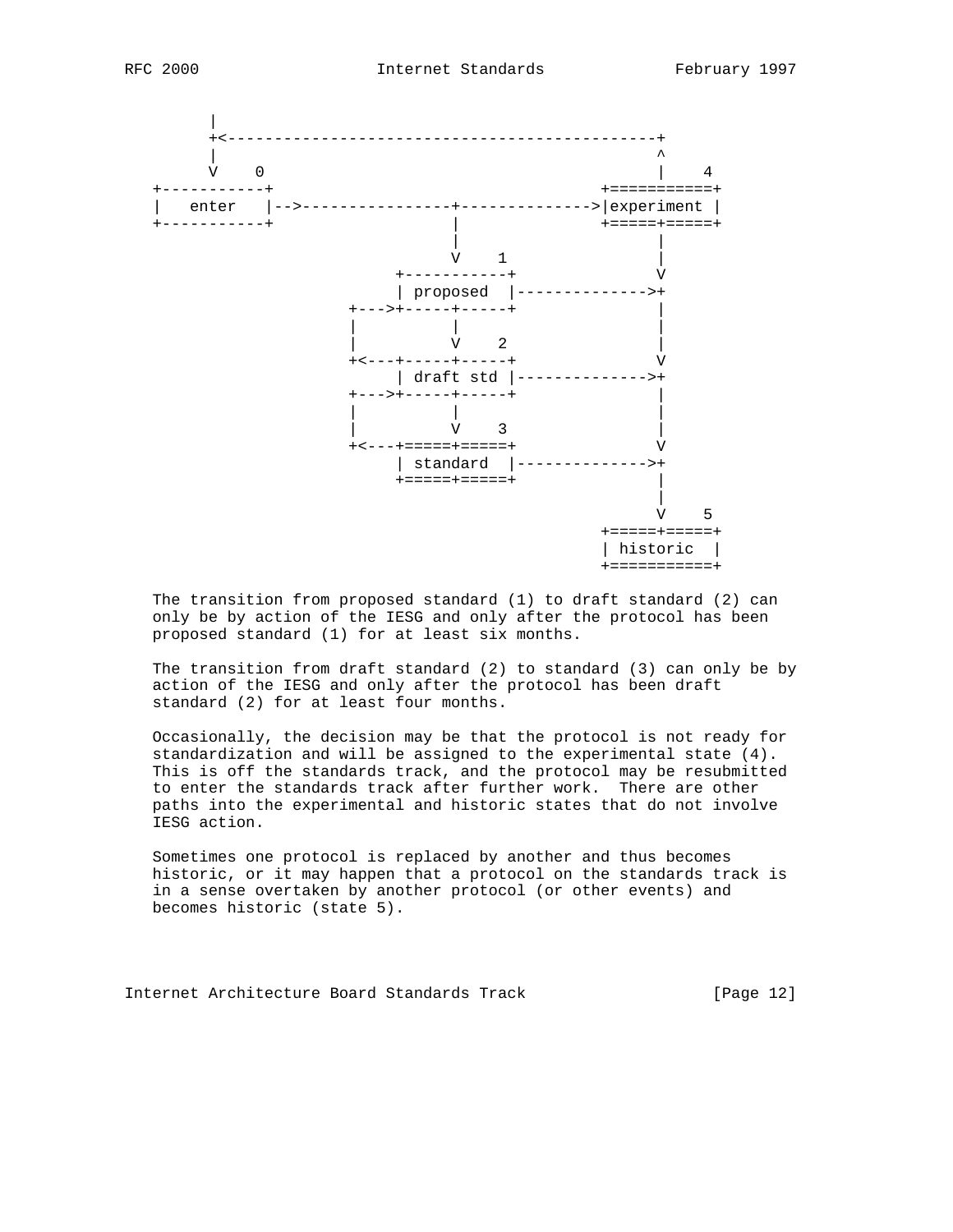```
       |
       +<----------------------------------------------+
       |                                               ^
       V    0                                          |    4
  +-----------+                                  +===========+
  |   enter   |-->----------------+-------------->|experiment |
  +-----------+                   |              +=====+=====+
                                  |                    |
                                  V    1               |
                            +-----------+              V
                            | proposed  |-------------->+
                       +--->+-----+-----+              |
                       |          |                    |
                       |          V    2               |
                       +<---+-----+-----+              V
                            | draft std |-------------->+
                       +--->+-----+-----+              |
                       |          |                    |
                       |          V    3               |
                       +<---+=====+=====+              V
                            | standard  |-------------->+
                            +=====+=====+              |
                                                       |
                                                       V    5
                                                 +=====+=====+
                                                 | historic  |
                                                 +===========+
```

The transition from proposed standard (1) to draft standard (2) can only be by action of the IESG and only after the protocol has been proposed standard (1) for at least six months.

The transition from draft standard (2) to standard (3) can only be by action of the IESG and only after the protocol has been draft standard (2) for at least four months.

Occasionally, the decision may be that the protocol is not ready for standardization and will be assigned to the experimental state (4). This is off the standards track, and the protocol may be resubmitted to enter the standards track after further work. There are other paths into the experimental and historic states that do not involve IESG action.

Sometimes one protocol is replaced by another and thus becomes historic, or it may happen that a protocol on the standards track is in a sense overtaken by another protocol (or other events) and becomes historic (state 5).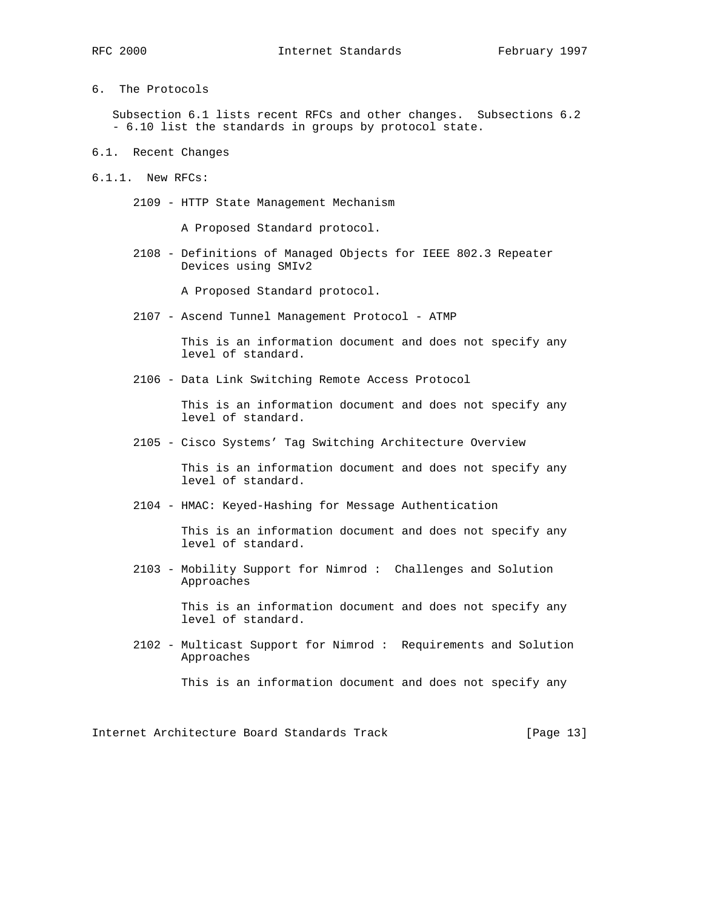## 6. The Protocols

Subsection 6.1 lists recent RFCs and other changes. Subsections 6.2 - 6.10 list the standards in groups by protocol state.

### 6.1. Recent Changes

#### 6.1.1. New RFCs:

2109 - HTTP State Management Mechanism

A Proposed Standard protocol.

2108 - Definitions of Managed Objects for IEEE 802.3 Repeater Devices using SMIv2

A Proposed Standard protocol.

2107 - Ascend Tunnel Management Protocol - ATMP

This is an information document and does not specify any level of standard.

2106 - Data Link Switching Remote Access Protocol

This is an information document and does not specify any level of standard.

2105 - Cisco Systems' Tag Switching Architecture Overview

This is an information document and does not specify any level of standard.

2104 - HMAC: Keyed-Hashing for Message Authentication

This is an information document and does not specify any level of standard.

2103 - Mobility Support for Nimrod : Challenges and Solution Approaches

This is an information document and does not specify any level of standard.

2102 - Multicast Support for Nimrod : Requirements and Solution Approaches

This is an information document and does not specify any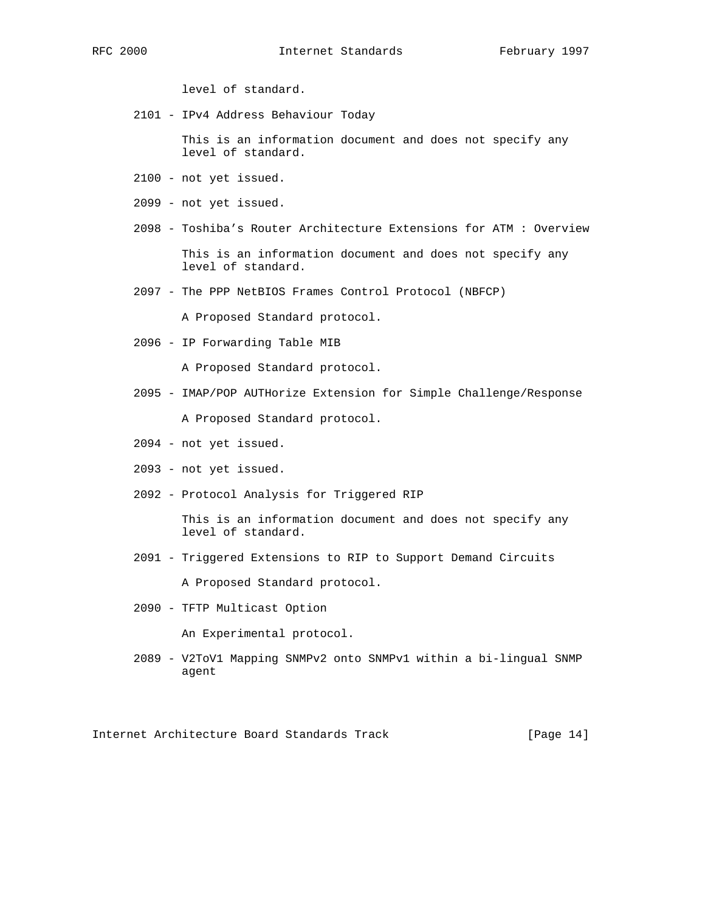level of standard.

2101 - IPv4 Address Behaviour Today

This is an information document and does not specify any level of standard.

2100 - not yet issued.

2099 - not yet issued.

2098 - Toshiba's Router Architecture Extensions for ATM : Overview

This is an information document and does not specify any level of standard.

2097 - The PPP NetBIOS Frames Control Protocol (NBFCP)

A Proposed Standard protocol.

2096 - IP Forwarding Table MIB

A Proposed Standard protocol.

2095 - IMAP/POP AUTHorize Extension for Simple Challenge/Response

A Proposed Standard protocol.

2094 - not yet issued.

2093 - not yet issued.

2092 - Protocol Analysis for Triggered RIP

This is an information document and does not specify any level of standard.

2091 - Triggered Extensions to RIP to Support Demand Circuits

A Proposed Standard protocol.

2090 - TFTP Multicast Option

An Experimental protocol.

2089 - V2ToV1 Mapping SNMPv2 onto SNMPv1 within a bi-lingual SNMP agent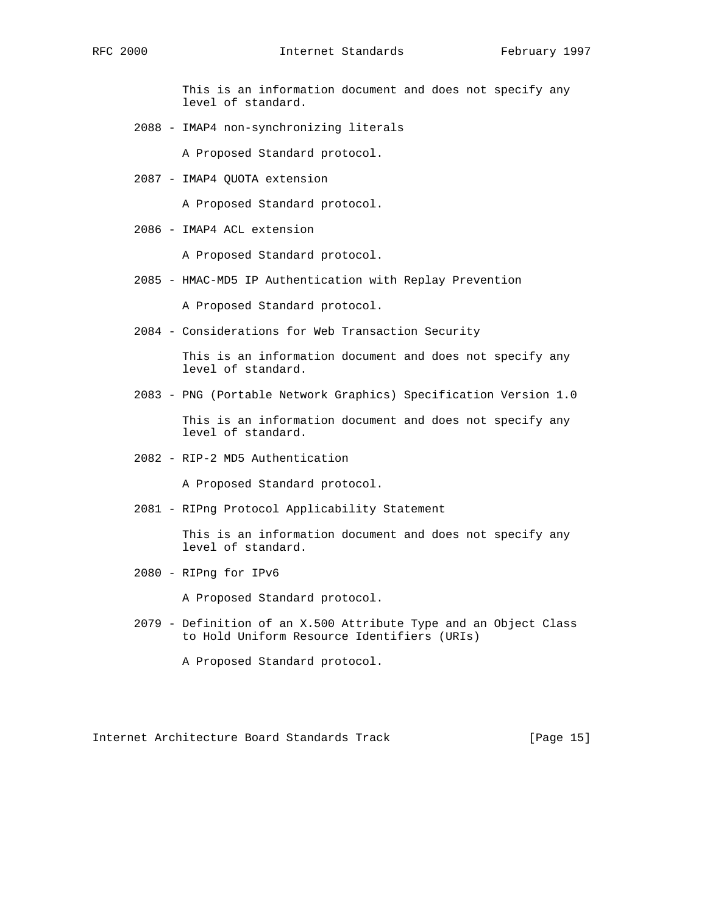This is an information document and does not specify any level of standard.

2088 - IMAP4 non-synchronizing literals

A Proposed Standard protocol.

2087 - IMAP4 QUOTA extension

A Proposed Standard protocol.

2086 - IMAP4 ACL extension

A Proposed Standard protocol.

2085 - HMAC-MD5 IP Authentication with Replay Prevention

A Proposed Standard protocol.

2084 - Considerations for Web Transaction Security

This is an information document and does not specify any level of standard.

2083 - PNG (Portable Network Graphics) Specification Version 1.0

This is an information document and does not specify any level of standard.

2082 - RIP-2 MD5 Authentication

A Proposed Standard protocol.

2081 - RIPng Protocol Applicability Statement

This is an information document and does not specify any level of standard.

2080 - RIPng for IPv6

A Proposed Standard protocol.

2079 - Definition of an X.500 Attribute Type and an Object Class to Hold Uniform Resource Identifiers (URIs)

A Proposed Standard protocol.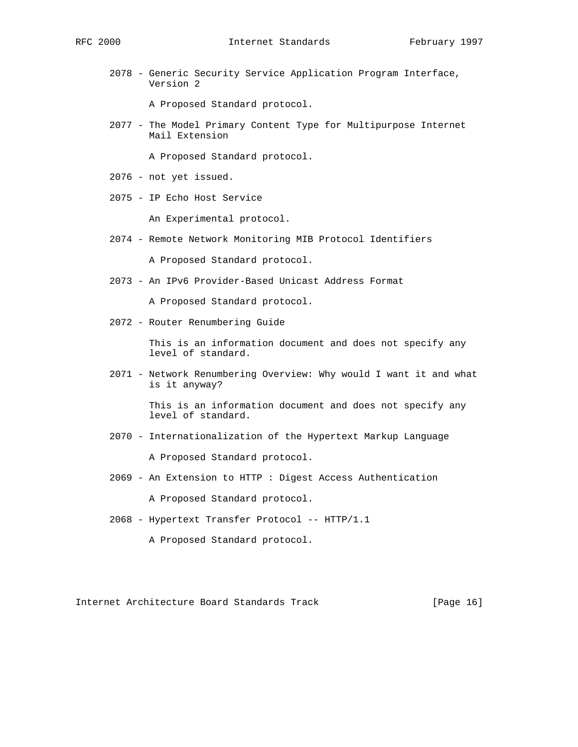2078 - Generic Security Service Application Program Interface, Version 2

A Proposed Standard protocol.

2077 - The Model Primary Content Type for Multipurpose Internet Mail Extension

A Proposed Standard protocol.

2076 - not yet issued.

2075 - IP Echo Host Service

An Experimental protocol.

2074 - Remote Network Monitoring MIB Protocol Identifiers

A Proposed Standard protocol.

2073 - An IPv6 Provider-Based Unicast Address Format

A Proposed Standard protocol.

2072 - Router Renumbering Guide

This is an information document and does not specify any level of standard.

2071 - Network Renumbering Overview: Why would I want it and what is it anyway?

This is an information document and does not specify any level of standard.

2070 - Internationalization of the Hypertext Markup Language

A Proposed Standard protocol.

2069 - An Extension to HTTP : Digest Access Authentication

A Proposed Standard protocol.

2068 - Hypertext Transfer Protocol -- HTTP/1.1

A Proposed Standard protocol.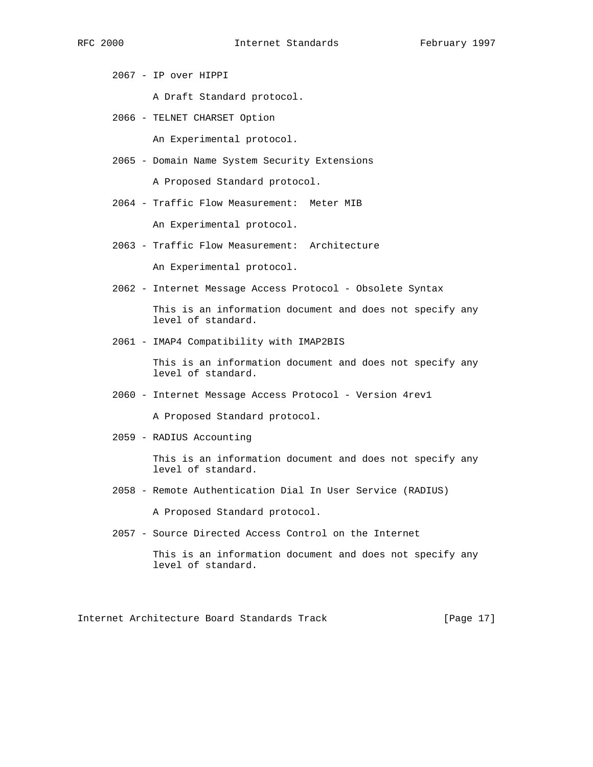2067 - IP over HIPPI

A Draft Standard protocol.

2066 - TELNET CHARSET Option

An Experimental protocol.

2065 - Domain Name System Security Extensions

A Proposed Standard protocol.

2064 - Traffic Flow Measurement:  Meter MIB

An Experimental protocol.

2063 - Traffic Flow Measurement:  Architecture

An Experimental protocol.

2062 - Internet Message Access Protocol - Obsolete Syntax

This is an information document and does not specify any level of standard.

2061 - IMAP4 Compatibility with IMAP2BIS

This is an information document and does not specify any level of standard.

2060 - Internet Message Access Protocol - Version 4rev1

A Proposed Standard protocol.

2059 - RADIUS Accounting

This is an information document and does not specify any level of standard.

2058 - Remote Authentication Dial In User Service (RADIUS)

A Proposed Standard protocol.

2057 - Source Directed Access Control on the Internet

This is an information document and does not specify any level of standard.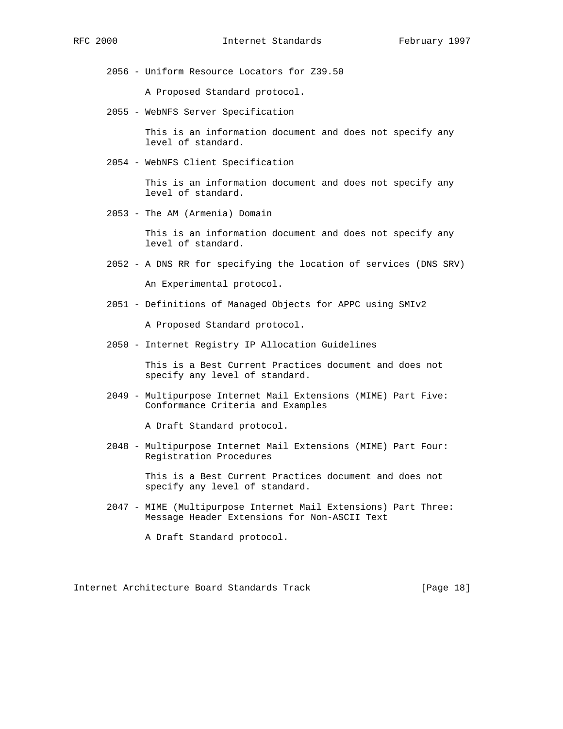2056 - Uniform Resource Locators for Z39.50

A Proposed Standard protocol.

2055 - WebNFS Server Specification

This is an information document and does not specify any level of standard.

2054 - WebNFS Client Specification

This is an information document and does not specify any level of standard.

2053 - The AM (Armenia) Domain

This is an information document and does not specify any level of standard.

2052 - A DNS RR for specifying the location of services (DNS SRV)

An Experimental protocol.

2051 - Definitions of Managed Objects for APPC using SMIv2

A Proposed Standard protocol.

2050 - Internet Registry IP Allocation Guidelines

This is a Best Current Practices document and does not specify any level of standard.

2049 - Multipurpose Internet Mail Extensions (MIME) Part Five: Conformance Criteria and Examples

A Draft Standard protocol.

2048 - Multipurpose Internet Mail Extensions (MIME) Part Four: Registration Procedures

This is a Best Current Practices document and does not specify any level of standard.

2047 - MIME (Multipurpose Internet Mail Extensions) Part Three: Message Header Extensions for Non-ASCII Text

A Draft Standard protocol.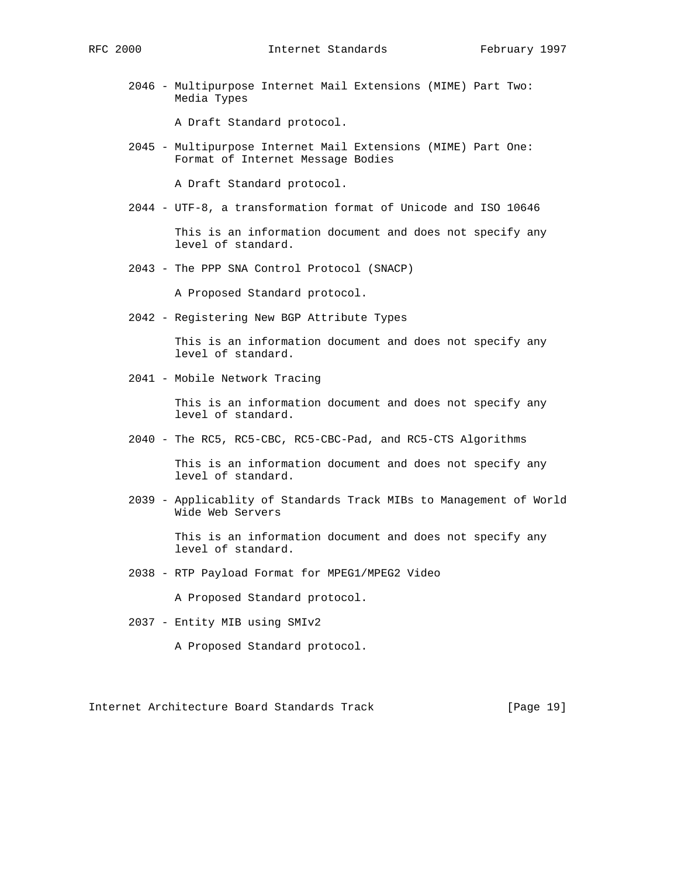2046 - Multipurpose Internet Mail Extensions (MIME) Part Two: Media Types

A Draft Standard protocol.

2045 - Multipurpose Internet Mail Extensions (MIME) Part One: Format of Internet Message Bodies

A Draft Standard protocol.

2044 - UTF-8, a transformation format of Unicode and ISO 10646

This is an information document and does not specify any level of standard.

2043 - The PPP SNA Control Protocol (SNACP)

A Proposed Standard protocol.

2042 - Registering New BGP Attribute Types

This is an information document and does not specify any level of standard.

2041 - Mobile Network Tracing

This is an information document and does not specify any level of standard.

2040 - The RC5, RC5-CBC, RC5-CBC-Pad, and RC5-CTS Algorithms

This is an information document and does not specify any level of standard.

2039 - Applicablity of Standards Track MIBs to Management of World Wide Web Servers

This is an information document and does not specify any level of standard.

2038 - RTP Payload Format for MPEG1/MPEG2 Video

A Proposed Standard protocol.

2037 - Entity MIB using SMIv2

A Proposed Standard protocol.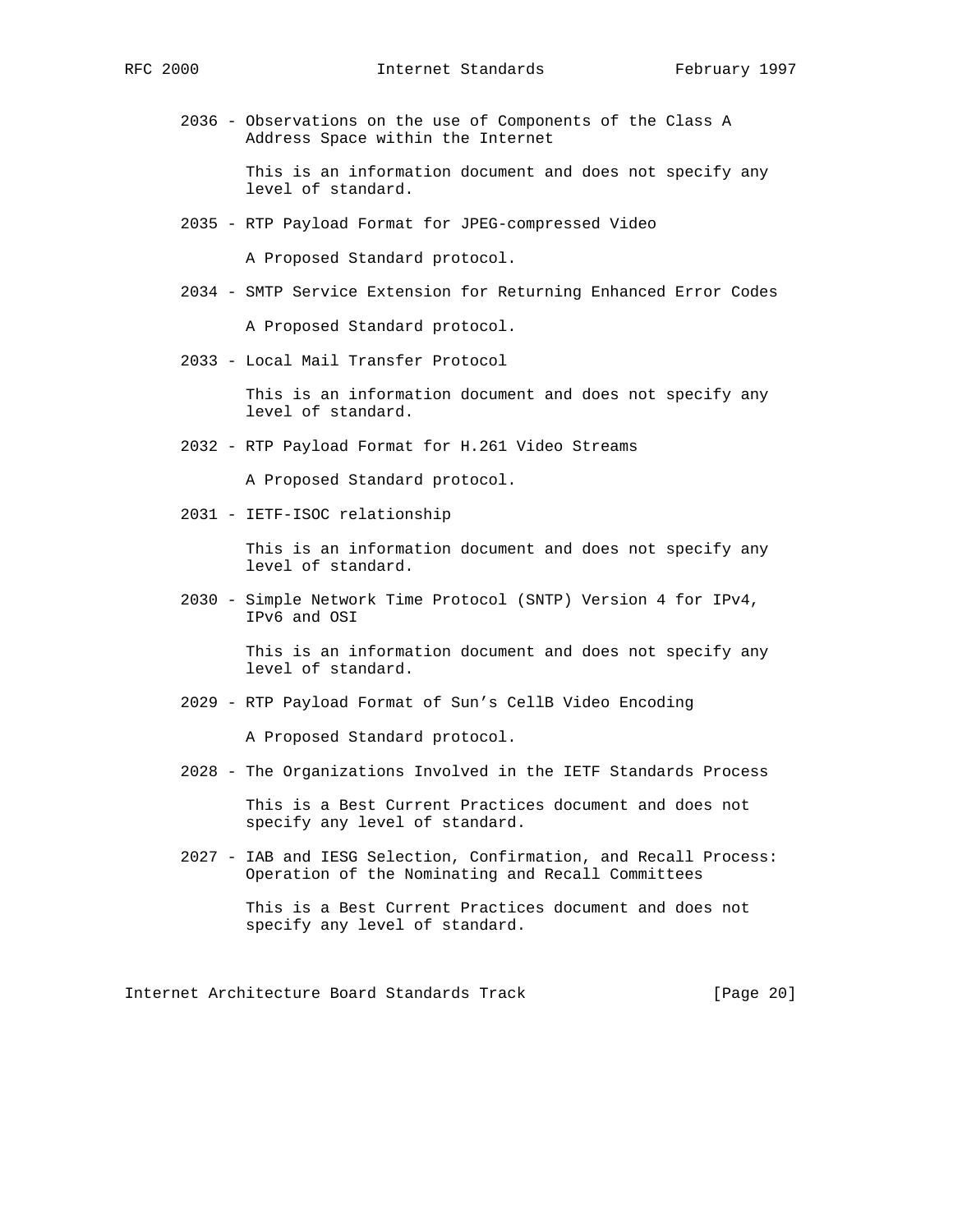2036 - Observations on the use of Components of the Class A Address Space within the Internet

This is an information document and does not specify any level of standard.

2035 - RTP Payload Format for JPEG-compressed Video

A Proposed Standard protocol.

2034 - SMTP Service Extension for Returning Enhanced Error Codes

A Proposed Standard protocol.

2033 - Local Mail Transfer Protocol

This is an information document and does not specify any level of standard.

2032 - RTP Payload Format for H.261 Video Streams

A Proposed Standard protocol.

2031 - IETF-ISOC relationship

This is an information document and does not specify any level of standard.

2030 - Simple Network Time Protocol (SNTP) Version 4 for IPv4, IPv6 and OSI

This is an information document and does not specify any level of standard.

2029 - RTP Payload Format of Sun's CellB Video Encoding

A Proposed Standard protocol.

2028 - The Organizations Involved in the IETF Standards Process

This is a Best Current Practices document and does not specify any level of standard.

2027 - IAB and IESG Selection, Confirmation, and Recall Process: Operation of the Nominating and Recall Committees

This is a Best Current Practices document and does not specify any level of standard.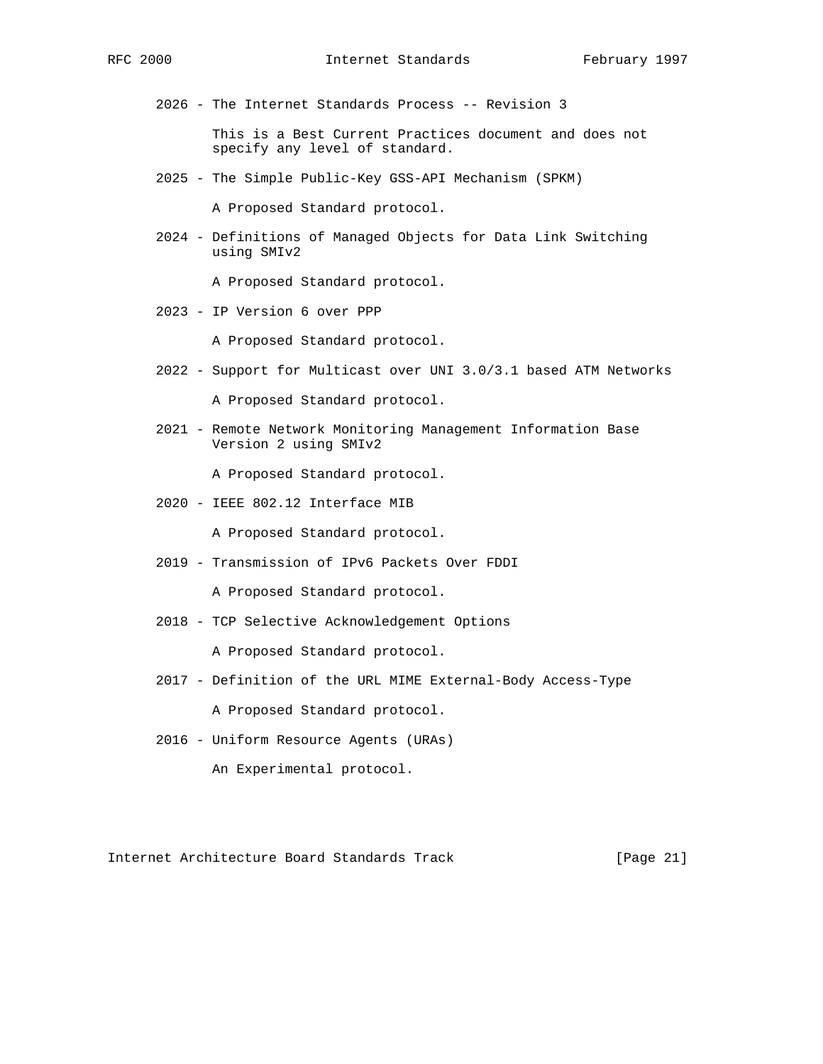2026 - The Internet Standards Process -- Revision 3

This is a Best Current Practices document and does not specify any level of standard.

2025 - The Simple Public-Key GSS-API Mechanism (SPKM)

A Proposed Standard protocol.

2024 - Definitions of Managed Objects for Data Link Switching using SMIv2

A Proposed Standard protocol.

2023 - IP Version 6 over PPP

A Proposed Standard protocol.

2022 - Support for Multicast over UNI 3.0/3.1 based ATM Networks

A Proposed Standard protocol.

2021 - Remote Network Monitoring Management Information Base Version 2 using SMIv2

A Proposed Standard protocol.

2020 - IEEE 802.12 Interface MIB

A Proposed Standard protocol.

2019 - Transmission of IPv6 Packets Over FDDI

A Proposed Standard protocol.

2018 - TCP Selective Acknowledgement Options

A Proposed Standard protocol.

2017 - Definition of the URL MIME External-Body Access-Type

A Proposed Standard protocol.

2016 - Uniform Resource Agents (URAs)

An Experimental protocol.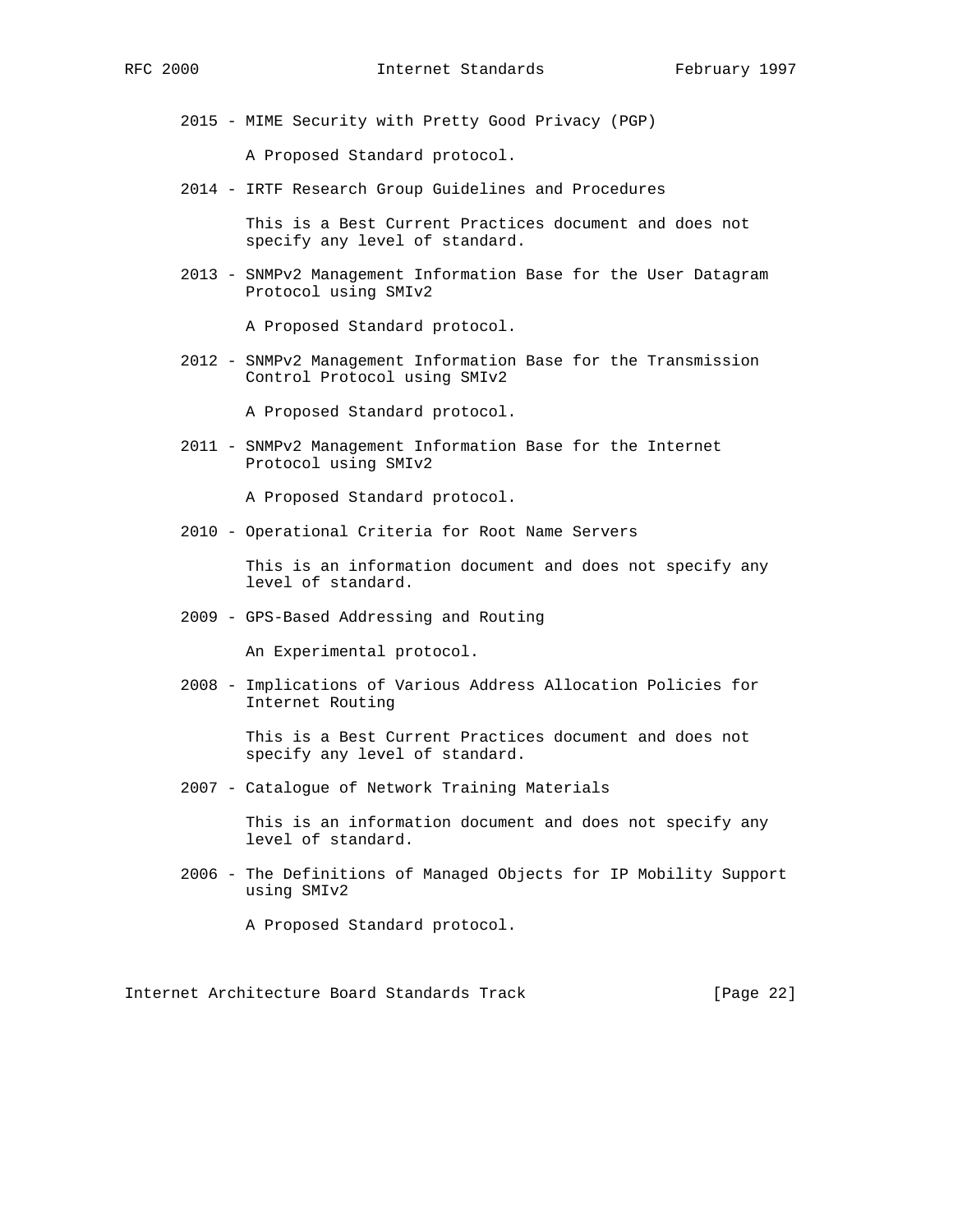2015 - MIME Security with Pretty Good Privacy (PGP)

A Proposed Standard protocol.

2014 - IRTF Research Group Guidelines and Procedures

This is a Best Current Practices document and does not specify any level of standard.

2013 - SNMPv2 Management Information Base for the User Datagram Protocol using SMIv2

A Proposed Standard protocol.

2012 - SNMPv2 Management Information Base for the Transmission Control Protocol using SMIv2

A Proposed Standard protocol.

2011 - SNMPv2 Management Information Base for the Internet Protocol using SMIv2

A Proposed Standard protocol.

2010 - Operational Criteria for Root Name Servers

This is an information document and does not specify any level of standard.

2009 - GPS-Based Addressing and Routing

An Experimental protocol.

2008 - Implications of Various Address Allocation Policies for Internet Routing

This is a Best Current Practices document and does not specify any level of standard.

2007 - Catalogue of Network Training Materials

This is an information document and does not specify any level of standard.

2006 - The Definitions of Managed Objects for IP Mobility Support using SMIv2

A Proposed Standard protocol.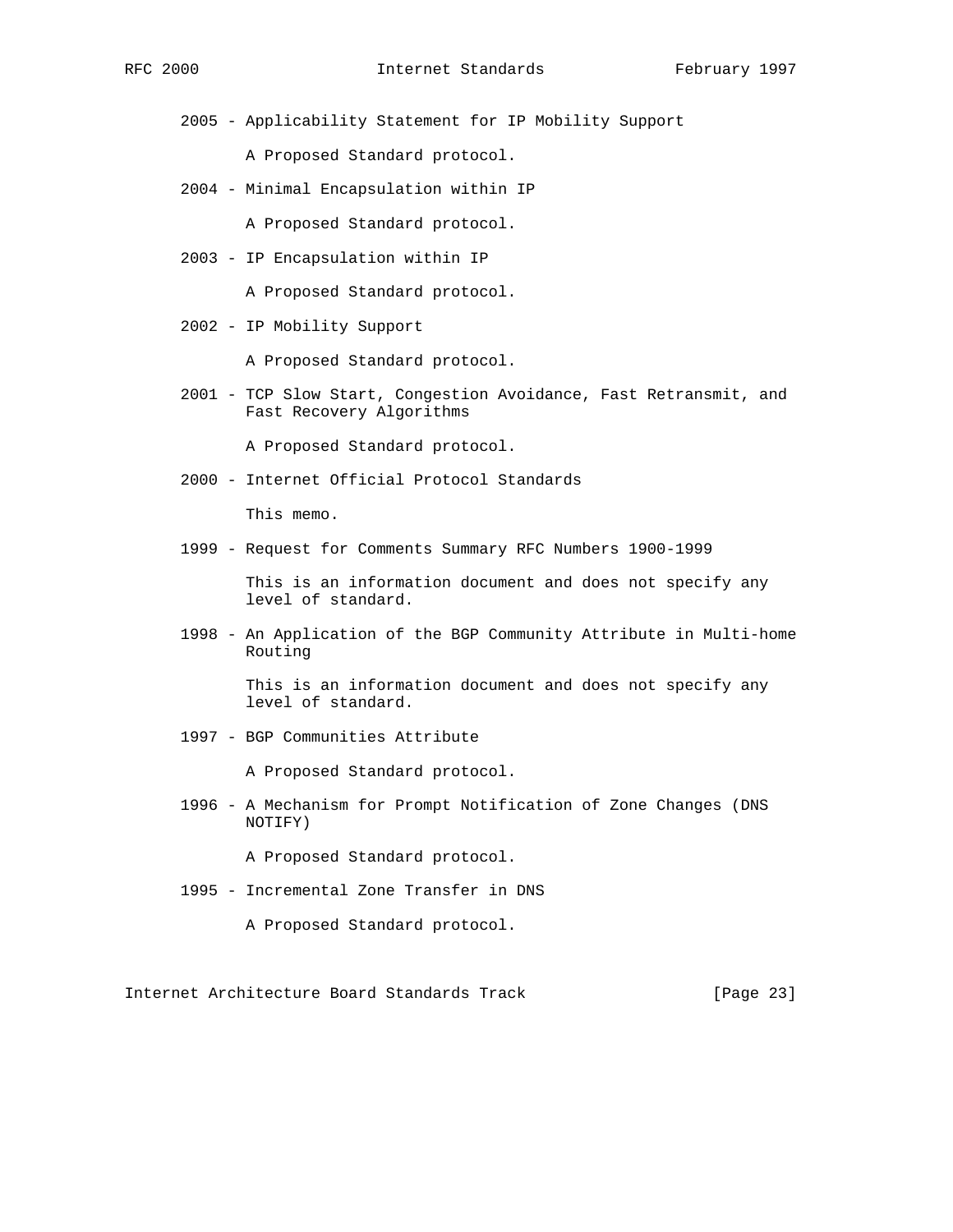2005 - Applicability Statement for IP Mobility Support

A Proposed Standard protocol.

2004 - Minimal Encapsulation within IP

A Proposed Standard protocol.

2003 - IP Encapsulation within IP

A Proposed Standard protocol.

2002 - IP Mobility Support

A Proposed Standard protocol.

2001 - TCP Slow Start, Congestion Avoidance, Fast Retransmit, and Fast Recovery Algorithms

A Proposed Standard protocol.

2000 - Internet Official Protocol Standards

This memo.

1999 - Request for Comments Summary RFC Numbers 1900-1999

This is an information document and does not specify any level of standard.

1998 - An Application of the BGP Community Attribute in Multi-home Routing

This is an information document and does not specify any level of standard.

1997 - BGP Communities Attribute

A Proposed Standard protocol.

1996 - A Mechanism for Prompt Notification of Zone Changes (DNS NOTIFY)

A Proposed Standard protocol.

1995 - Incremental Zone Transfer in DNS

A Proposed Standard protocol.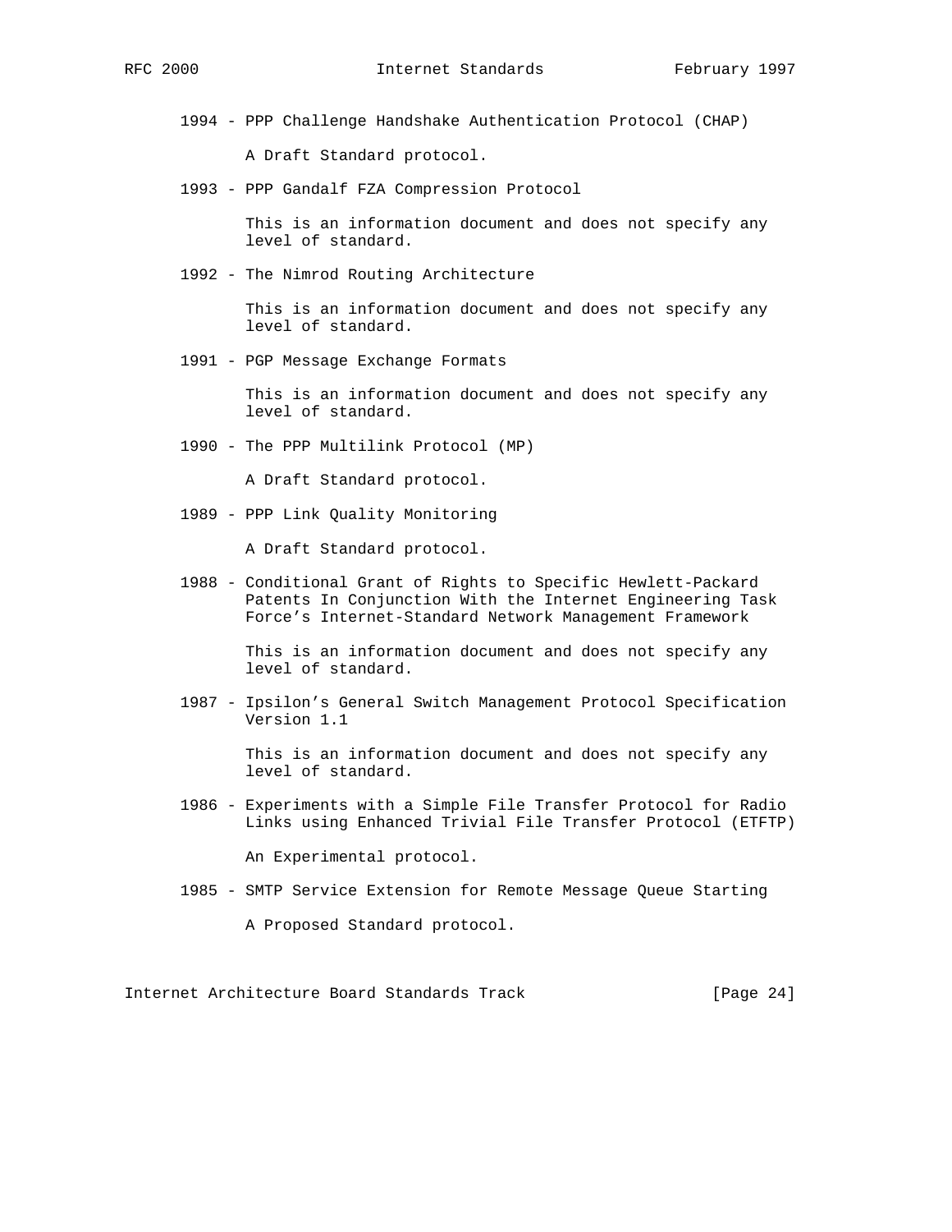1994 - PPP Challenge Handshake Authentication Protocol (CHAP)

A Draft Standard protocol.

1993 - PPP Gandalf FZA Compression Protocol

This is an information document and does not specify any level of standard.

1992 - The Nimrod Routing Architecture

This is an information document and does not specify any level of standard.

1991 - PGP Message Exchange Formats

This is an information document and does not specify any level of standard.

1990 - The PPP Multilink Protocol (MP)

A Draft Standard protocol.

1989 - PPP Link Quality Monitoring

A Draft Standard protocol.

1988 - Conditional Grant of Rights to Specific Hewlett-Packard Patents In Conjunction With the Internet Engineering Task Force's Internet-Standard Network Management Framework

This is an information document and does not specify any level of standard.

1987 - Ipsilon's General Switch Management Protocol Specification Version 1.1

This is an information document and does not specify any level of standard.

1986 - Experiments with a Simple File Transfer Protocol for Radio Links using Enhanced Trivial File Transfer Protocol (ETFTP)

An Experimental protocol.

1985 - SMTP Service Extension for Remote Message Queue Starting

A Proposed Standard protocol.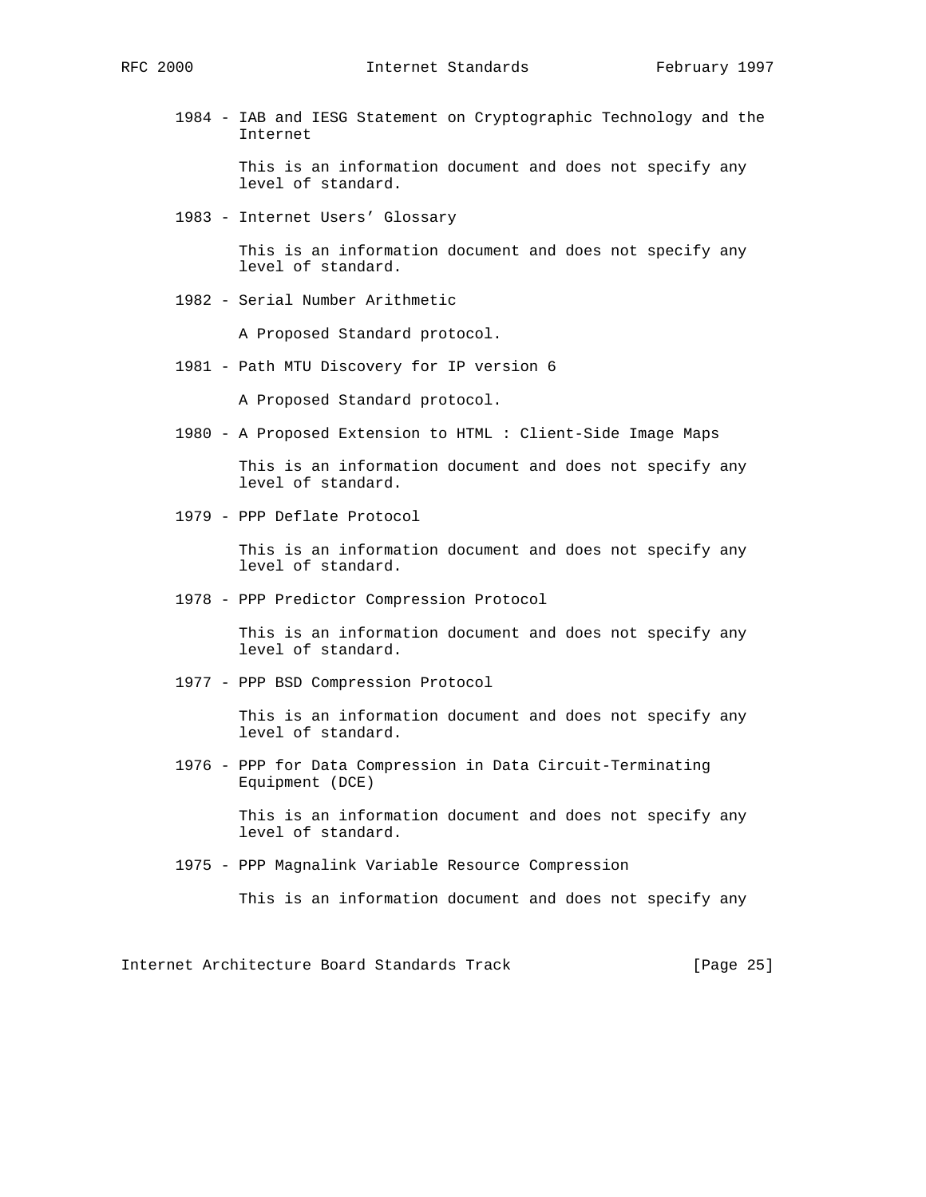1984 - IAB and IESG Statement on Cryptographic Technology and the Internet

This is an information document and does not specify any level of standard.

1983 - Internet Users' Glossary

This is an information document and does not specify any level of standard.

1982 - Serial Number Arithmetic

A Proposed Standard protocol.

1981 - Path MTU Discovery for IP version 6

A Proposed Standard protocol.

1980 - A Proposed Extension to HTML : Client-Side Image Maps

This is an information document and does not specify any level of standard.

1979 - PPP Deflate Protocol

This is an information document and does not specify any level of standard.

1978 - PPP Predictor Compression Protocol

This is an information document and does not specify any level of standard.

1977 - PPP BSD Compression Protocol

This is an information document and does not specify any level of standard.

1976 - PPP for Data Compression in Data Circuit-Terminating Equipment (DCE)

This is an information document and does not specify any level of standard.

1975 - PPP Magnalink Variable Resource Compression

This is an information document and does not specify any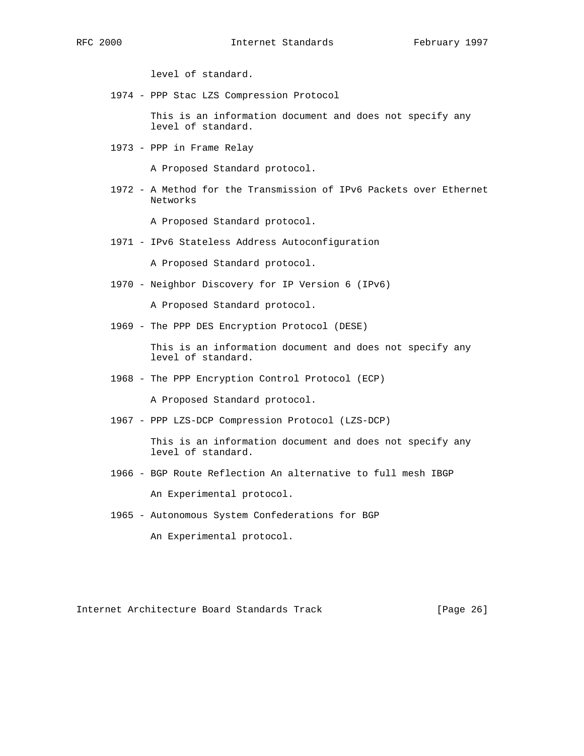level of standard.

1974 - PPP Stac LZS Compression Protocol

This is an information document and does not specify any level of standard.

1973 - PPP in Frame Relay

A Proposed Standard protocol.

1972 - A Method for the Transmission of IPv6 Packets over Ethernet Networks

A Proposed Standard protocol.

1971 - IPv6 Stateless Address Autoconfiguration

A Proposed Standard protocol.

1970 - Neighbor Discovery for IP Version 6 (IPv6)

A Proposed Standard protocol.

1969 - The PPP DES Encryption Protocol (DESE)

This is an information document and does not specify any level of standard.

1968 - The PPP Encryption Control Protocol (ECP)

A Proposed Standard protocol.

1967 - PPP LZS-DCP Compression Protocol (LZS-DCP)

This is an information document and does not specify any level of standard.

1966 - BGP Route Reflection An alternative to full mesh IBGP

An Experimental protocol.

1965 - Autonomous System Confederations for BGP

An Experimental protocol.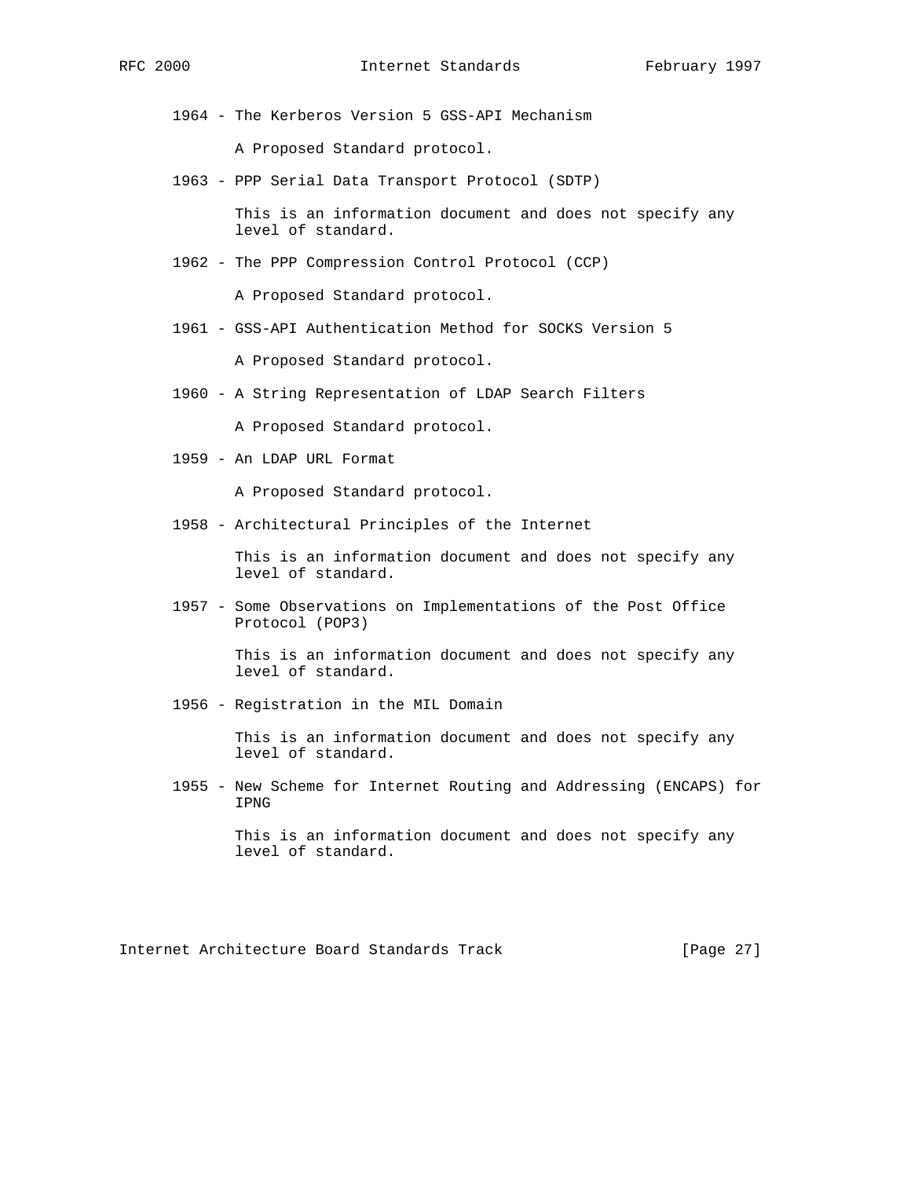1964 - The Kerberos Version 5 GSS-API Mechanism

A Proposed Standard protocol.

1963 - PPP Serial Data Transport Protocol (SDTP)

This is an information document and does not specify any level of standard.

1962 - The PPP Compression Control Protocol (CCP)

A Proposed Standard protocol.

1961 - GSS-API Authentication Method for SOCKS Version 5

A Proposed Standard protocol.

1960 - A String Representation of LDAP Search Filters

A Proposed Standard protocol.

1959 - An LDAP URL Format

A Proposed Standard protocol.

1958 - Architectural Principles of the Internet

This is an information document and does not specify any level of standard.

1957 - Some Observations on Implementations of the Post Office Protocol (POP3)

This is an information document and does not specify any level of standard.

1956 - Registration in the MIL Domain

This is an information document and does not specify any level of standard.

1955 - New Scheme for Internet Routing and Addressing (ENCAPS) for IPNG

This is an information document and does not specify any level of standard.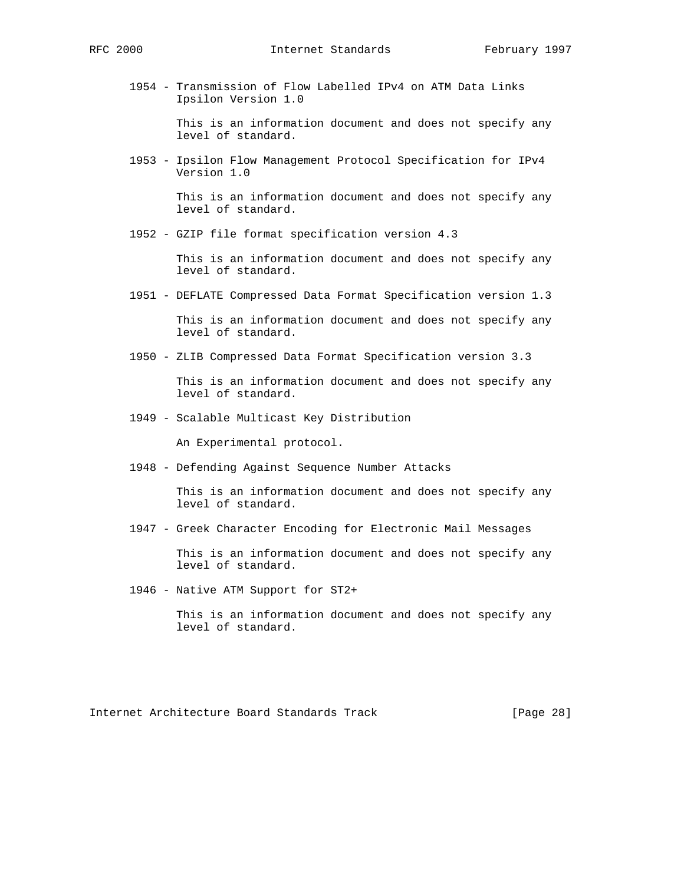1954 - Transmission of Flow Labelled IPv4 on ATM Data Links Ipsilon Version 1.0

This is an information document and does not specify any level of standard.

1953 - Ipsilon Flow Management Protocol Specification for IPv4 Version 1.0

This is an information document and does not specify any level of standard.

1952 - GZIP file format specification version 4.3

This is an information document and does not specify any level of standard.

1951 - DEFLATE Compressed Data Format Specification version 1.3

This is an information document and does not specify any level of standard.

1950 - ZLIB Compressed Data Format Specification version 3.3

This is an information document and does not specify any level of standard.

1949 - Scalable Multicast Key Distribution

An Experimental protocol.

1948 - Defending Against Sequence Number Attacks

This is an information document and does not specify any level of standard.

1947 - Greek Character Encoding for Electronic Mail Messages

This is an information document and does not specify any level of standard.

1946 - Native ATM Support for ST2+

This is an information document and does not specify any level of standard.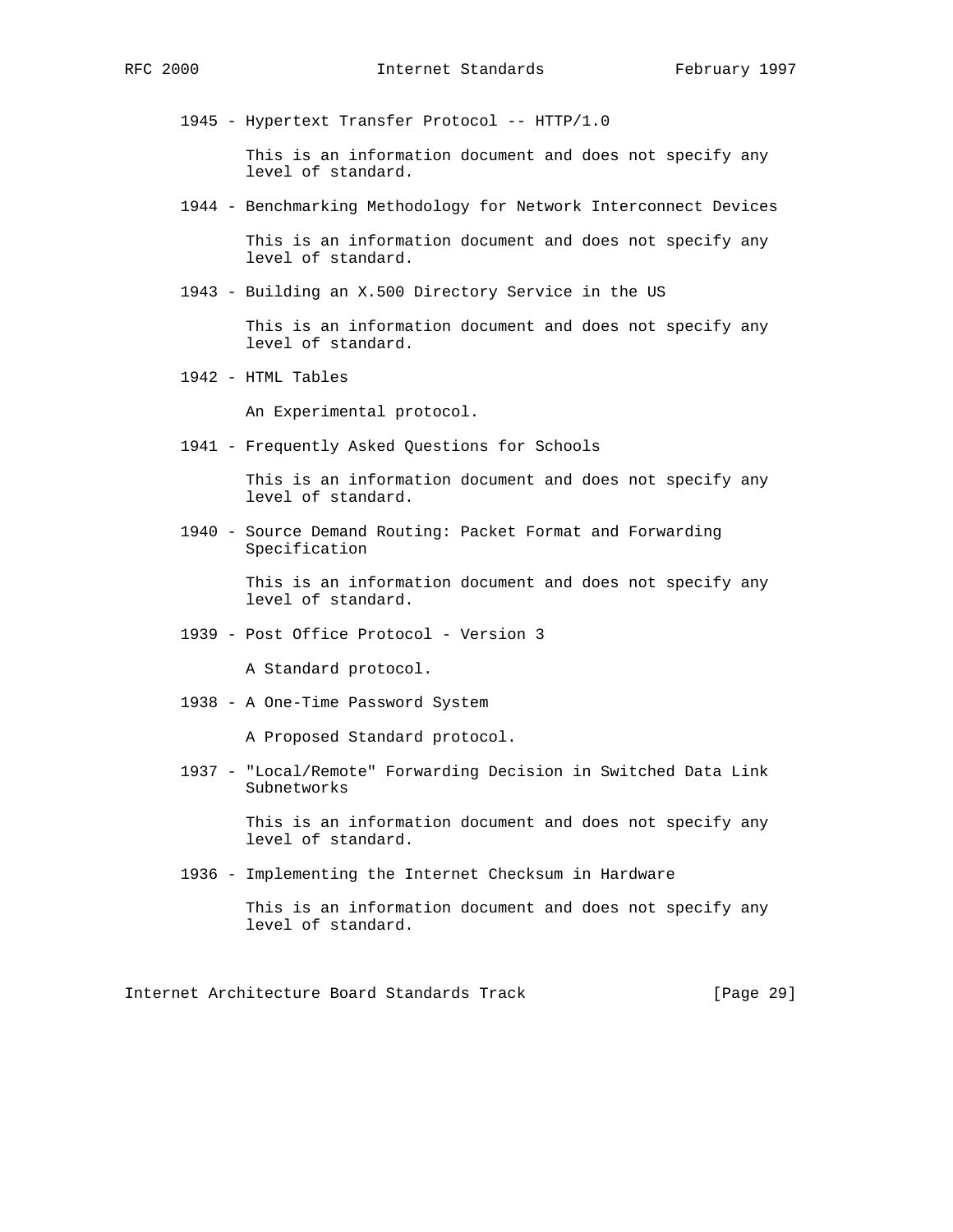1945 - Hypertext Transfer Protocol -- HTTP/1.0

This is an information document and does not specify any level of standard.

1944 - Benchmarking Methodology for Network Interconnect Devices

This is an information document and does not specify any level of standard.

1943 - Building an X.500 Directory Service in the US

This is an information document and does not specify any level of standard.

1942 - HTML Tables

An Experimental protocol.

1941 - Frequently Asked Questions for Schools

This is an information document and does not specify any level of standard.

1940 - Source Demand Routing: Packet Format and Forwarding Specification

This is an information document and does not specify any level of standard.

1939 - Post Office Protocol - Version 3

A Standard protocol.

1938 - A One-Time Password System

A Proposed Standard protocol.

1937 - "Local/Remote" Forwarding Decision in Switched Data Link Subnetworks

This is an information document and does not specify any level of standard.

1936 - Implementing the Internet Checksum in Hardware

This is an information document and does not specify any level of standard.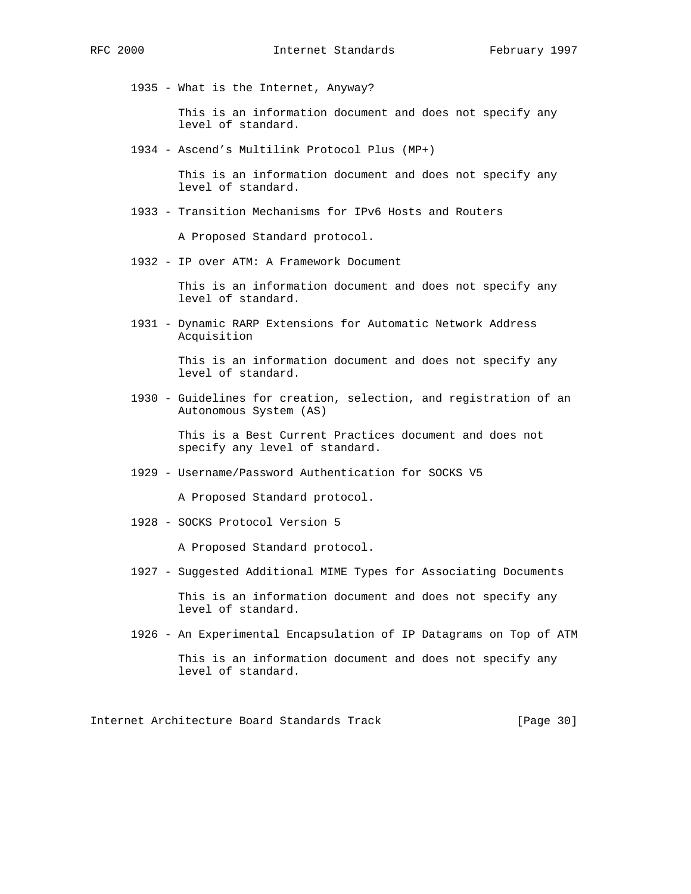1935 - What is the Internet, Anyway?

This is an information document and does not specify any level of standard.

1934 - Ascend's Multilink Protocol Plus (MP+)

This is an information document and does not specify any level of standard.

1933 - Transition Mechanisms for IPv6 Hosts and Routers

A Proposed Standard protocol.

1932 - IP over ATM: A Framework Document

This is an information document and does not specify any level of standard.

1931 - Dynamic RARP Extensions for Automatic Network Address Acquisition

This is an information document and does not specify any level of standard.

1930 - Guidelines for creation, selection, and registration of an Autonomous System (AS)

This is a Best Current Practices document and does not specify any level of standard.

1929 - Username/Password Authentication for SOCKS V5

A Proposed Standard protocol.

1928 - SOCKS Protocol Version 5

A Proposed Standard protocol.

1927 - Suggested Additional MIME Types for Associating Documents

This is an information document and does not specify any level of standard.

1926 - An Experimental Encapsulation of IP Datagrams on Top of ATM

This is an information document and does not specify any level of standard.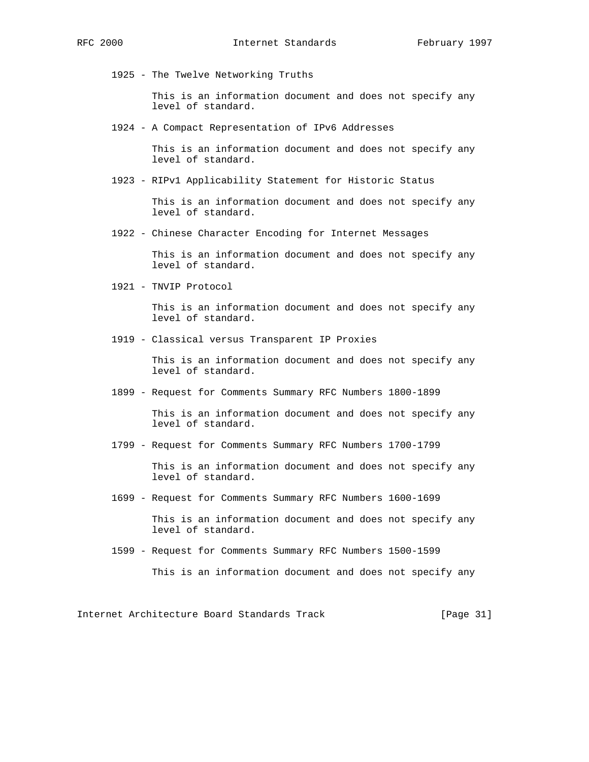1925 - The Twelve Networking Truths

This is an information document and does not specify any level of standard.

1924 - A Compact Representation of IPv6 Addresses

This is an information document and does not specify any level of standard.

1923 - RIPv1 Applicability Statement for Historic Status

This is an information document and does not specify any level of standard.

1922 - Chinese Character Encoding for Internet Messages

This is an information document and does not specify any level of standard.

1921 - TNVIP Protocol

This is an information document and does not specify any level of standard.

1919 - Classical versus Transparent IP Proxies

This is an information document and does not specify any level of standard.

1899 - Request for Comments Summary RFC Numbers 1800-1899

This is an information document and does not specify any level of standard.

1799 - Request for Comments Summary RFC Numbers 1700-1799

This is an information document and does not specify any level of standard.

1699 - Request for Comments Summary RFC Numbers 1600-1699

This is an information document and does not specify any level of standard.

1599 - Request for Comments Summary RFC Numbers 1500-1599

This is an information document and does not specify any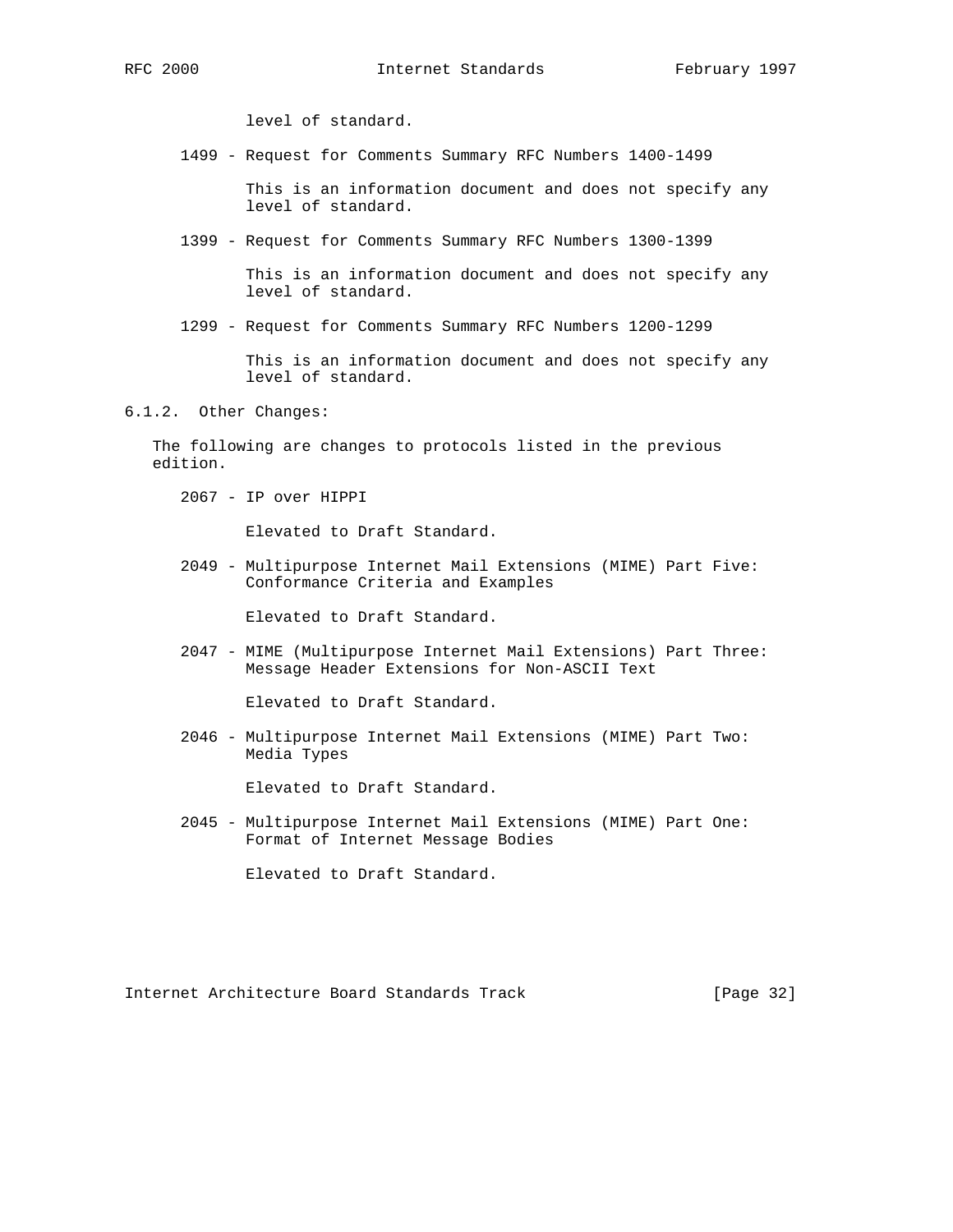level of standard.

1499 - Request for Comments Summary RFC Numbers 1400-1499

This is an information document and does not specify any level of standard.

1399 - Request for Comments Summary RFC Numbers 1300-1399

This is an information document and does not specify any level of standard.

1299 - Request for Comments Summary RFC Numbers 1200-1299

This is an information document and does not specify any level of standard.

### 6.1.2. Other Changes:

The following are changes to protocols listed in the previous edition.

2067 - IP over HIPPI

Elevated to Draft Standard.

2049 - Multipurpose Internet Mail Extensions (MIME) Part Five: Conformance Criteria and Examples

Elevated to Draft Standard.

2047 - MIME (Multipurpose Internet Mail Extensions) Part Three: Message Header Extensions for Non-ASCII Text

Elevated to Draft Standard.

2046 - Multipurpose Internet Mail Extensions (MIME) Part Two: Media Types

Elevated to Draft Standard.

2045 - Multipurpose Internet Mail Extensions (MIME) Part One: Format of Internet Message Bodies

Elevated to Draft Standard.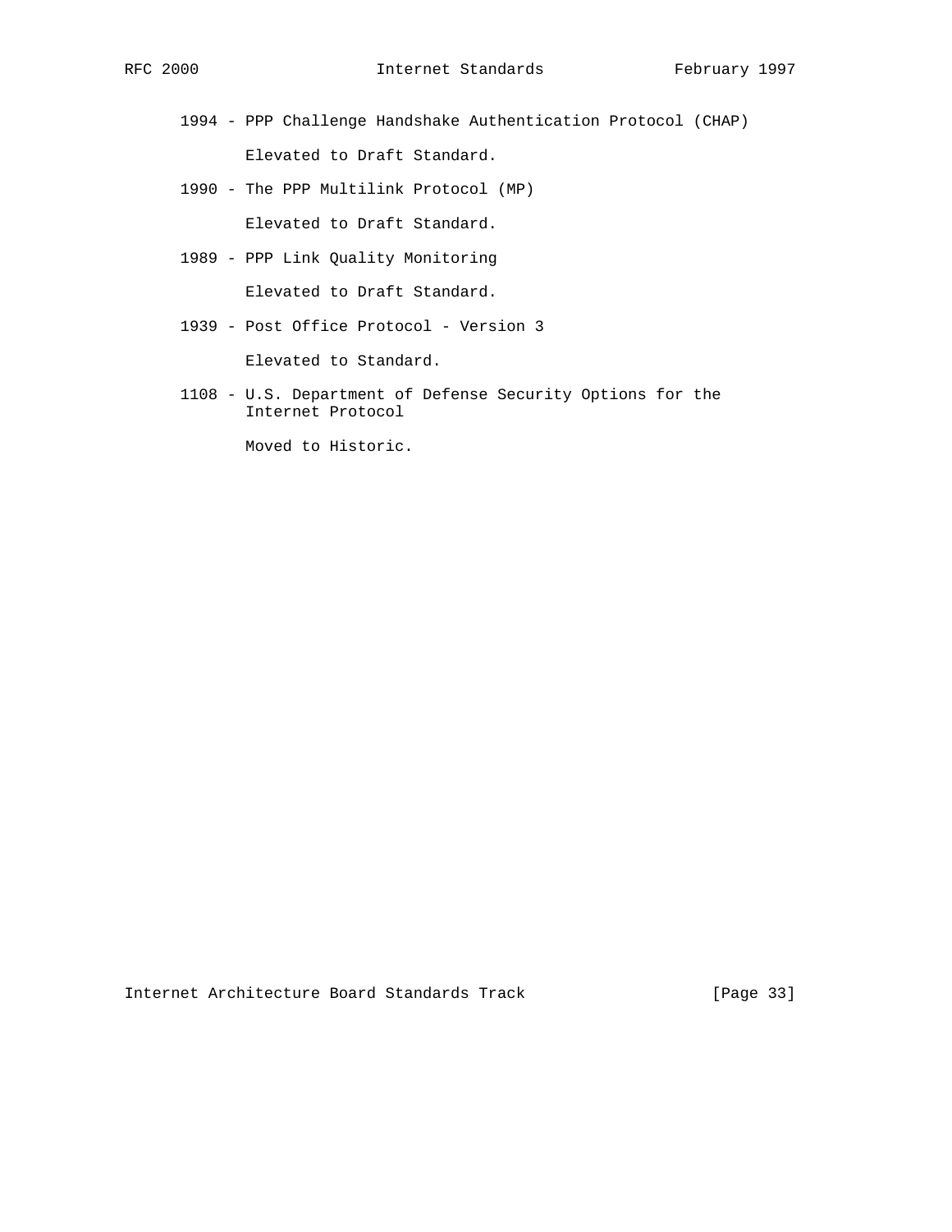1994 - PPP Challenge Handshake Authentication Protocol (CHAP)

Elevated to Draft Standard.

1990 - The PPP Multilink Protocol (MP)

Elevated to Draft Standard.

1989 - PPP Link Quality Monitoring

Elevated to Draft Standard.

1939 - Post Office Protocol - Version 3

Elevated to Standard.

1108 - U.S. Department of Defense Security Options for the Internet Protocol

Moved to Historic.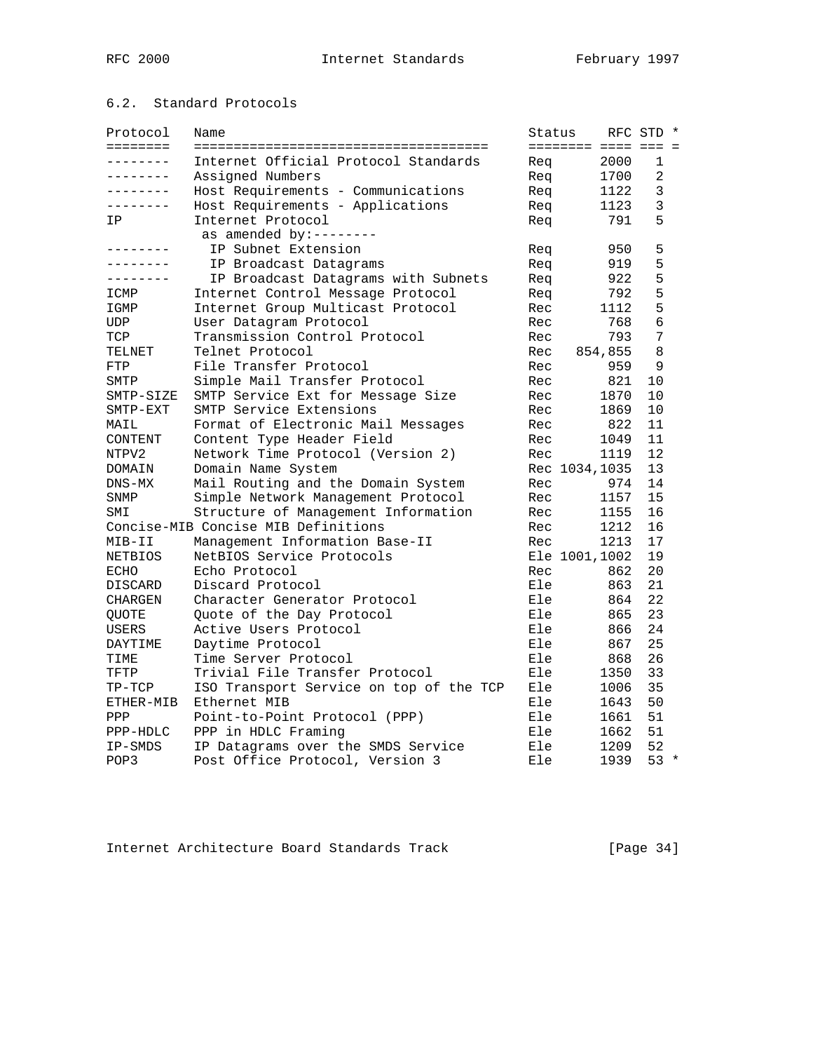## 6.2. Standard Protocols

| Protocol | Name | Status | RFC | STD | * |
|---|---|---|---|---|---|
| -------- | Internet Official Protocol Standards | Req | 2000 | 1 | |
| -------- | Assigned Numbers | Req | 1700 | 2 | |
| -------- | Host Requirements - Communications | Req | 1122 | 3 | |
| -------- | Host Requirements - Applications | Req | 1123 | 3 | |
| IP | Internet Protocol | Req | 791 | 5 | |
| | as amended by:-------- | | | | |
| -------- | IP Subnet Extension | Req | 950 | 5 | |
| -------- | IP Broadcast Datagrams | Req | 919 | 5 | |
| -------- | IP Broadcast Datagrams with Subnets | Req | 922 | 5 | |
| ICMP | Internet Control Message Protocol | Req | 792 | 5 | |
| IGMP | Internet Group Multicast Protocol | Rec | 1112 | 5 | |
| UDP | User Datagram Protocol | Rec | 768 | 6 | |
| TCP | Transmission Control Protocol | Rec | 793 | 7 | |
| TELNET | Telnet Protocol | Rec | 854,855 | 8 | |
| FTP | File Transfer Protocol | Rec | 959 | 9 | |
| SMTP | Simple Mail Transfer Protocol | Rec | 821 | 10 | |
| SMTP-SIZE | SMTP Service Ext for Message Size | Rec | 1870 | 10 | |
| SMTP-EXT | SMTP Service Extensions | Rec | 1869 | 10 | |
| MAIL | Format of Electronic Mail Messages | Rec | 822 | 11 | |
| CONTENT | Content Type Header Field | Rec | 1049 | 11 | |
| NTPV2 | Network Time Protocol (Version 2) | Rec | 1119 | 12 | |
| DOMAIN | Domain Name System | Rec | 1034,1035 | 13 | |
| DNS-MX | Mail Routing and the Domain System | Rec | 974 | 14 | |
| SNMP | Simple Network Management Protocol | Rec | 1157 | 15 | |
| SMI | Structure of Management Information | Rec | 1155 | 16 | |
| Concise-MIB | Concise MIB Definitions | Rec | 1212 | 16 | |
| MIB-II | Management Information Base-II | Rec | 1213 | 17 | |
| NETBIOS | NetBIOS Service Protocols | Ele | 1001,1002 | 19 | |
| ECHO | Echo Protocol | Rec | 862 | 20 | |
| DISCARD | Discard Protocol | Ele | 863 | 21 | |
| CHARGEN | Character Generator Protocol | Ele | 864 | 22 | |
| QUOTE | Quote of the Day Protocol | Ele | 865 | 23 | |
| USERS | Active Users Protocol | Ele | 866 | 24 | |
| DAYTIME | Daytime Protocol | Ele | 867 | 25 | |
| TIME | Time Server Protocol | Ele | 868 | 26 | |
| TFTP | Trivial File Transfer Protocol | Ele | 1350 | 33 | |
| TP-TCP | ISO Transport Service on top of the TCP | Ele | 1006 | 35 | |
| ETHER-MIB | Ethernet MIB | Ele | 1643 | 50 | |
| PPP | Point-to-Point Protocol (PPP) | Ele | 1661 | 51 | |
| PPP-HDLC | PPP in HDLC Framing | Ele | 1662 | 51 | |
| IP-SMDS | IP Datagrams over the SMDS Service | Ele | 1209 | 52 | |
| POP3 | Post Office Protocol, Version 3 | Ele | 1939 | 53 | * |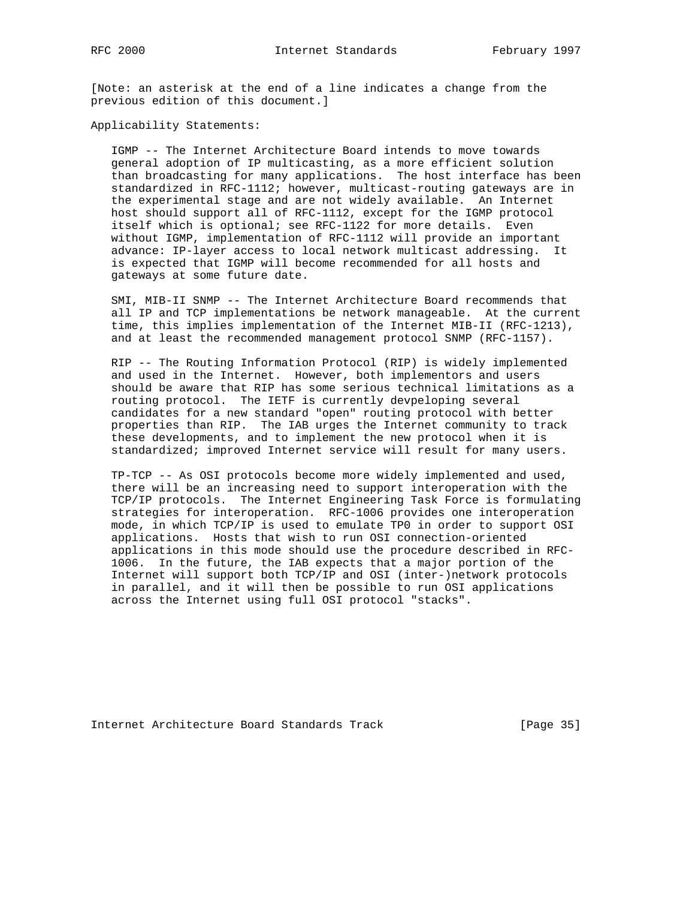[Note: an asterisk at the end of a line indicates a change from the previous edition of this document.]

Applicability Statements:

IGMP -- The Internet Architecture Board intends to move towards general adoption of IP multicasting, as a more efficient solution than broadcasting for many applications. The host interface has been standardized in RFC-1112; however, multicast-routing gateways are in the experimental stage and are not widely available. An Internet host should support all of RFC-1112, except for the IGMP protocol itself which is optional; see RFC-1122 for more details. Even without IGMP, implementation of RFC-1112 will provide an important advance: IP-layer access to local network multicast addressing. It is expected that IGMP will become recommended for all hosts and gateways at some future date.

SMI, MIB-II SNMP -- The Internet Architecture Board recommends that all IP and TCP implementations be network manageable. At the current time, this implies implementation of the Internet MIB-II (RFC-1213), and at least the recommended management protocol SNMP (RFC-1157).

RIP -- The Routing Information Protocol (RIP) is widely implemented and used in the Internet. However, both implementors and users should be aware that RIP has some serious technical limitations as a routing protocol. The IETF is currently devpeloping several candidates for a new standard "open" routing protocol with better properties than RIP. The IAB urges the Internet community to track these developments, and to implement the new protocol when it is standardized; improved Internet service will result for many users.

TP-TCP -- As OSI protocols become more widely implemented and used, there will be an increasing need to support interoperation with the TCP/IP protocols. The Internet Engineering Task Force is formulating strategies for interoperation. RFC-1006 provides one interoperation mode, in which TCP/IP is used to emulate TP0 in order to support OSI applications. Hosts that wish to run OSI connection-oriented applications in this mode should use the procedure described in RFC-1006. In the future, the IAB expects that a major portion of the Internet will support both TCP/IP and OSI (inter-)network protocols in parallel, and it will then be possible to run OSI applications across the Internet using full OSI protocol "stacks".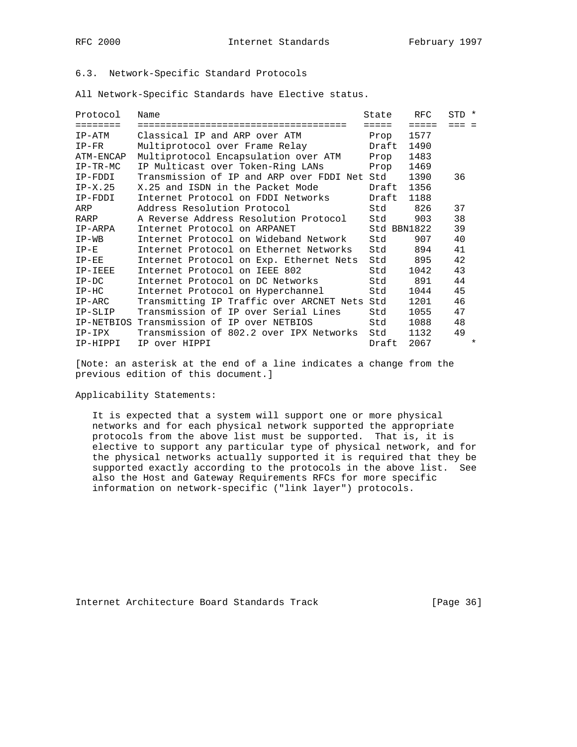### 6.3. Network-Specific Standard Protocols

All Network-Specific Standards have Elective status.

| Protocol | Name | State | RFC | STD | * |
|---|---|---|---|---|---|
| IP-ATM | Classical IP and ARP over ATM | Prop | 1577 | | |
| IP-FR | Multiprotocol over Frame Relay | Draft | 1490 | | |
| ATM-ENCAP | Multiprotocol Encapsulation over ATM | Prop | 1483 | | |
| IP-TR-MC | IP Multicast over Token-Ring LANs | Prop | 1469 | | |
| IP-FDDI | Transmission of IP and ARP over FDDI Net | Std | 1390 | 36 | |
| IP-X.25 | X.25 and ISDN in the Packet Mode | Draft | 1356 | | |
| IP-FDDI | Internet Protocol on FDDI Networks | Draft | 1188 | | |
| ARP | Address Resolution Protocol | Std | 826 | 37 | |
| RARP | A Reverse Address Resolution Protocol | Std | 903 | 38 | |
| IP-ARPA | Internet Protocol on ARPANET | Std | BBN1822 | 39 | |
| IP-WB | Internet Protocol on Wideband Network | Std | 907 | 40 | |
| IP-E | Internet Protocol on Ethernet Networks | Std | 894 | 41 | |
| IP-EE | Internet Protocol on Exp. Ethernet Nets | Std | 895 | 42 | |
| IP-IEEE | Internet Protocol on IEEE 802 | Std | 1042 | 43 | |
| IP-DC | Internet Protocol on DC Networks | Std | 891 | 44 | |
| IP-HC | Internet Protocol on Hyperchannel | Std | 1044 | 45 | |
| IP-ARC | Transmitting IP Traffic over ARCNET Nets | Std | 1201 | 46 | |
| IP-SLIP | Transmission of IP over Serial Lines | Std | 1055 | 47 | |
| IP-NETBIOS | Transmission of IP over NETBIOS | Std | 1088 | 48 | |
| IP-IPX | Transmission of 802.2 over IPX Networks | Std | 1132 | 49 | |
| IP-HIPPI | IP over HIPPI | Draft | 2067 | | * |

[Note: an asterisk at the end of a line indicates a change from the previous edition of this document.]

Applicability Statements:

It is expected that a system will support one or more physical networks and for each physical network supported the appropriate protocols from the above list must be supported. That is, it is elective to support any particular type of physical network, and for the physical networks actually supported it is required that they be supported exactly according to the protocols in the above list. See also the Host and Gateway Requirements RFCs for more specific information on network-specific ("link layer") protocols.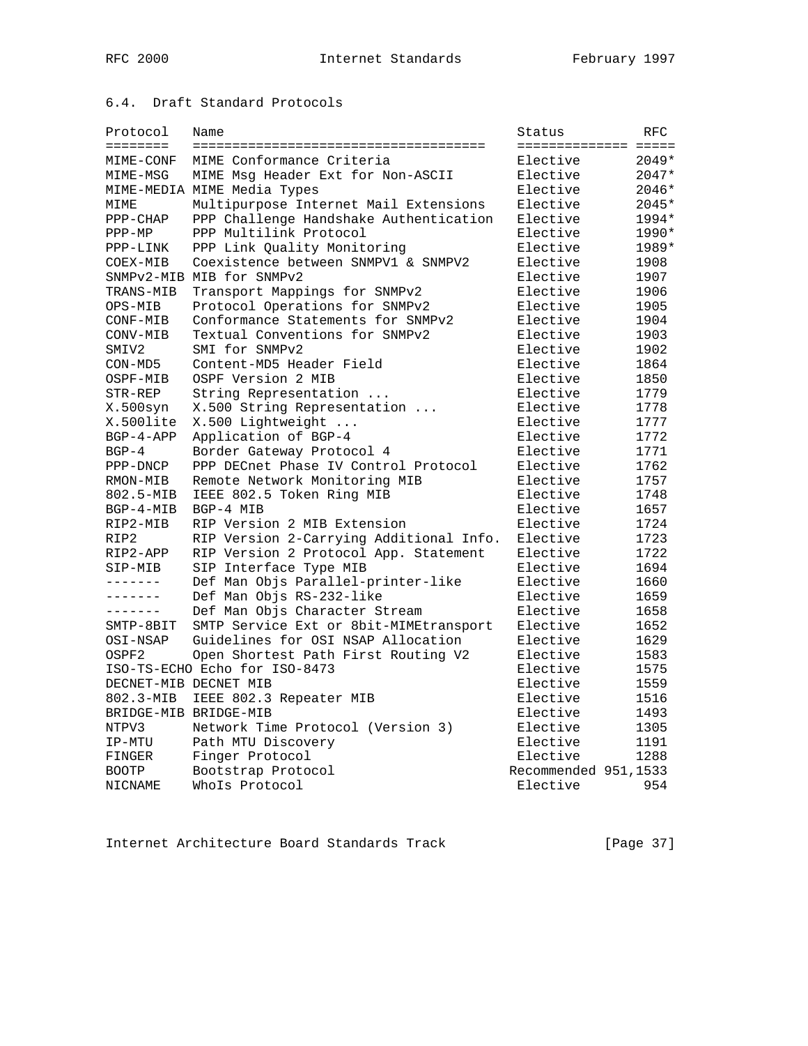## 6.4. Draft Standard Protocols

| Protocol | Name | Status | RFC |
|---|---|---|---|
| MIME-CONF | MIME Conformance Criteria | Elective | 2049* |
| MIME-MSG | MIME Msg Header Ext for Non-ASCII | Elective | 2047* |
| MIME-MEDIA | MIME Media Types | Elective | 2046* |
| MIME | Multipurpose Internet Mail Extensions | Elective | 2045* |
| PPP-CHAP | PPP Challenge Handshake Authentication | Elective | 1994* |
| PPP-MP | PPP Multilink Protocol | Elective | 1990* |
| PPP-LINK | PPP Link Quality Monitoring | Elective | 1989* |
| COEX-MIB | Coexistence between SNMPV1 & SNMPV2 | Elective | 1908 |
| SNMPv2-MIB | MIB for SNMPv2 | Elective | 1907 |
| TRANS-MIB | Transport Mappings for SNMPv2 | Elective | 1906 |
| OPS-MIB | Protocol Operations for SNMPv2 | Elective | 1905 |
| CONF-MIB | Conformance Statements for SNMPv2 | Elective | 1904 |
| CONV-MIB | Textual Conventions for SNMPv2 | Elective | 1903 |
| SMIV2 | SMI for SNMPv2 | Elective | 1902 |
| CON-MD5 | Content-MD5 Header Field | Elective | 1864 |
| OSPF-MIB | OSPF Version 2 MIB | Elective | 1850 |
| STR-REP | String Representation ... | Elective | 1779 |
| X.500syn | X.500 String Representation ... | Elective | 1778 |
| X.500lite | X.500 Lightweight ... | Elective | 1777 |
| BGP-4-APP | Application of BGP-4 | Elective | 1772 |
| BGP-4 | Border Gateway Protocol 4 | Elective | 1771 |
| PPP-DNCP | PPP DECnet Phase IV Control Protocol | Elective | 1762 |
| RMON-MIB | Remote Network Monitoring MIB | Elective | 1757 |
| 802.5-MIB | IEEE 802.5 Token Ring MIB | Elective | 1748 |
| BGP-4-MIB | BGP-4 MIB | Elective | 1657 |
| RIP2-MIB | RIP Version 2 MIB Extension | Elective | 1724 |
| RIP2 | RIP Version 2-Carrying Additional Info. | Elective | 1723 |
| RIP2-APP | RIP Version 2 Protocol App. Statement | Elective | 1722 |
| SIP-MIB | SIP Interface Type MIB | Elective | 1694 |
| ------- | Def Man Objs Parallel-printer-like | Elective | 1660 |
| ------- | Def Man Objs RS-232-like | Elective | 1659 |
| ------- | Def Man Objs Character Stream | Elective | 1658 |
| SMTP-8BIT | SMTP Service Ext or 8bit-MIMEtransport | Elective | 1652 |
| OSI-NSAP | Guidelines for OSI NSAP Allocation | Elective | 1629 |
| OSPF2 | Open Shortest Path First Routing V2 | Elective | 1583 |
| ISO-TS-ECHO | Echo for ISO-8473 | Elective | 1575 |
| DECNET-MIB | DECNET MIB | Elective | 1559 |
| 802.3-MIB | IEEE 802.3 Repeater MIB | Elective | 1516 |
| BRIDGE-MIB | BRIDGE-MIB | Elective | 1493 |
| NTPV3 | Network Time Protocol (Version 3) | Elective | 1305 |
| IP-MTU | Path MTU Discovery | Elective | 1191 |
| FINGER | Finger Protocol | Elective | 1288 |
| BOOTP | Bootstrap Protocol | Recommended | 951,1533 |
| NICNAME | WhoIs Protocol | Elective | 954 |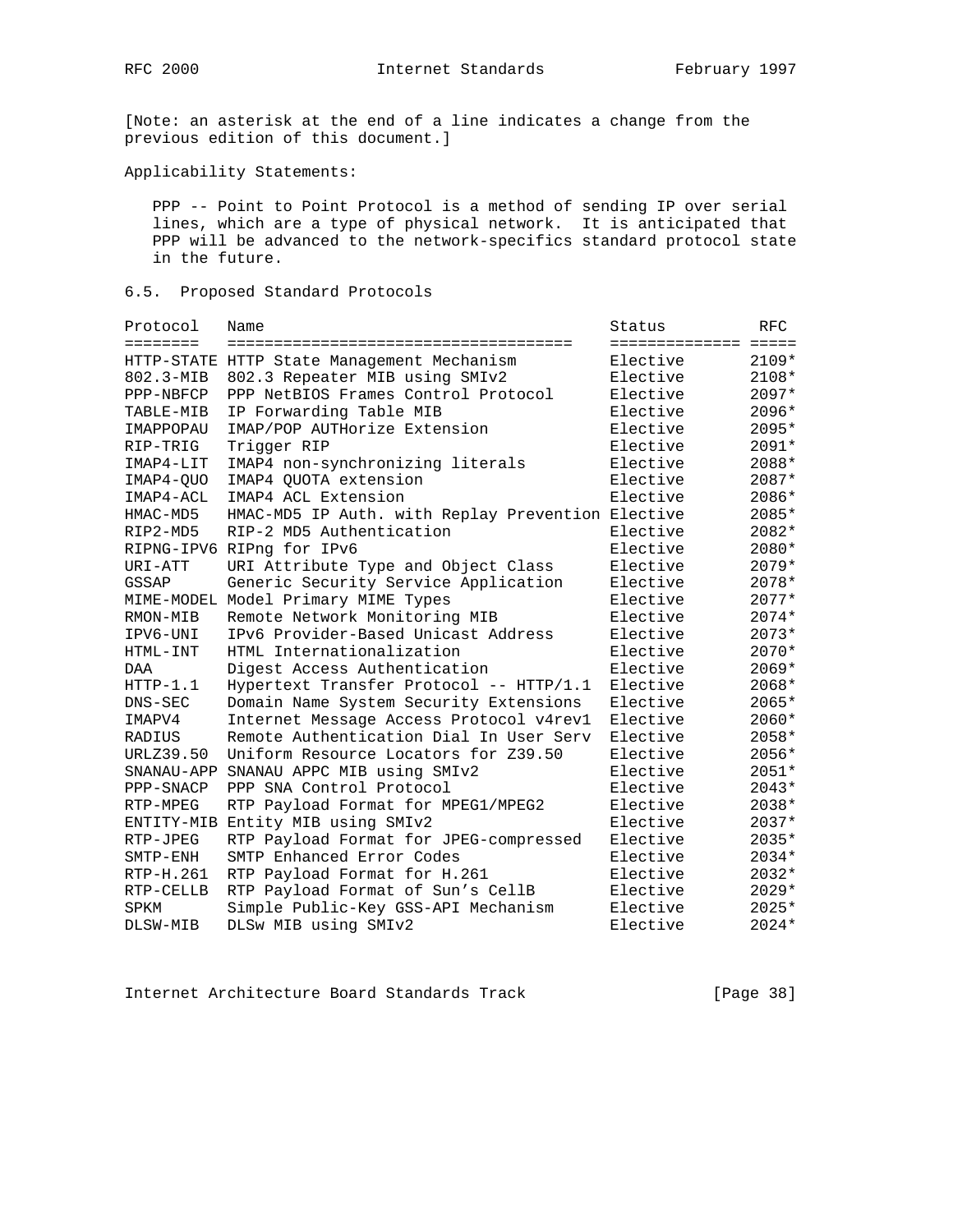[Note: an asterisk at the end of a line indicates a change from the previous edition of this document.]

Applicability Statements:

PPP -- Point to Point Protocol is a method of sending IP over serial lines, which are a type of physical network. It is anticipated that PPP will be advanced to the network-specifics standard protocol state in the future.

## 6.5. Proposed Standard Protocols

| Protocol | Name | Status | RFC |
|---|---|---|---|
| HTTP-STATE | HTTP State Management Mechanism | Elective | 2109* |
| 802.3-MIB | 802.3 Repeater MIB using SMIv2 | Elective | 2108* |
| PPP-NBFCP | PPP NetBIOS Frames Control Protocol | Elective | 2097* |
| TABLE-MIB | IP Forwarding Table MIB | Elective | 2096* |
| IMAPPOPAU | IMAP/POP AUTHorize Extension | Elective | 2095* |
| RIP-TRIG | Trigger RIP | Elective | 2091* |
| IMAP4-LIT | IMAP4 non-synchronizing literals | Elective | 2088* |
| IMAP4-QUO | IMAP4 QUOTA extension | Elective | 2087* |
| IMAP4-ACL | IMAP4 ACL Extension | Elective | 2086* |
| HMAC-MD5 | HMAC-MD5 IP Auth. with Replay Prevention | Elective | 2085* |
| RIP2-MD5 | RIP-2 MD5 Authentication | Elective | 2082* |
| RIPNG-IPV6 | RIPng for IPv6 | Elective | 2080* |
| URI-ATT | URI Attribute Type and Object Class | Elective | 2079* |
| GSSAP | Generic Security Service Application | Elective | 2078* |
| MIME-MODEL | Model Primary MIME Types | Elective | 2077* |
| RMON-MIB | Remote Network Monitoring MIB | Elective | 2074* |
| IPV6-UNI | IPv6 Provider-Based Unicast Address | Elective | 2073* |
| HTML-INT | HTML Internationalization | Elective | 2070* |
| DAA | Digest Access Authentication | Elective | 2069* |
| HTTP-1.1 | Hypertext Transfer Protocol -- HTTP/1.1 | Elective | 2068* |
| DNS-SEC | Domain Name System Security Extensions | Elective | 2065* |
| IMAPV4 | Internet Message Access Protocol v4rev1 | Elective | 2060* |
| RADIUS | Remote Authentication Dial In User Serv | Elective | 2058* |
| URLZ39.50 | Uniform Resource Locators for Z39.50 | Elective | 2056* |
| SNANAU-APP | SNANAU APPC MIB using SMIv2 | Elective | 2051* |
| PPP-SNACP | PPP SNA Control Protocol | Elective | 2043* |
| RTP-MPEG | RTP Payload Format for MPEG1/MPEG2 | Elective | 2038* |
| ENTITY-MIB | Entity MIB using SMIv2 | Elective | 2037* |
| RTP-JPEG | RTP Payload Format for JPEG-compressed | Elective | 2035* |
| SMTP-ENH | SMTP Enhanced Error Codes | Elective | 2034* |
| RTP-H.261 | RTP Payload Format for H.261 | Elective | 2032* |
| RTP-CELLB | RTP Payload Format of Sun's CellB | Elective | 2029* |
| SPKM | Simple Public-Key GSS-API Mechanism | Elective | 2025* |
| DLSW-MIB | DLSw MIB using SMIv2 | Elective | 2024* |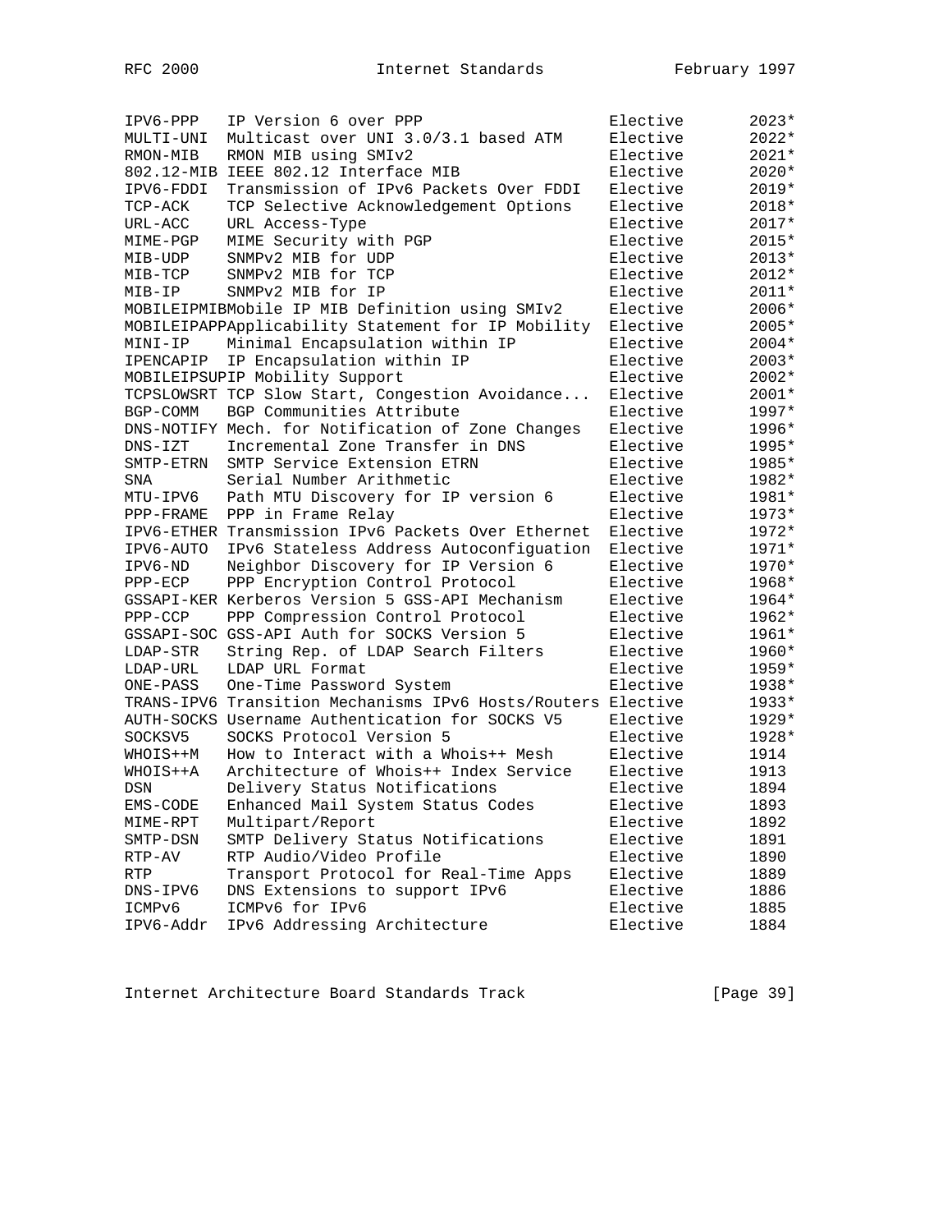```
IPV6-PPP   IP Version 6 over PPP                    Elective      2023*
MULTI-UNI  Multicast over UNI 3.0/3.1 based ATM     Elective      2022*
RMON-MIB   RMON MIB using SMIv2                     Elective      2021*
802.12-MIB IEEE 802.12 Interface MIB                Elective      2020*
IPV6-FDDI  Transmission of IPv6 Packets Over FDDI   Elective      2019*
TCP-ACK    TCP Selective Acknowledgement Options    Elective      2018*
URL-ACC    URL Access-Type                          Elective      2017*
MIME-PGP   MIME Security with PGP                   Elective      2015*
MIB-UDP    SNMPv2 MIB for UDP                       Elective      2013*
MIB-TCP    SNMPv2 MIB for TCP                       Elective      2012*
MIB-IP     SNMPv2 MIB for IP                        Elective      2011*
MOBILEIPMIBMobile IP MIB Definition using SMIv2     Elective      2006*
MOBILEIPAPPApplicability Statement for IP Mobility  Elective      2005*
MINI-IP    Minimal Encapsulation within IP          Elective      2004*
IPENCAPIP  IP Encapsulation within IP               Elective      2003*
MOBILEIPSUPIP Mobility Support                      Elective      2002*
TCPSLOWSRT TCP Slow Start, Congestion Avoidance...  Elective      2001*
BGP-COMM   BGP Communities Attribute                Elective      1997*
DNS-NOTIFY Mech. for Notification of Zone Changes   Elective      1996*
DNS-IZT    Incremental Zone Transfer in DNS         Elective      1995*
SMTP-ETRN  SMTP Service Extension ETRN              Elective      1985*
SNA        Serial Number Arithmetic                 Elective      1982*
MTU-IPV6   Path MTU Discovery for IP version 6      Elective      1981*
PPP-FRAME  PPP in Frame Relay                       Elective      1973*
IPV6-ETHER Transmission IPv6 Packets Over Ethernet  Elective      1972*
IPV6-AUTO  IPv6 Stateless Address Autoconfiguation  Elective      1971*
IPV6-ND    Neighbor Discovery for IP Version 6      Elective      1970*
PPP-ECP    PPP Encryption Control Protocol          Elective      1968*
GSSAPI-KER Kerberos Version 5 GSS-API Mechanism     Elective      1964*
PPP-CCP    PPP Compression Control Protocol         Elective      1962*
GSSAPI-SOC GSS-API Auth for SOCKS Version 5         Elective      1961*
LDAP-STR   String Rep. of LDAP Search Filters       Elective      1960*
LDAP-URL   LDAP URL Format                          Elective      1959*
ONE-PASS   One-Time Password System                 Elective      1938*
TRANS-IPV6 Transition Mechanisms IPv6 Hosts/Routers Elective      1933*
AUTH-SOCKS Username Authentication for SOCKS V5     Elective      1929*
SOCKSV5    SOCKS Protocol Version 5                 Elective      1928*
WHOIS++M   How to Interact with a Whois++ Mesh      Elective      1914
WHOIS++A   Architecture of Whois++ Index Service    Elective      1913
DSN        Delivery Status Notifications            Elective      1894
EMS-CODE   Enhanced Mail System Status Codes        Elective      1893
MIME-RPT   Multipart/Report                         Elective      1892
SMTP-DSN   SMTP Delivery Status Notifications       Elective      1891
RTP-AV     RTP Audio/Video Profile                  Elective      1890
RTP        Transport Protocol for Real-Time Apps    Elective      1889
DNS-IPV6   DNS Extensions to support IPv6           Elective      1886
ICMPv6     ICMPv6 for IPv6                          Elective      1885
IPV6-Addr  IPv6 Addressing Architecture             Elective      1884
```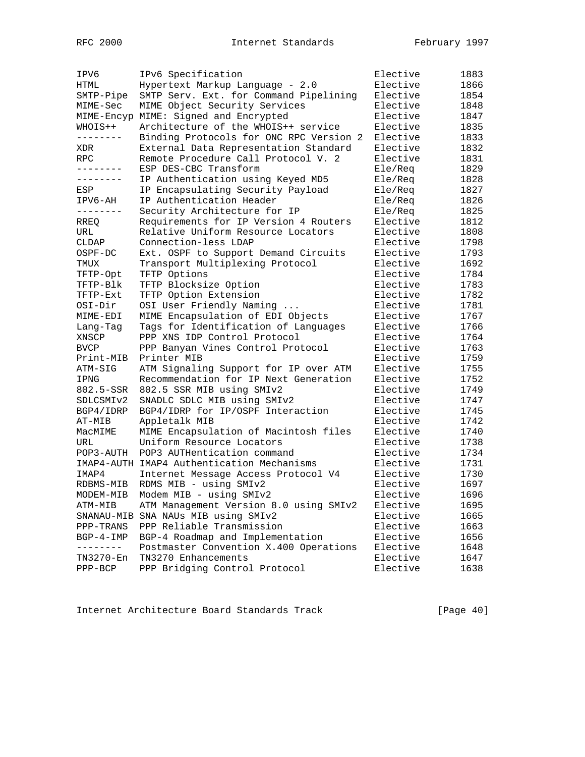```
IPV6      IPv6 Specification                      Elective     1883
HTML      Hypertext Markup Language - 2.0         Elective     1866
SMTP-Pipe SMTP Serv. Ext. for Command Pipelining  Elective     1854
MIME-Sec  MIME Object Security Services           Elective     1848
MIME-Encyp MIME: Signed and Encrypted             Elective     1847
WHOIS++   Architecture of the WHOIS++ service     Elective     1835
--------  Binding Protocols for ONC RPC Version 2 Elective     1833
XDR       External Data Representation Standard   Elective     1832
RPC       Remote Procedure Call Protocol V. 2     Elective     1831
--------  ESP DES-CBC Transform                   Ele/Req      1829
--------  IP Authentication using Keyed MD5       Ele/Req      1828
ESP       IP Encapsulating Security Payload       Ele/Req      1827
IPV6-AH   IP Authentication Header                Ele/Req      1826
--------  Security Architecture for IP            Ele/Req      1825
RREQ      Requirements for IP Version 4 Routers   Elective     1812
URL       Relative Uniform Resource Locators      Elective     1808
CLDAP     Connection-less LDAP                    Elective     1798
OSPF-DC   Ext. OSPF to Support Demand Circuits    Elective     1793
TMUX      Transport Multiplexing Protocol         Elective     1692
TFTP-Opt  TFTP Options                            Elective     1784
TFTP-Blk  TFTP Blocksize Option                   Elective     1783
TFTP-Ext  TFTP Option Extension                   Elective     1782
OSI-Dir   OSI User Friendly Naming ...            Elective     1781
MIME-EDI  MIME Encapsulation of EDI Objects       Elective     1767
Lang-Tag  Tags for Identification of Languages    Elective     1766
XNSCP     PPP XNS IDP Control Protocol            Elective     1764
BVCP      PPP Banyan Vines Control Protocol       Elective     1763
Print-MIB Printer MIB                             Elective     1759
ATM-SIG   ATM Signaling Support for IP over ATM   Elective     1755
IPNG      Recommendation for IP Next Generation   Elective     1752
802.5-SSR 802.5 SSR MIB using SMIv2               Elective     1749
SDLCSMIv2 SNADLC SDLC MIB using SMIv2             Elective     1747
BGP4/IDRP BGP4/IDRP for IP/OSPF Interaction       Elective     1745
AT-MIB    Appletalk MIB                           Elective     1742
MacMIME   MIME Encapsulation of Macintosh files   Elective     1740
URL       Uniform Resource Locators               Elective     1738
POP3-AUTH POP3 AUTHentication command             Elective     1734
IMAP4-AUTH IMAP4 Authentication Mechanisms        Elective     1731
IMAP4     Internet Message Access Protocol V4     Elective     1730
RDBMS-MIB RDMS MIB - using SMIv2                  Elective     1697
MODEM-MIB Modem MIB - using SMIv2                 Elective     1696
ATM-MIB   ATM Management Version 8.0 using SMIv2  Elective     1695
SNANAU-MIB SNA NAUs MIB using SMIv2               Elective     1665
PPP-TRANS PPP Reliable Transmission               Elective     1663
BGP-4-IMP BGP-4 Roadmap and Implementation        Elective     1656
--------  Postmaster Convention X.400 Operations  Elective     1648
TN3270-En TN3270 Enhancements                     Elective     1647
PPP-BCP   PPP Bridging Control Protocol           Elective     1638
```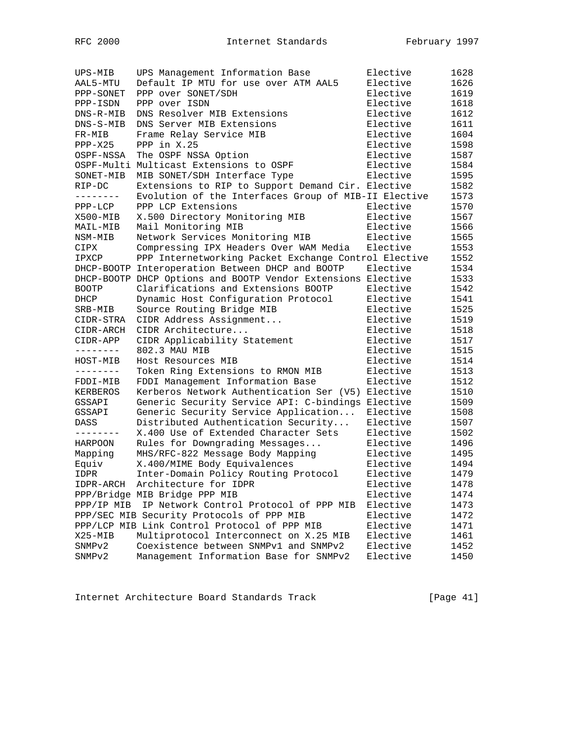| | | | |
|---|---|---|---|
| UPS-MIB | UPS Management Information Base | Elective | 1628 |
| AAL5-MTU | Default IP MTU for use over ATM AAL5 | Elective | 1626 |
| PPP-SONET | PPP over SONET/SDH | Elective | 1619 |
| PPP-ISDN | PPP over ISDN | Elective | 1618 |
| DNS-R-MIB | DNS Resolver MIB Extensions | Elective | 1612 |
| DNS-S-MIB | DNS Server MIB Extensions | Elective | 1611 |
| FR-MIB | Frame Relay Service MIB | Elective | 1604 |
| PPP-X25 | PPP in X.25 | Elective | 1598 |
| OSPF-NSSA | The OSPF NSSA Option | Elective | 1587 |
| OSPF-Multi | Multicast Extensions to OSPF | Elective | 1584 |
| SONET-MIB | MIB SONET/SDH Interface Type | Elective | 1595 |
| RIP-DC | Extensions to RIP to Support Demand Cir. | Elective | 1582 |
| -------- | Evolution of the Interfaces Group of MIB-II | Elective | 1573 |
| PPP-LCP | PPP LCP Extensions | Elective | 1570 |
| X500-MIB | X.500 Directory Monitoring MIB | Elective | 1567 |
| MAIL-MIB | Mail Monitoring MIB | Elective | 1566 |
| NSM-MIB | Network Services Monitoring MIB | Elective | 1565 |
| CIPX | Compressing IPX Headers Over WAM Media | Elective | 1553 |
| IPXCP | PPP Internetworking Packet Exchange Control | Elective | 1552 |
| DHCP-BOOTP | Interoperation Between DHCP and BOOTP | Elective | 1534 |
| DHCP-BOOTP | DHCP Options and BOOTP Vendor Extensions | Elective | 1533 |
| BOOTP | Clarifications and Extensions BOOTP | Elective | 1542 |
| DHCP | Dynamic Host Configuration Protocol | Elective | 1541 |
| SRB-MIB | Source Routing Bridge MIB | Elective | 1525 |
| CIDR-STRA | CIDR Address Assignment... | Elective | 1519 |
| CIDR-ARCH | CIDR Architecture... | Elective | 1518 |
| CIDR-APP | CIDR Applicability Statement | Elective | 1517 |
| -------- | 802.3 MAU MIB | Elective | 1515 |
| HOST-MIB | Host Resources MIB | Elective | 1514 |
| -------- | Token Ring Extensions to RMON MIB | Elective | 1513 |
| FDDI-MIB | FDDI Management Information Base | Elective | 1512 |
| KERBEROS | Kerberos Network Authentication Ser (V5) | Elective | 1510 |
| GSSAPI | Generic Security Service API: C-bindings | Elective | 1509 |
| GSSAPI | Generic Security Service Application... | Elective | 1508 |
| DASS | Distributed Authentication Security... | Elective | 1507 |
| -------- | X.400 Use of Extended Character Sets | Elective | 1502 |
| HARPOON | Rules for Downgrading Messages... | Elective | 1496 |
| Mapping | MHS/RFC-822 Message Body Mapping | Elective | 1495 |
| Equiv | X.400/MIME Body Equivalences | Elective | 1494 |
| IDPR | Inter-Domain Policy Routing Protocol | Elective | 1479 |
| IDPR-ARCH | Architecture for IDPR | Elective | 1478 |
| PPP/Bridge | MIB Bridge PPP MIB | Elective | 1474 |
| PPP/IP MIB | IP Network Control Protocol of PPP MIB | Elective | 1473 |
| PPP/SEC MIB | Security Protocols of PPP MIB | Elective | 1472 |
| PPP/LCP MIB | Link Control Protocol of PPP MIB | Elective | 1471 |
| X25-MIB | Multiprotocol Interconnect on X.25 MIB | Elective | 1461 |
| SNMPv2 | Coexistence between SNMPv1 and SNMPv2 | Elective | 1452 |
| SNMPv2 | Management Information Base for SNMPv2 | Elective | 1450 |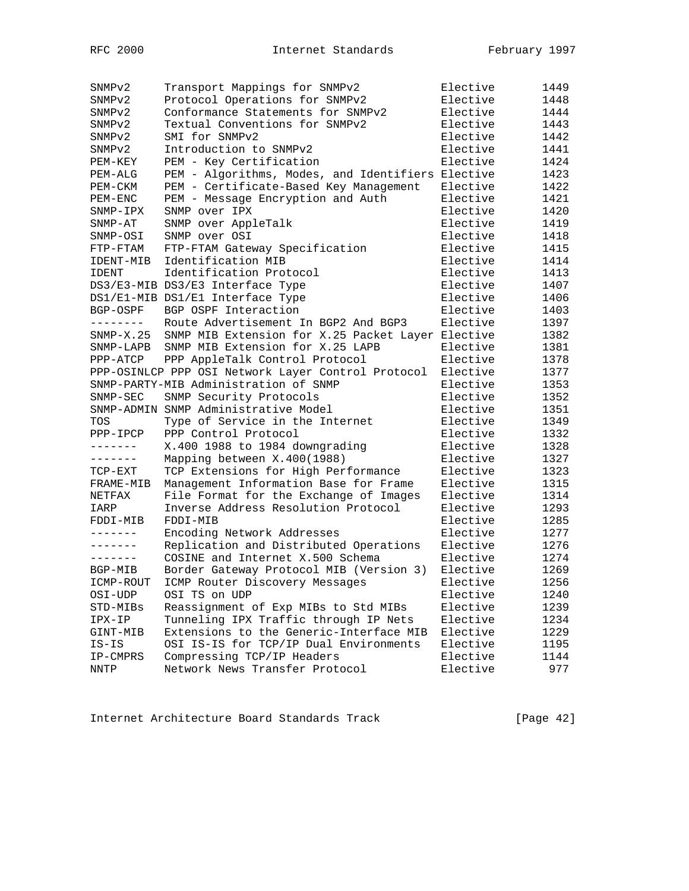| | | | |
|---|---|---|---|
| SNMPv2 | Transport Mappings for SNMPv2 | Elective | 1449 |
| SNMPv2 | Protocol Operations for SNMPv2 | Elective | 1448 |
| SNMPv2 | Conformance Statements for SNMPv2 | Elective | 1444 |
| SNMPv2 | Textual Conventions for SNMPv2 | Elective | 1443 |
| SNMPv2 | SMI for SNMPv2 | Elective | 1442 |
| SNMPv2 | Introduction to SNMPv2 | Elective | 1441 |
| PEM-KEY | PEM - Key Certification | Elective | 1424 |
| PEM-ALG | PEM - Algorithms, Modes, and Identifiers | Elective | 1423 |
| PEM-CKM | PEM - Certificate-Based Key Management | Elective | 1422 |
| PEM-ENC | PEM - Message Encryption and Auth | Elective | 1421 |
| SNMP-IPX | SNMP over IPX | Elective | 1420 |
| SNMP-AT | SNMP over AppleTalk | Elective | 1419 |
| SNMP-OSI | SNMP over OSI | Elective | 1418 |
| FTP-FTAM | FTP-FTAM Gateway Specification | Elective | 1415 |
| IDENT-MIB | Identification MIB | Elective | 1414 |
| IDENT | Identification Protocol | Elective | 1413 |
| DS3/E3-MIB | DS3/E3 Interface Type | Elective | 1407 |
| DS1/E1-MIB | DS1/E1 Interface Type | Elective | 1406 |
| BGP-OSPF | BGP OSPF Interaction | Elective | 1403 |
| -------- | Route Advertisement In BGP2 And BGP3 | Elective | 1397 |
| SNMP-X.25 | SNMP MIB Extension for X.25 Packet Layer | Elective | 1382 |
| SNMP-LAPB | SNMP MIB Extension for X.25 LAPB | Elective | 1381 |
| PPP-ATCP | PPP AppleTalk Control Protocol | Elective | 1378 |
| PPP-OSINLCP | PPP OSI Network Layer Control Protocol | Elective | 1377 |
| SNMP-PARTY-MIB | Administration of SNMP | Elective | 1353 |
| SNMP-SEC | SNMP Security Protocols | Elective | 1352 |
| SNMP-ADMIN | SNMP Administrative Model | Elective | 1351 |
| TOS | Type of Service in the Internet | Elective | 1349 |
| PPP-IPCP | PPP Control Protocol | Elective | 1332 |
| ------- | X.400 1988 to 1984 downgrading | Elective | 1328 |
| ------- | Mapping between X.400(1988) | Elective | 1327 |
| TCP-EXT | TCP Extensions for High Performance | Elective | 1323 |
| FRAME-MIB | Management Information Base for Frame | Elective | 1315 |
| NETFAX | File Format for the Exchange of Images | Elective | 1314 |
| IARP | Inverse Address Resolution Protocol | Elective | 1293 |
| FDDI-MIB | FDDI-MIB | Elective | 1285 |
| ------- | Encoding Network Addresses | Elective | 1277 |
| ------- | Replication and Distributed Operations | Elective | 1276 |
| ------- | COSINE and Internet X.500 Schema | Elective | 1274 |
| BGP-MIB | Border Gateway Protocol MIB (Version 3) | Elective | 1269 |
| ICMP-ROUT | ICMP Router Discovery Messages | Elective | 1256 |
| OSI-UDP | OSI TS on UDP | Elective | 1240 |
| STD-MIBs | Reassignment of Exp MIBs to Std MIBs | Elective | 1239 |
| IPX-IP | Tunneling IPX Traffic through IP Nets | Elective | 1234 |
| GINT-MIB | Extensions to the Generic-Interface MIB | Elective | 1229 |
| IS-IS | OSI IS-IS for TCP/IP Dual Environments | Elective | 1195 |
| IP-CMPRS | Compressing TCP/IP Headers | Elective | 1144 |
| NNTP | Network News Transfer Protocol | Elective | 977 |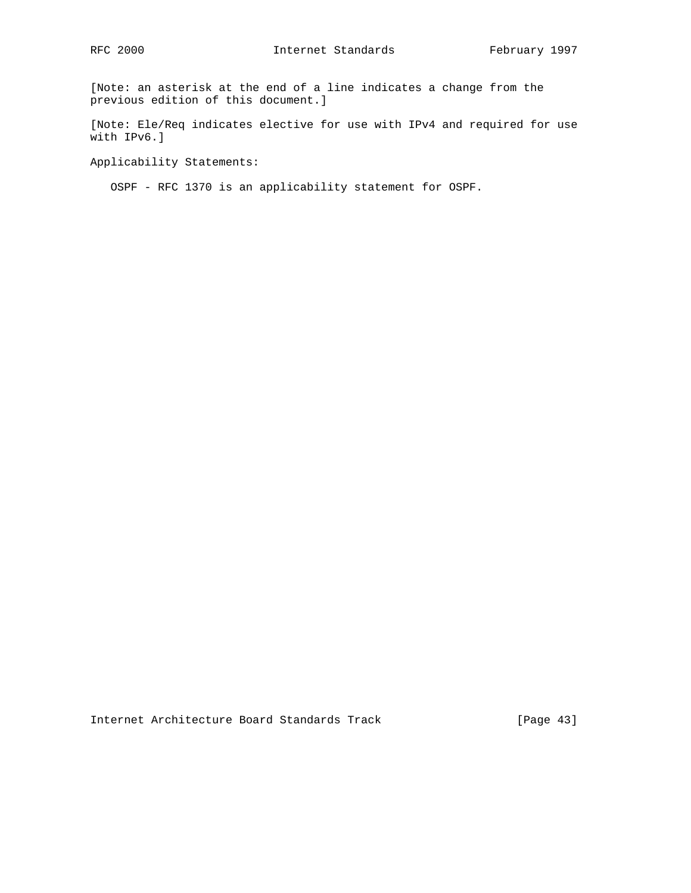[Note: an asterisk at the end of a line indicates a change from the previous edition of this document.]

[Note: Ele/Req indicates elective for use with IPv4 and required for use with IPv6.]

Applicability Statements:

OSPF - RFC 1370 is an applicability statement for OSPF.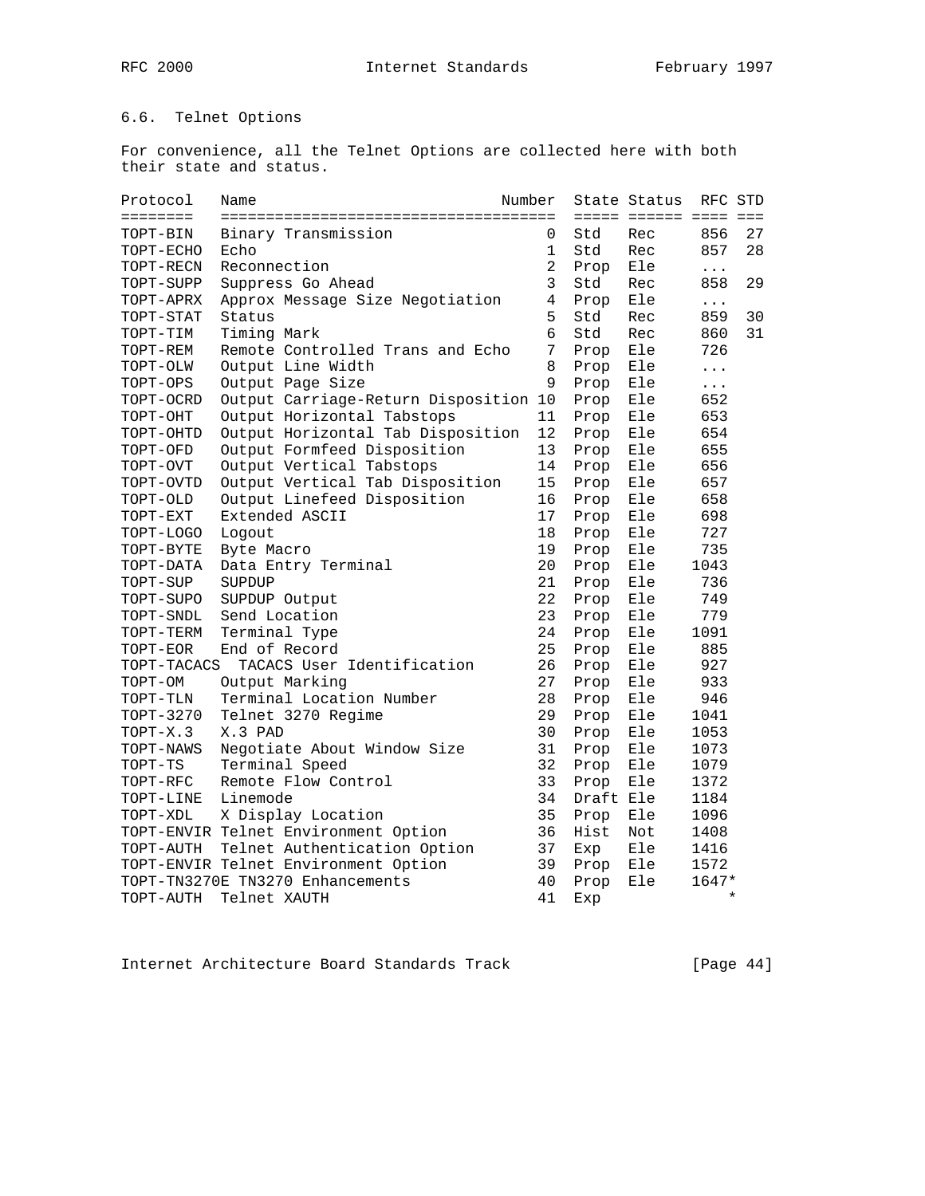## 6.6. Telnet Options

For convenience, all the Telnet Options are collected here with both their state and status.

| Protocol | Name | Number | State | Status | RFC | STD |
|---|---|---|---|---|---|---|
| TOPT-BIN | Binary Transmission | 0 | Std | Rec | 856 | 27 |
| TOPT-ECHO | Echo | 1 | Std | Rec | 857 | 28 |
| TOPT-RECN | Reconnection | 2 | Prop | Ele | ... | |
| TOPT-SUPP | Suppress Go Ahead | 3 | Std | Rec | 858 | 29 |
| TOPT-APRX | Approx Message Size Negotiation | 4 | Prop | Ele | ... | |
| TOPT-STAT | Status | 5 | Std | Rec | 859 | 30 |
| TOPT-TIM | Timing Mark | 6 | Std | Rec | 860 | 31 |
| TOPT-REM | Remote Controlled Trans and Echo | 7 | Prop | Ele | 726 | |
| TOPT-OLW | Output Line Width | 8 | Prop | Ele | ... | |
| TOPT-OPS | Output Page Size | 9 | Prop | Ele | ... | |
| TOPT-OCRD | Output Carriage-Return Disposition | 10 | Prop | Ele | 652 | |
| TOPT-OHT | Output Horizontal Tabstops | 11 | Prop | Ele | 653 | |
| TOPT-OHTD | Output Horizontal Tab Disposition | 12 | Prop | Ele | 654 | |
| TOPT-OFD | Output Formfeed Disposition | 13 | Prop | Ele | 655 | |
| TOPT-OVT | Output Vertical Tabstops | 14 | Prop | Ele | 656 | |
| TOPT-OVTD | Output Vertical Tab Disposition | 15 | Prop | Ele | 657 | |
| TOPT-OLD | Output Linefeed Disposition | 16 | Prop | Ele | 658 | |
| TOPT-EXT | Extended ASCII | 17 | Prop | Ele | 698 | |
| TOPT-LOGO | Logout | 18 | Prop | Ele | 727 | |
| TOPT-BYTE | Byte Macro | 19 | Prop | Ele | 735 | |
| TOPT-DATA | Data Entry Terminal | 20 | Prop | Ele | 1043 | |
| TOPT-SUP | SUPDUP | 21 | Prop | Ele | 736 | |
| TOPT-SUPO | SUPDUP Output | 22 | Prop | Ele | 749 | |
| TOPT-SNDL | Send Location | 23 | Prop | Ele | 779 | |
| TOPT-TERM | Terminal Type | 24 | Prop | Ele | 1091 | |
| TOPT-EOR | End of Record | 25 | Prop | Ele | 885 | |
| TOPT-TACACS | TACACS User Identification | 26 | Prop | Ele | 927 | |
| TOPT-OM | Output Marking | 27 | Prop | Ele | 933 | |
| TOPT-TLN | Terminal Location Number | 28 | Prop | Ele | 946 | |
| TOPT-3270 | Telnet 3270 Regime | 29 | Prop | Ele | 1041 | |
| TOPT-X.3 | X.3 PAD | 30 | Prop | Ele | 1053 | |
| TOPT-NAWS | Negotiate About Window Size | 31 | Prop | Ele | 1073 | |
| TOPT-TS | Terminal Speed | 32 | Prop | Ele | 1079 | |
| TOPT-RFC | Remote Flow Control | 33 | Prop | Ele | 1372 | |
| TOPT-LINE | Linemode | 34 | Draft | Ele | 1184 | |
| TOPT-XDL | X Display Location | 35 | Prop | Ele | 1096 | |
| TOPT-ENVIR | Telnet Environment Option | 36 | Hist | Not | 1408 | |
| TOPT-AUTH | Telnet Authentication Option | 37 | Exp | Ele | 1416 | |
| TOPT-ENVIR | Telnet Environment Option | 39 | Prop | Ele | 1572 | |
| TOPT-TN3270E | TN3270 Enhancements | 40 | Prop | Ele | 1647* | |
| TOPT-AUTH | Telnet XAUTH | 41 | Exp | | * | |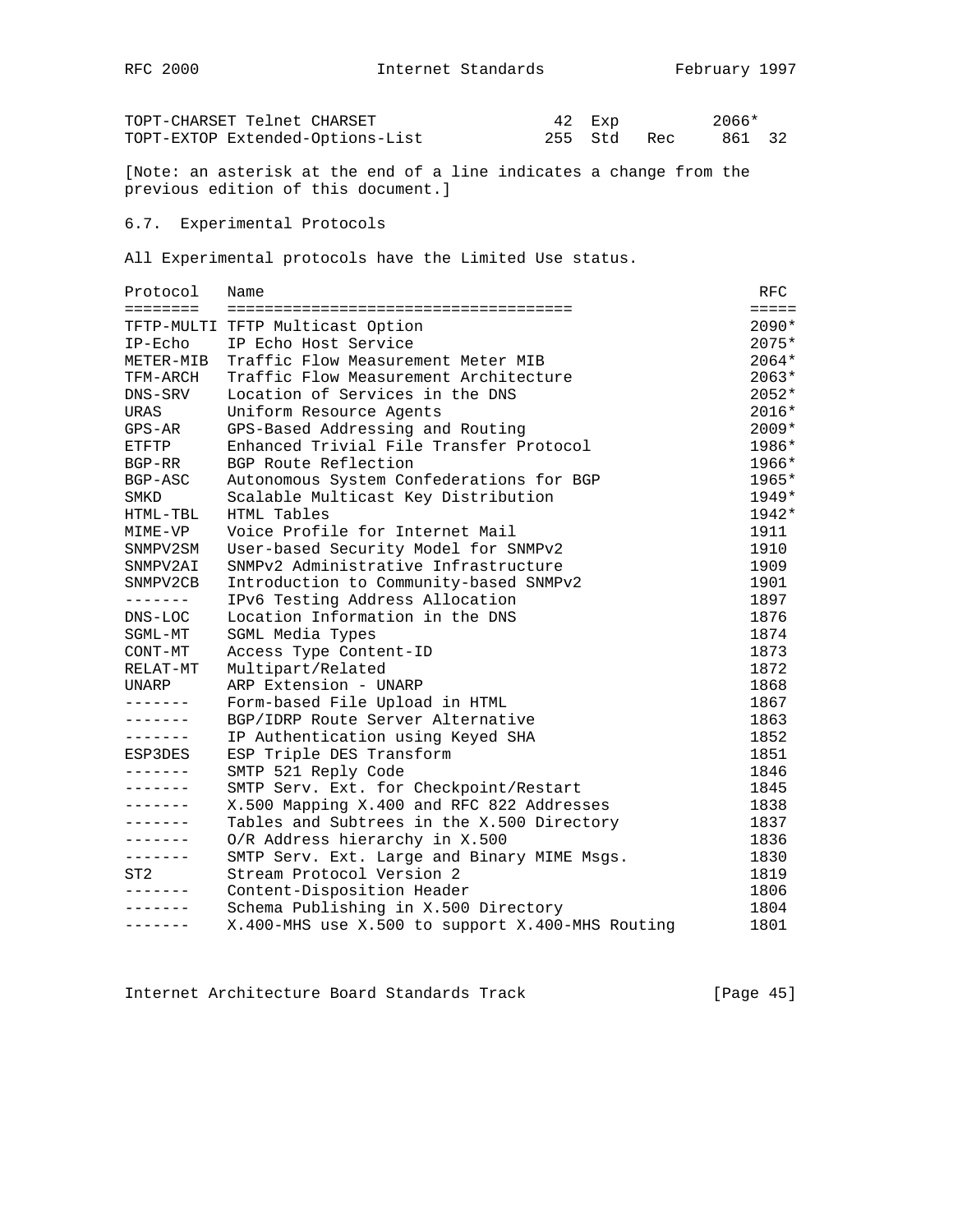| | | | | | |
|---|---|---|---|---|---|
| TOPT-CHARSET | Telnet CHARSET | 42 | Exp | | 2066* |
| TOPT-EXTOP | Extended-Options-List | 255 | Std | Rec | 861 32 |

[Note: an asterisk at the end of a line indicates a change from the previous edition of this document.]

## 6.7. Experimental Protocols

All Experimental protocols have the Limited Use status.

| Protocol | Name | RFC |
|---|---|---|
| TFTP-MULTI | TFTP Multicast Option | 2090* |
| IP-Echo | IP Echo Host Service | 2075* |
| METER-MIB | Traffic Flow Measurement Meter MIB | 2064* |
| TFM-ARCH | Traffic Flow Measurement Architecture | 2063* |
| DNS-SRV | Location of Services in the DNS | 2052* |
| URAS | Uniform Resource Agents | 2016* |
| GPS-AR | GPS-Based Addressing and Routing | 2009* |
| ETFTP | Enhanced Trivial File Transfer Protocol | 1986* |
| BGP-RR | BGP Route Reflection | 1966* |
| BGP-ASC | Autonomous System Confederations for BGP | 1965* |
| SMKD | Scalable Multicast Key Distribution | 1949* |
| HTML-TBL | HTML Tables | 1942* |
| MIME-VP | Voice Profile for Internet Mail | 1911 |
| SNMPV2SM | User-based Security Model for SNMPv2 | 1910 |
| SNMPV2AI | SNMPv2 Administrative Infrastructure | 1909 |
| SNMPV2CB | Introduction to Community-based SNMPv2 | 1901 |
| ------- | IPv6 Testing Address Allocation | 1897 |
| DNS-LOC | Location Information in the DNS | 1876 |
| SGML-MT | SGML Media Types | 1874 |
| CONT-MT | Access Type Content-ID | 1873 |
| RELAT-MT | Multipart/Related | 1872 |
| UNARP | ARP Extension - UNARP | 1868 |
| ------- | Form-based File Upload in HTML | 1867 |
| ------- | BGP/IDRP Route Server Alternative | 1863 |
| ------- | IP Authentication using Keyed SHA | 1852 |
| ESP3DES | ESP Triple DES Transform | 1851 |
| ------- | SMTP 521 Reply Code | 1846 |
| ------- | SMTP Serv. Ext. for Checkpoint/Restart | 1845 |
| ------- | X.500 Mapping X.400 and RFC 822 Addresses | 1838 |
| ------- | Tables and Subtrees in the X.500 Directory | 1837 |
| ------- | O/R Address hierarchy in X.500 | 1836 |
| ------- | SMTP Serv. Ext. Large and Binary MIME Msgs. | 1830 |
| ST2 | Stream Protocol Version 2 | 1819 |
| ------- | Content-Disposition Header | 1806 |
| ------- | Schema Publishing in X.500 Directory | 1804 |
| ------- | X.400-MHS use X.500 to support X.400-MHS Routing | 1801 |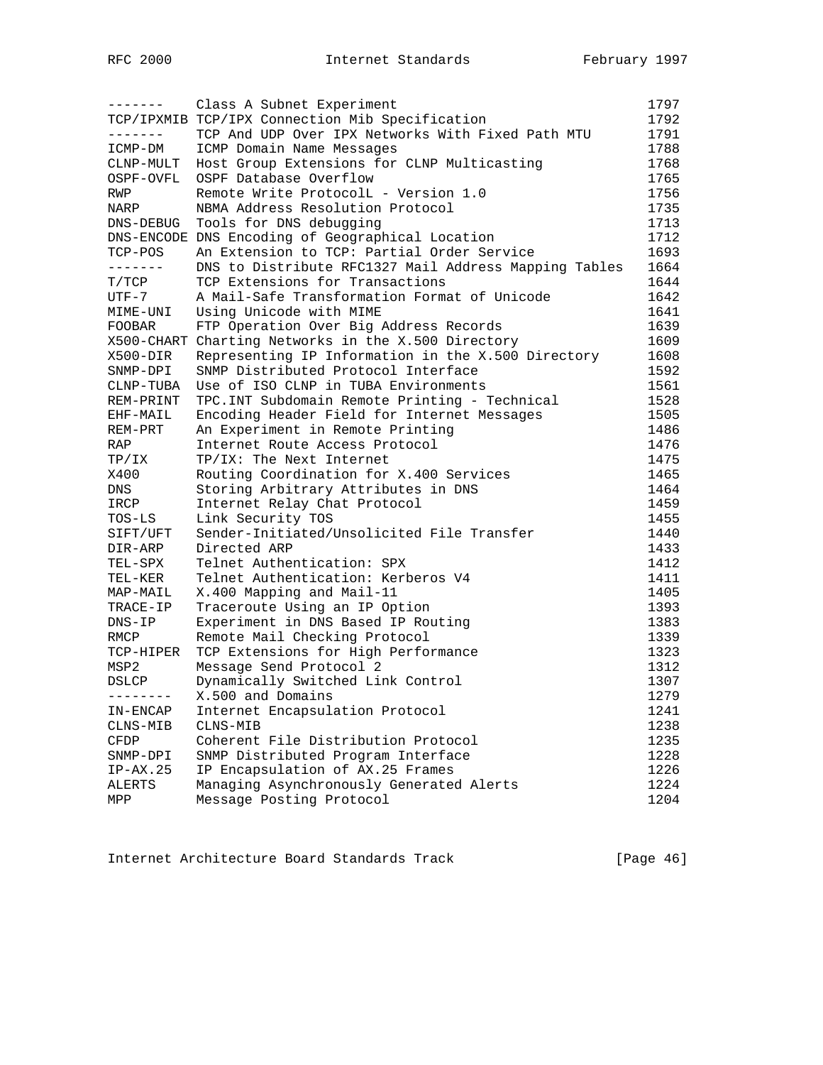```
-------   Class A Subnet Experiment                            1797
TCP/IPXMIB TCP/IPX Connection Mib Specification                1792
-------   TCP And UDP Over IPX Networks With Fixed Path MTU    1791
ICMP-DM   ICMP Domain Name Messages                            1788
CLNP-MULT Host Group Extensions for CLNP Multicasting          1768
OSPF-OVFL OSPF Database Overflow                               1765
RWP       Remote Write ProtocolL - Version 1.0                 1756
NARP      NBMA Address Resolution Protocol                     1735
DNS-DEBUG Tools for DNS debugging                              1713
DNS-ENCODE DNS Encoding of Geographical Location               1712
TCP-POS   An Extension to TCP: Partial Order Service           1693
-------   DNS to Distribute RFC1327 Mail Address Mapping Tables 1664
T/TCP     TCP Extensions for Transactions                      1644
UTF-7     A Mail-Safe Transformation Format of Unicode         1642
MIME-UNI  Using Unicode with MIME                              1641
FOOBAR    FTP Operation Over Big Address Records               1639
X500-CHART Charting Networks in the X.500 Directory            1609
X500-DIR  Representing IP Information in the X.500 Directory   1608
SNMP-DPI  SNMP Distributed Protocol Interface                  1592
CLNP-TUBA Use of ISO CLNP in TUBA Environments                 1561
REM-PRINT TPC.INT Subdomain Remote Printing - Technical        1528
EHF-MAIL  Encoding Header Field for Internet Messages          1505
REM-PRT   An Experiment in Remote Printing                     1486
RAP       Internet Route Access Protocol                       1476
TP/IX     TP/IX: The Next Internet                             1475
X400      Routing Coordination for X.400 Services              1465
DNS       Storing Arbitrary Attributes in DNS                  1464
IRCP      Internet Relay Chat Protocol                         1459
TOS-LS    Link Security TOS                                    1455
SIFT/UFT  Sender-Initiated/Unsolicited File Transfer           1440
DIR-ARP   Directed ARP                                         1433
TEL-SPX   Telnet Authentication: SPX                           1412
TEL-KER   Telnet Authentication: Kerberos V4                   1411
MAP-MAIL  X.400 Mapping and Mail-11                            1405
TRACE-IP  Traceroute Using an IP Option                        1393
DNS-IP    Experiment in DNS Based IP Routing                   1383
RMCP      Remote Mail Checking Protocol                        1339
TCP-HIPER TCP Extensions for High Performance                  1323
MSP2      Message Send Protocol 2                              1312
DSLCP     Dynamically Switched Link Control                    1307
--------  X.500 and Domains                                    1279
IN-ENCAP  Internet Encapsulation Protocol                      1241
CLNS-MIB  CLNS-MIB                                             1238
CFDP      Coherent File Distribution Protocol                  1235
SNMP-DPI  SNMP Distributed Program Interface                   1228
IP-AX.25  IP Encapsulation of AX.25 Frames                     1226
ALERTS    Managing Asynchronously Generated Alerts             1224
MPP       Message Posting Protocol                             1204
```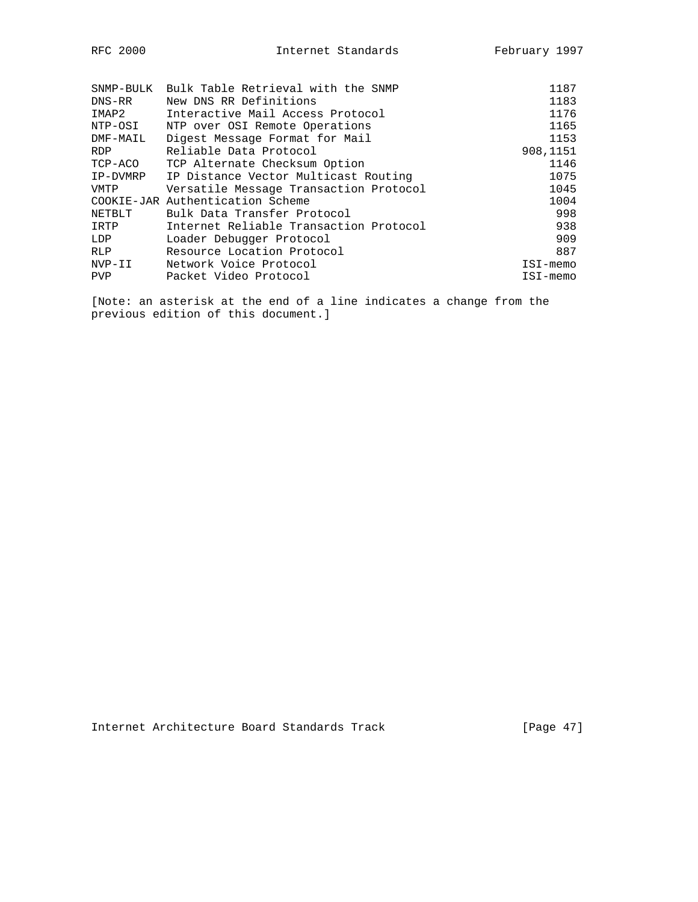| | | |
|---|---|---|
| SNMP-BULK | Bulk Table Retrieval with the SNMP | 1187 |
| DNS-RR | New DNS RR Definitions | 1183 |
| IMAP2 | Interactive Mail Access Protocol | 1176 |
| NTP-OSI | NTP over OSI Remote Operations | 1165 |
| DMF-MAIL | Digest Message Format for Mail | 1153 |
| RDP | Reliable Data Protocol | 908,1151 |
| TCP-ACO | TCP Alternate Checksum Option | 1146 |
| IP-DVMRP | IP Distance Vector Multicast Routing | 1075 |
| VMTP | Versatile Message Transaction Protocol | 1045 |
| COOKIE-JAR | Authentication Scheme | 1004 |
| NETBLT | Bulk Data Transfer Protocol | 998 |
| IRTP | Internet Reliable Transaction Protocol | 938 |
| LDP | Loader Debugger Protocol | 909 |
| RLP | Resource Location Protocol | 887 |
| NVP-II | Network Voice Protocol | ISI-memo |
| PVP | Packet Video Protocol | ISI-memo |

[Note: an asterisk at the end of a line indicates a change from the previous edition of this document.]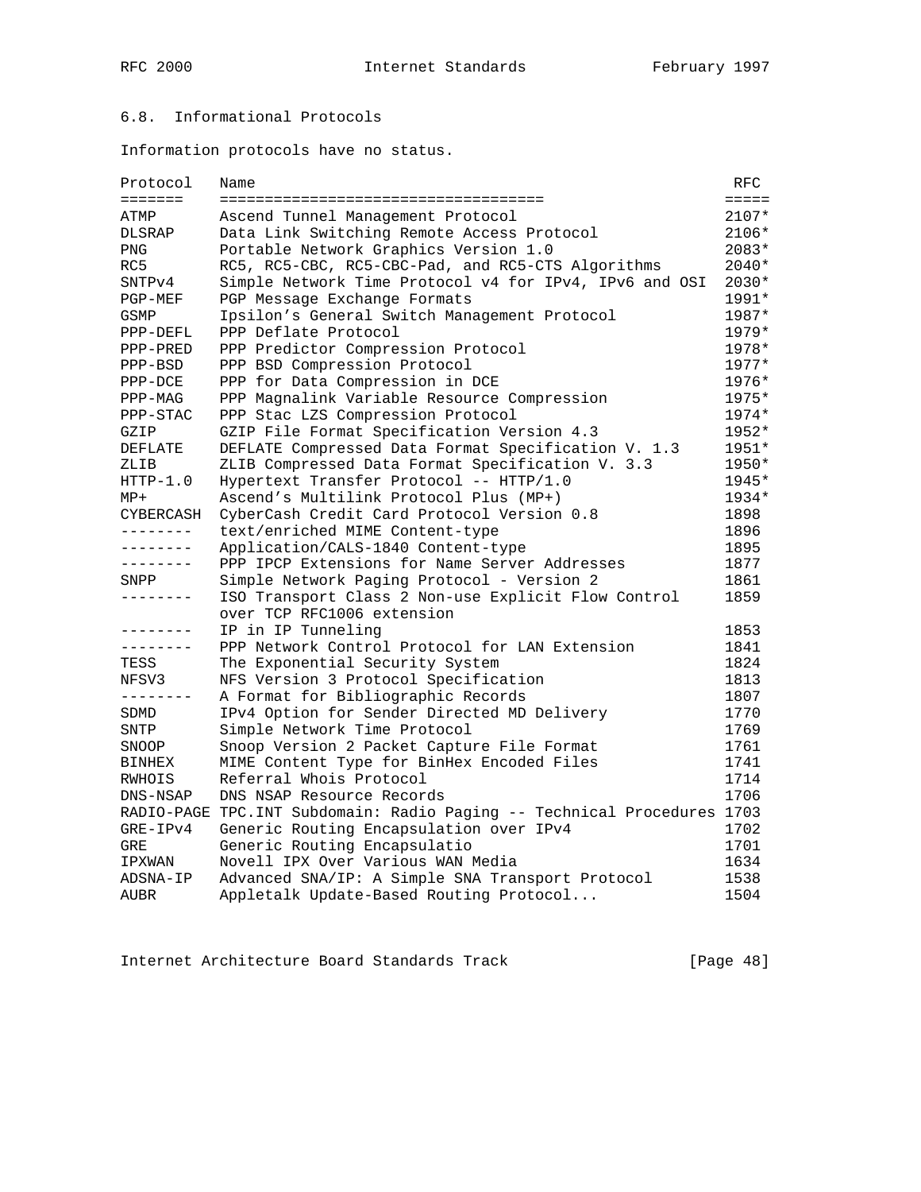## 6.8. Informational Protocols

Information protocols have no status.

| Protocol | Name | RFC |
|---|---|---|
| ATMP | Ascend Tunnel Management Protocol | 2107* |
| DLSRAP | Data Link Switching Remote Access Protocol | 2106* |
| PNG | Portable Network Graphics Version 1.0 | 2083* |
| RC5 | RC5, RC5-CBC, RC5-CBC-Pad, and RC5-CTS Algorithms | 2040* |
| SNTPv4 | Simple Network Time Protocol v4 for IPv4, IPv6 and OSI | 2030* |
| PGP-MEF | PGP Message Exchange Formats | 1991* |
| GSMP | Ipsilon's General Switch Management Protocol | 1987* |
| PPP-DEFL | PPP Deflate Protocol | 1979* |
| PPP-PRED | PPP Predictor Compression Protocol | 1978* |
| PPP-BSD | PPP BSD Compression Protocol | 1977* |
| PPP-DCE | PPP for Data Compression in DCE | 1976* |
| PPP-MAG | PPP Magnalink Variable Resource Compression | 1975* |
| PPP-STAC | PPP Stac LZS Compression Protocol | 1974* |
| GZIP | GZIP File Format Specification Version 4.3 | 1952* |
| DEFLATE | DEFLATE Compressed Data Format Specification V. 1.3 | 1951* |
| ZLIB | ZLIB Compressed Data Format Specification V. 3.3 | 1950* |
| HTTP-1.0 | Hypertext Transfer Protocol -- HTTP/1.0 | 1945* |
| MP+ | Ascend's Multilink Protocol Plus (MP+) | 1934* |
| CYBERCASH | CyberCash Credit Card Protocol Version 0.8 | 1898 |
| -------- | text/enriched MIME Content-type | 1896 |
| -------- | Application/CALS-1840 Content-type | 1895 |
| -------- | PPP IPCP Extensions for Name Server Addresses | 1877 |
| SNPP | Simple Network Paging Protocol - Version 2 | 1861 |
| -------- | ISO Transport Class 2 Non-use Explicit Flow Control over TCP RFC1006 extension | 1859 |
| -------- | IP in IP Tunneling | 1853 |
| -------- | PPP Network Control Protocol for LAN Extension | 1841 |
| TESS | The Exponential Security System | 1824 |
| NFSV3 | NFS Version 3 Protocol Specification | 1813 |
| -------- | A Format for Bibliographic Records | 1807 |
| SDMD | IPv4 Option for Sender Directed MD Delivery | 1770 |
| SNTP | Simple Network Time Protocol | 1769 |
| SNOOP | Snoop Version 2 Packet Capture File Format | 1761 |
| BINHEX | MIME Content Type for BinHex Encoded Files | 1741 |
| RWHOIS | Referral Whois Protocol | 1714 |
| DNS-NSAP | DNS NSAP Resource Records | 1706 |
| RADIO-PAGE | TPC.INT Subdomain: Radio Paging -- Technical Procedures | 1703 |
| GRE-IPv4 | Generic Routing Encapsulation over IPv4 | 1702 |
| GRE | Generic Routing Encapsulatio | 1701 |
| IPXWAN | Novell IPX Over Various WAN Media | 1634 |
| ADSNA-IP | Advanced SNA/IP: A Simple SNA Transport Protocol | 1538 |
| AUBR | Appletalk Update-Based Routing Protocol... | 1504 |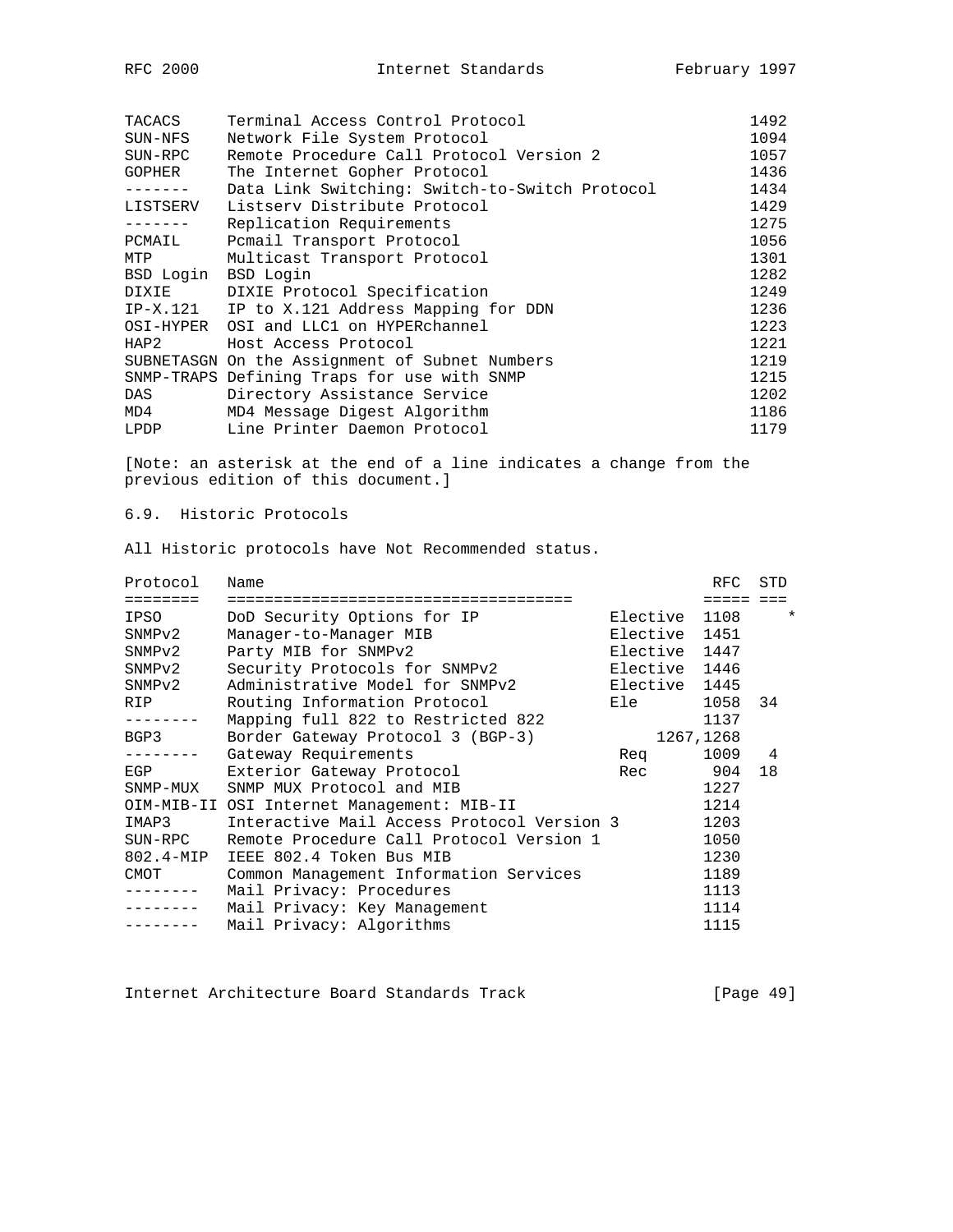| | | |
|---|---|---|
| TACACS | Terminal Access Control Protocol | 1492 |
| SUN-NFS | Network File System Protocol | 1094 |
| SUN-RPC | Remote Procedure Call Protocol Version 2 | 1057 |
| GOPHER | The Internet Gopher Protocol | 1436 |
| ------- | Data Link Switching: Switch-to-Switch Protocol | 1434 |
| LISTSERV | Listserv Distribute Protocol | 1429 |
| ------- | Replication Requirements | 1275 |
| PCMAIL | Pcmail Transport Protocol | 1056 |
| MTP | Multicast Transport Protocol | 1301 |
| BSD Login | BSD Login | 1282 |
| DIXIE | DIXIE Protocol Specification | 1249 |
| IP-X.121 | IP to X.121 Address Mapping for DDN | 1236 |
| OSI-HYPER | OSI and LLC1 on HYPERchannel | 1223 |
| HAP2 | Host Access Protocol | 1221 |
| SUBNETASGN | On the Assignment of Subnet Numbers | 1219 |
| SNMP-TRAPS | Defining Traps for use with SNMP | 1215 |
| DAS | Directory Assistance Service | 1202 |
| MD4 | MD4 Message Digest Algorithm | 1186 |
| LPDP | Line Printer Daemon Protocol | 1179 |

[Note: an asterisk at the end of a line indicates a change from the previous edition of this document.]

## 6.9. Historic Protocols

All Historic protocols have Not Recommended status.

| Protocol | Name | | RFC | STD | |
|---|---|---|---|---|---|
| IPSO | DoD Security Options for IP | Elective | 1108 | | * |
| SNMPv2 | Manager-to-Manager MIB | Elective | 1451 | | |
| SNMPv2 | Party MIB for SNMPv2 | Elective | 1447 | | |
| SNMPv2 | Security Protocols for SNMPv2 | Elective | 1446 | | |
| SNMPv2 | Administrative Model for SNMPv2 | Elective | 1445 | | |
| RIP | Routing Information Protocol | Ele | 1058 | 34 | |
| -------- | Mapping full 822 to Restricted 822 | | 1137 | | |
| BGP3 | Border Gateway Protocol 3 (BGP-3) | | 1267,1268 | | |
| -------- | Gateway Requirements | Req | 1009 | 4 | |
| EGP | Exterior Gateway Protocol | Rec | 904 | 18 | |
| SNMP-MUX | SNMP MUX Protocol and MIB | | 1227 | | |
| OIM-MIB-II | OSI Internet Management: MIB-II | | 1214 | | |
| IMAP3 | Interactive Mail Access Protocol Version 3 | | 1203 | | |
| SUN-RPC | Remote Procedure Call Protocol Version 1 | | 1050 | | |
| 802.4-MIP | IEEE 802.4 Token Bus MIB | | 1230 | | |
| CMOT | Common Management Information Services | | 1189 | | |
| -------- | Mail Privacy: Procedures | | 1113 | | |
| -------- | Mail Privacy: Key Management | | 1114 | | |
| -------- | Mail Privacy: Algorithms | | 1115 | | |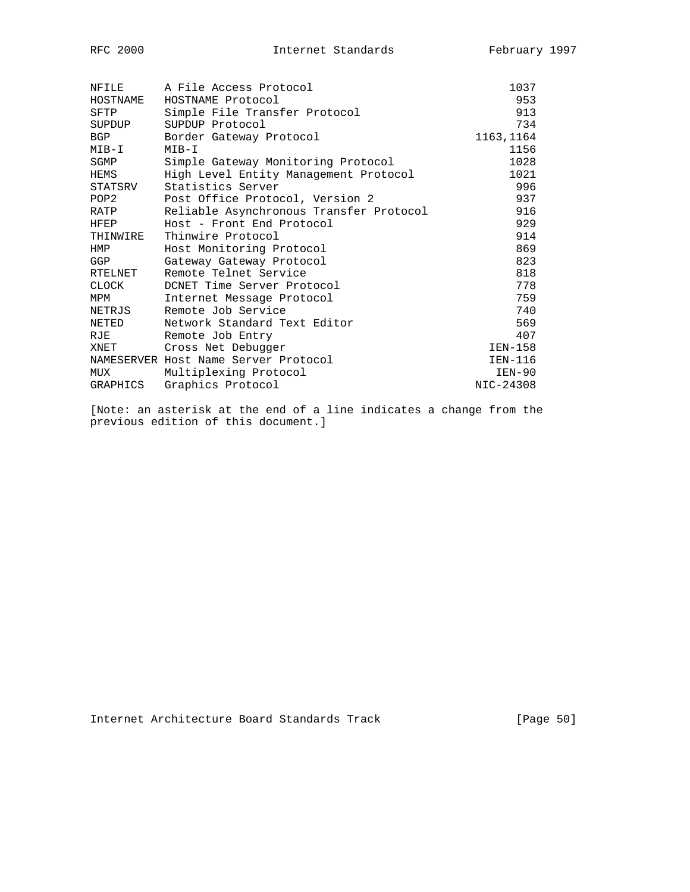| Protocol | Name | RFC |
|---|---|---|
| NFILE | A File Access Protocol | 1037 |
| HOSTNAME | HOSTNAME Protocol | 953 |
| SFTP | Simple File Transfer Protocol | 913 |
| SUPDUP | SUPDUP Protocol | 734 |
| BGP | Border Gateway Protocol | 1163,1164 |
| MIB-I | MIB-I | 1156 |
| SGMP | Simple Gateway Monitoring Protocol | 1028 |
| HEMS | High Level Entity Management Protocol | 1021 |
| STATSRV | Statistics Server | 996 |
| POP2 | Post Office Protocol, Version 2 | 937 |
| RATP | Reliable Asynchronous Transfer Protocol | 916 |
| HFEP | Host - Front End Protocol | 929 |
| THINWIRE | Thinwire Protocol | 914 |
| HMP | Host Monitoring Protocol | 869 |
| GGP | Gateway Gateway Protocol | 823 |
| RTELNET | Remote Telnet Service | 818 |
| CLOCK | DCNET Time Server Protocol | 778 |
| MPM | Internet Message Protocol | 759 |
| NETRJS | Remote Job Service | 740 |
| NETED | Network Standard Text Editor | 569 |
| RJE | Remote Job Entry | 407 |
| XNET | Cross Net Debugger | IEN-158 |
| NAMESERVER | Host Name Server Protocol | IEN-116 |
| MUX | Multiplexing Protocol | IEN-90 |
| GRAPHICS | Graphics Protocol | NIC-24308 |

[Note: an asterisk at the end of a line indicates a change from the previous edition of this document.]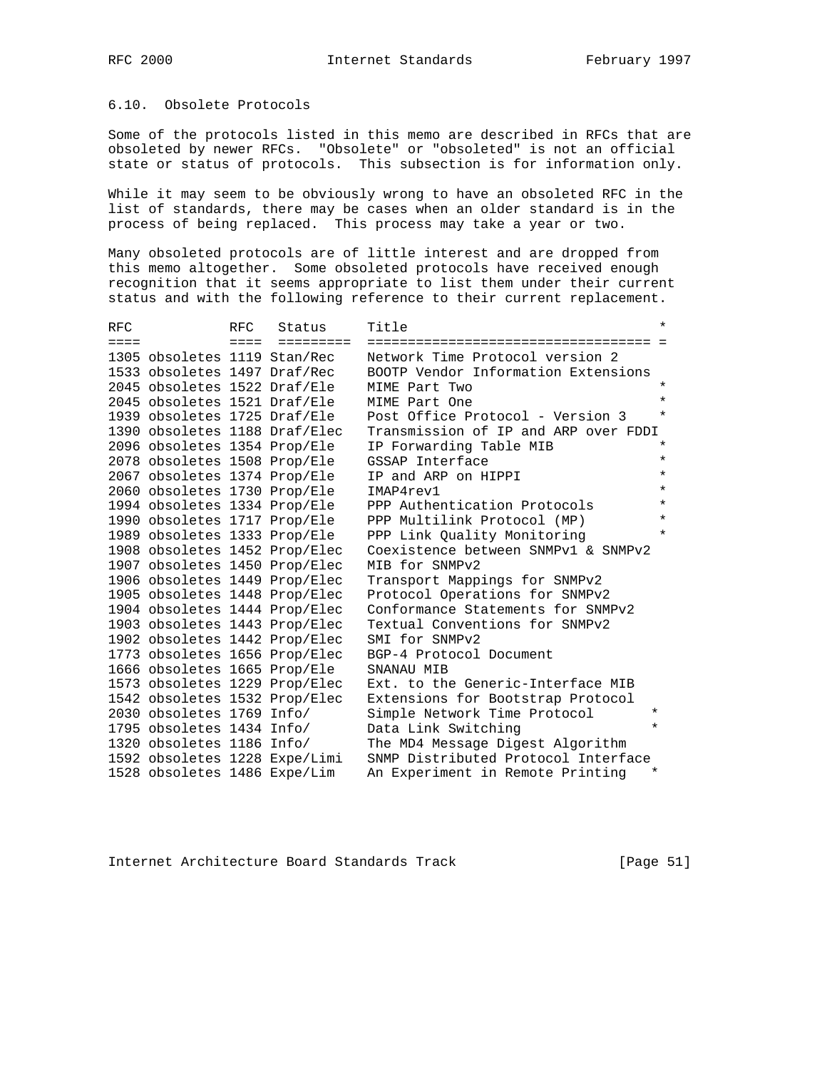## 6.10. Obsolete Protocols

Some of the protocols listed in this memo are described in RFCs that are obsoleted by newer RFCs. "Obsolete" or "obsoleted" is not an official state or status of protocols. This subsection is for information only.

While it may seem to be obviously wrong to have an obsoleted RFC in the list of standards, there may be cases when an older standard is in the process of being replaced. This process may take a year or two.

Many obsoleted protocols are of little interest and are dropped from this memo altogether. Some obsoleted protocols have received enough recognition that it seems appropriate to list them under their current status and with the following reference to their current replacement.

| RFC | | RFC | Status | Title | * |
|---|---|---|---|---|---|
| 1305 | obsoletes | 1119 | Stan/Rec | Network Time Protocol version 2 | |
| 1533 | obsoletes | 1497 | Draf/Rec | BOOTP Vendor Information Extensions | |
| 2045 | obsoletes | 1522 | Draf/Ele | MIME Part Two | * |
| 2045 | obsoletes | 1521 | Draf/Ele | MIME Part One | * |
| 1939 | obsoletes | 1725 | Draf/Ele | Post Office Protocol - Version 3 | * |
| 1390 | obsoletes | 1188 | Draf/Elec | Transmission of IP and ARP over FDDI | |
| 2096 | obsoletes | 1354 | Prop/Ele | IP Forwarding Table MIB | * |
| 2078 | obsoletes | 1508 | Prop/Ele | GSSAP Interface | * |
| 2067 | obsoletes | 1374 | Prop/Ele | IP and ARP on HIPPI | * |
| 2060 | obsoletes | 1730 | Prop/Ele | IMAP4rev1 | * |
| 1994 | obsoletes | 1334 | Prop/Ele | PPP Authentication Protocols | * |
| 1990 | obsoletes | 1717 | Prop/Ele | PPP Multilink Protocol (MP) | * |
| 1989 | obsoletes | 1333 | Prop/Ele | PPP Link Quality Monitoring | * |
| 1908 | obsoletes | 1452 | Prop/Elec | Coexistence between SNMPv1 & SNMPv2 | |
| 1907 | obsoletes | 1450 | Prop/Elec | MIB for SNMPv2 | |
| 1906 | obsoletes | 1449 | Prop/Elec | Transport Mappings for SNMPv2 | |
| 1905 | obsoletes | 1448 | Prop/Elec | Protocol Operations for SNMPv2 | |
| 1904 | obsoletes | 1444 | Prop/Elec | Conformance Statements for SNMPv2 | |
| 1903 | obsoletes | 1443 | Prop/Elec | Textual Conventions for SNMPv2 | |
| 1902 | obsoletes | 1442 | Prop/Elec | SMI for SNMPv2 | |
| 1773 | obsoletes | 1656 | Prop/Elec | BGP-4 Protocol Document | |
| 1666 | obsoletes | 1665 | Prop/Ele | SNANAU MIB | |
| 1573 | obsoletes | 1229 | Prop/Elec | Ext. to the Generic-Interface MIB | |
| 1542 | obsoletes | 1532 | Prop/Elec | Extensions for Bootstrap Protocol | |
| 2030 | obsoletes | 1769 | Info/ | Simple Network Time Protocol | * |
| 1795 | obsoletes | 1434 | Info/ | Data Link Switching | * |
| 1320 | obsoletes | 1186 | Info/ | The MD4 Message Digest Algorithm | |
| 1592 | obsoletes | 1228 | Expe/Limi | SNMP Distributed Protocol Interface | |
| 1528 | obsoletes | 1486 | Expe/Lim | An Experiment in Remote Printing | * |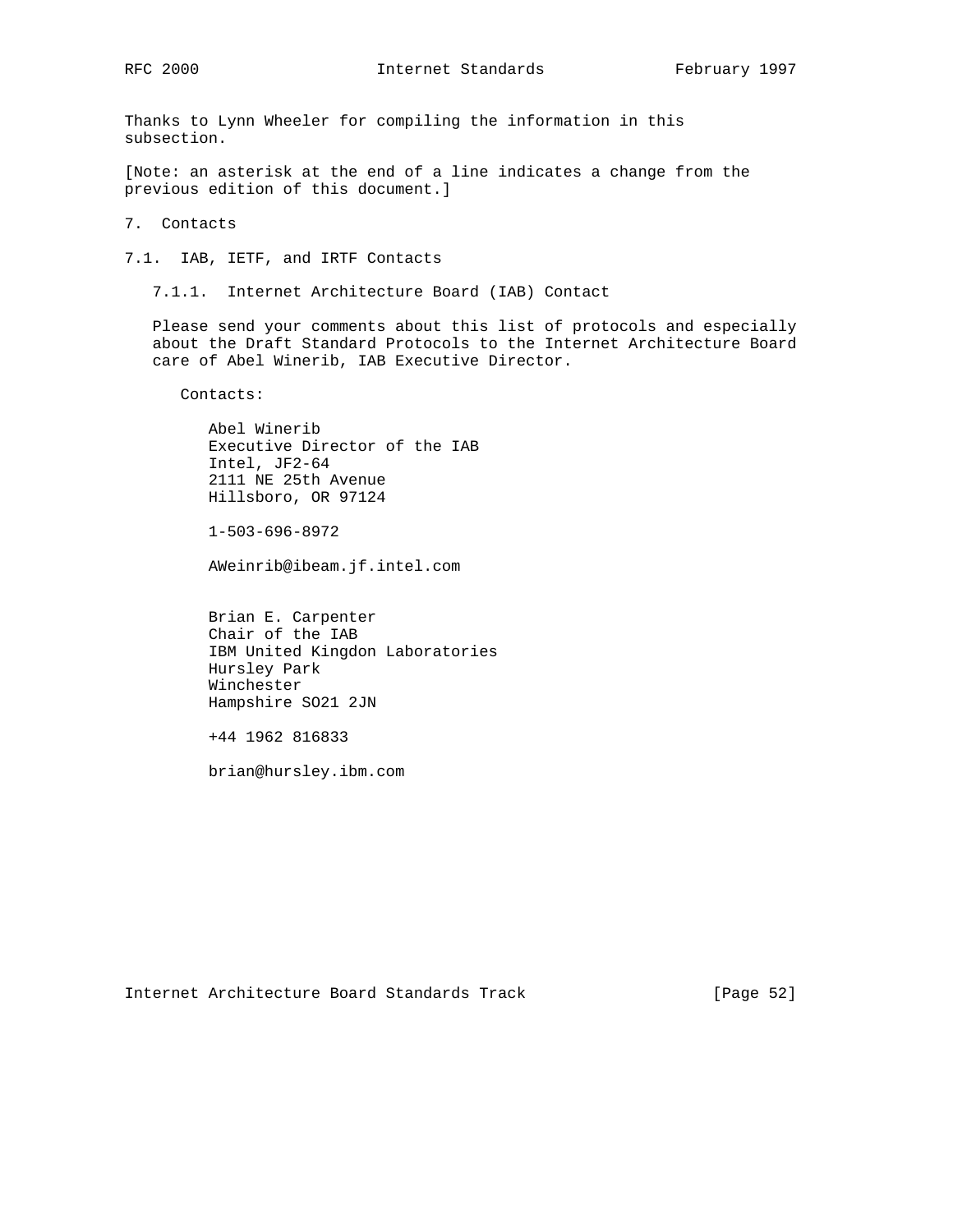Thanks to Lynn Wheeler for compiling the information in this subsection.

[Note: an asterisk at the end of a line indicates a change from the previous edition of this document.]

# 7. Contacts

## 7.1. IAB, IETF, and IRTF Contacts

### 7.1.1. Internet Architecture Board (IAB) Contact

Please send your comments about this list of protocols and especially about the Draft Standard Protocols to the Internet Architecture Board care of Abel Winerib, IAB Executive Director.

Contacts:

Abel Winerib
Executive Director of the IAB
Intel, JF2-64
2111 NE 25th Avenue
Hillsboro, OR 97124

1-503-696-8972

AWeinrib@ibeam.jf.intel.com

Brian E. Carpenter
Chair of the IAB
IBM United Kingdon Laboratories
Hursley Park
Winchester
Hampshire SO21 2JN

+44 1962 816833

brian@hursley.ibm.com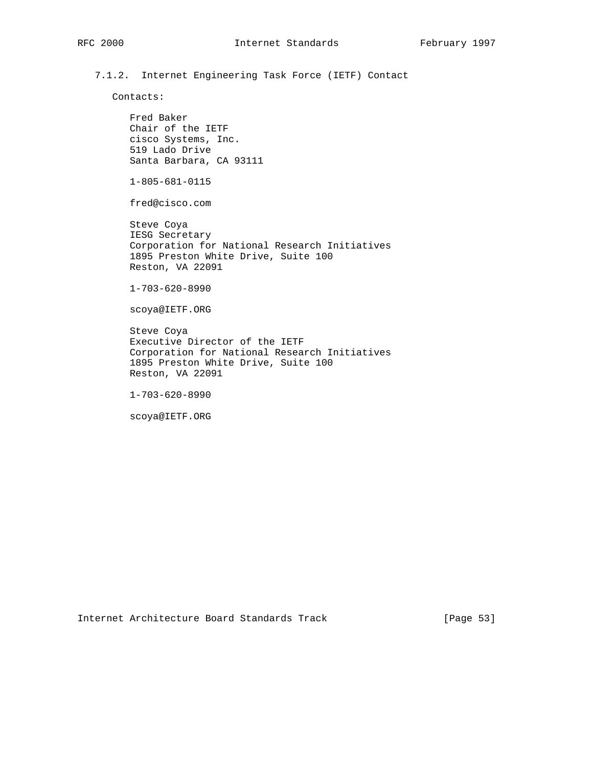### 7.1.2. Internet Engineering Task Force (IETF) Contact

Contacts:

Fred Baker
Chair of the IETF
cisco Systems, Inc.
519 Lado Drive
Santa Barbara, CA 93111

1-805-681-0115

fred@cisco.com

Steve Coya
IESG Secretary
Corporation for National Research Initiatives
1895 Preston White Drive, Suite 100
Reston, VA 22091

1-703-620-8990

scoya@IETF.ORG

Steve Coya
Executive Director of the IETF
Corporation for National Research Initiatives
1895 Preston White Drive, Suite 100
Reston, VA 22091

1-703-620-8990

scoya@IETF.ORG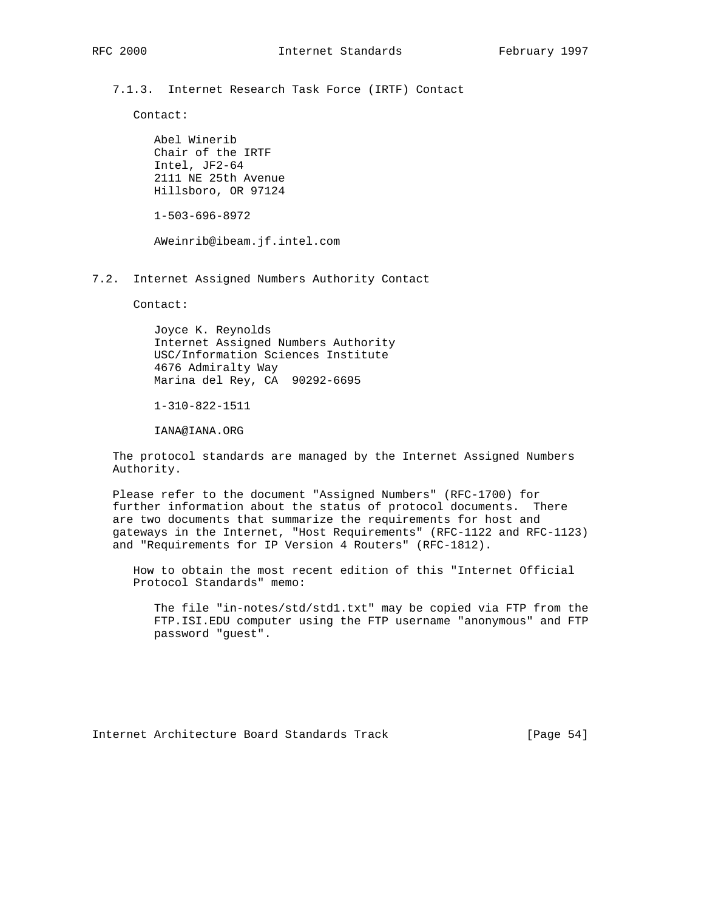### 7.1.3. Internet Research Task Force (IRTF) Contact

Contact:

Abel Winerib
Chair of the IRTF
Intel, JF2-64
2111 NE 25th Avenue
Hillsboro, OR 97124

1-503-696-8972

AWeinrib@ibeam.jf.intel.com

## 7.2. Internet Assigned Numbers Authority Contact

Contact:

Joyce K. Reynolds
Internet Assigned Numbers Authority
USC/Information Sciences Institute
4676 Admiralty Way
Marina del Rey, CA 90292-6695

1-310-822-1511

IANA@IANA.ORG

The protocol standards are managed by the Internet Assigned Numbers Authority.

Please refer to the document "Assigned Numbers" (RFC-1700) for further information about the status of protocol documents. There are two documents that summarize the requirements for host and gateways in the Internet, "Host Requirements" (RFC-1122 and RFC-1123) and "Requirements for IP Version 4 Routers" (RFC-1812).

How to obtain the most recent edition of this "Internet Official Protocol Standards" memo:

The file "in-notes/std/std1.txt" may be copied via FTP from the FTP.ISI.EDU computer using the FTP username "anonymous" and FTP password "guest".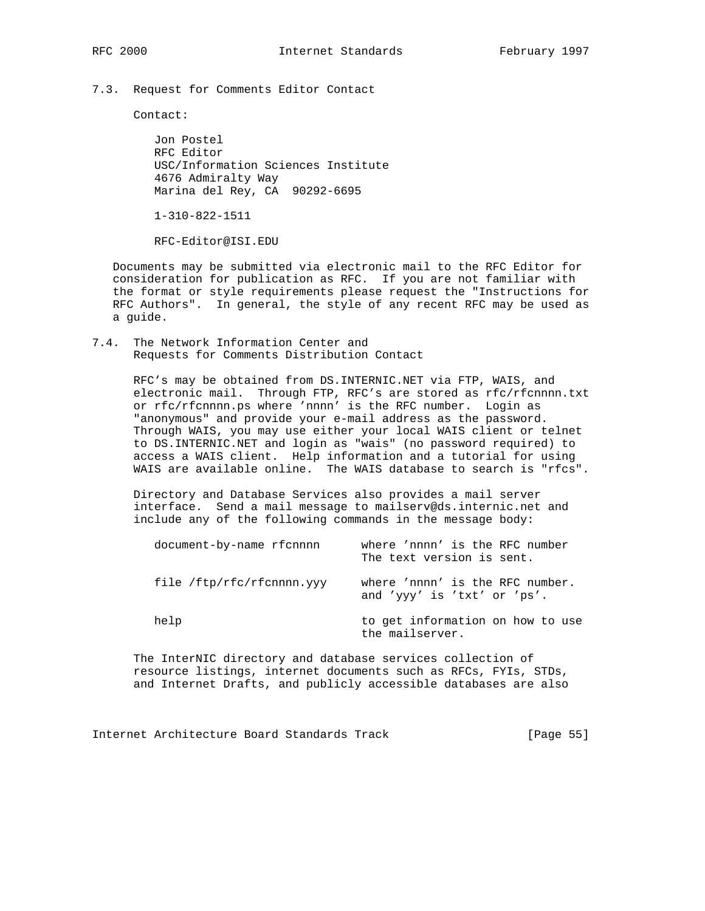### 7.3. Request for Comments Editor Contact

Contact:

Jon Postel
RFC Editor
USC/Information Sciences Institute
4676 Admiralty Way
Marina del Rey, CA  90292-6695

1-310-822-1511

RFC-Editor@ISI.EDU

Documents may be submitted via electronic mail to the RFC Editor for consideration for publication as RFC. If you are not familiar with the format or style requirements please request the "Instructions for RFC Authors". In general, the style of any recent RFC may be used as a guide.

### 7.4. The Network Information Center and Requests for Comments Distribution Contact

RFC's may be obtained from DS.INTERNIC.NET via FTP, WAIS, and electronic mail. Through FTP, RFC's are stored as rfc/rfcnnnn.txt or rfc/rfcnnnn.ps where 'nnnn' is the RFC number. Login as "anonymous" and provide your e-mail address as the password. Through WAIS, you may use either your local WAIS client or telnet to DS.INTERNIC.NET and login as "wais" (no password required) to access a WAIS client. Help information and a tutorial for using WAIS are available online. The WAIS database to search is "rfcs".

Directory and Database Services also provides a mail server interface. Send a mail message to mailserv@ds.internic.net and include any of the following commands in the message body:

```
document-by-name rfcnnnn      where 'nnnn' is the RFC number
                              The text version is sent.

file /ftp/rfc/rfcnnnn.yyy     where 'nnnn' is the RFC number.
                              and 'yyy' is 'txt' or 'ps'.

help                          to get information on how to use
                              the mailserver.
```

The InterNIC directory and database services collection of resource listings, internet documents such as RFCs, FYIs, STDs, and Internet Drafts, and publicly accessible databases are also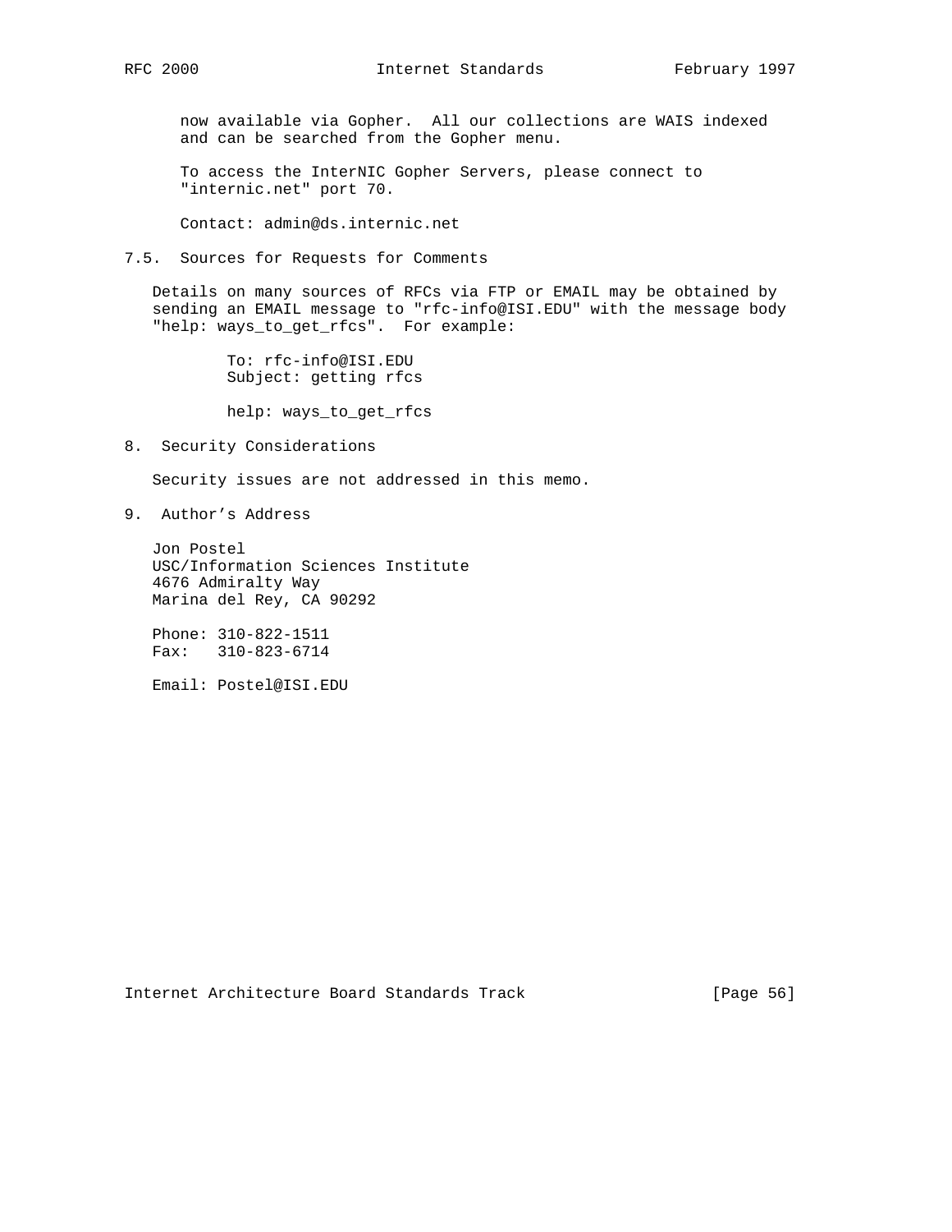now available via Gopher. All our collections are WAIS indexed and can be searched from the Gopher menu.

To access the InterNIC Gopher Servers, please connect to "internic.net" port 70.

Contact: admin@ds.internic.net

## 7.5. Sources for Requests for Comments

Details on many sources of RFCs via FTP or EMAIL may be obtained by sending an EMAIL message to "rfc-info@ISI.EDU" with the message body "help: ways_to_get_rfcs". For example:

```
To: rfc-info@ISI.EDU
Subject: getting rfcs

help: ways_to_get_rfcs
```

## 8. Security Considerations

Security issues are not addressed in this memo.

## 9. Author's Address

Jon Postel
USC/Information Sciences Institute
4676 Admiralty Way
Marina del Rey, CA 90292

Phone: 310-822-1511
Fax: 310-823-6714

Email: Postel@ISI.EDU